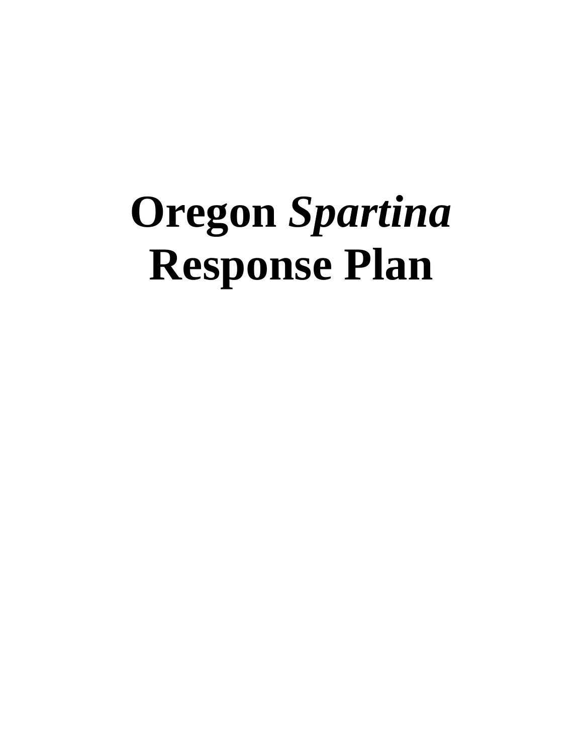# Oregon *Spartina* Response Plan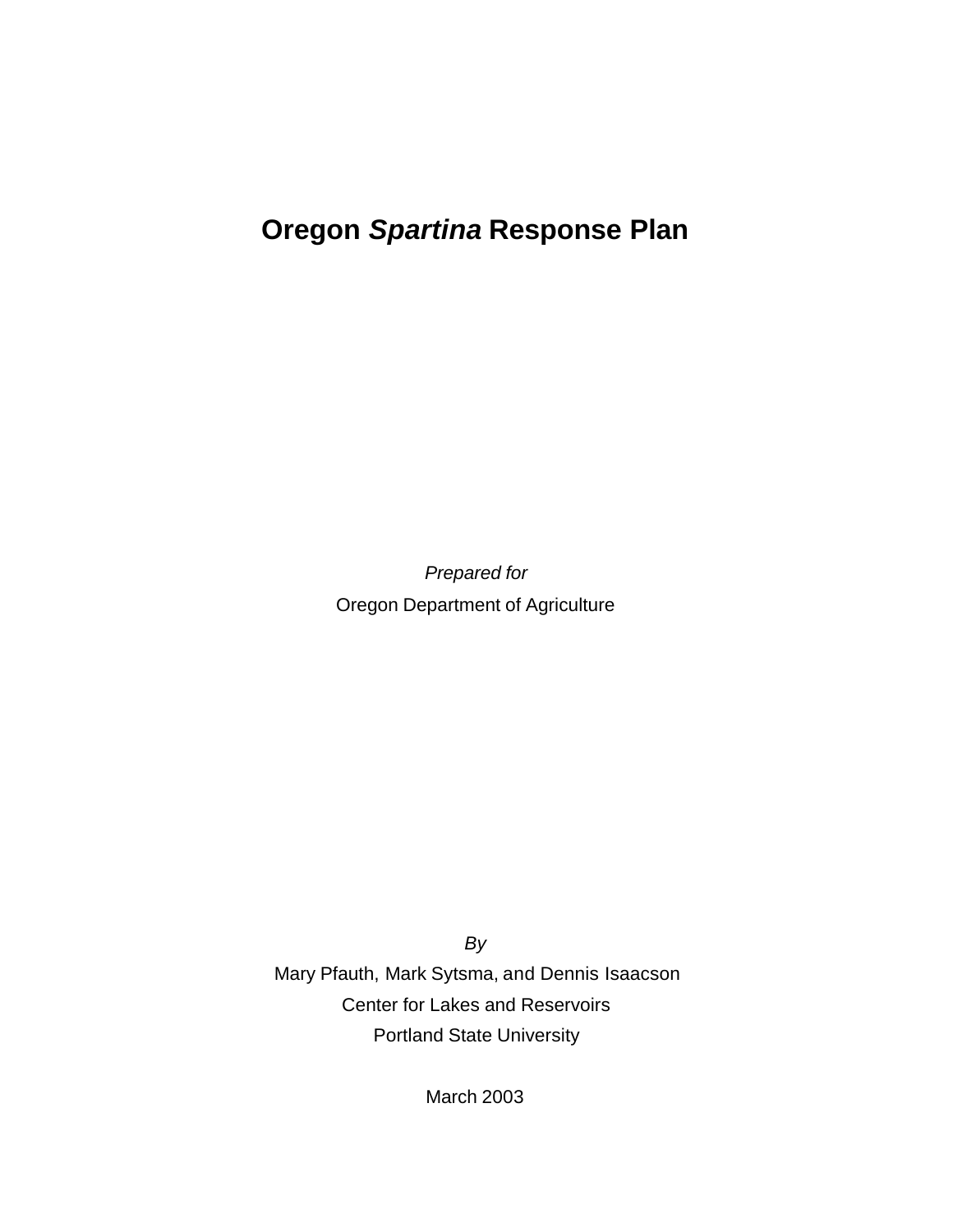# Oregon *Spartina* Response Plan

*Prepared for*

Oregon Department of Agriculture

*By*

Mary Pfauth, Mark Sytsma, and Dennis Isaacson

Center for Lakes and Reservoirs

Portland State University

March 2003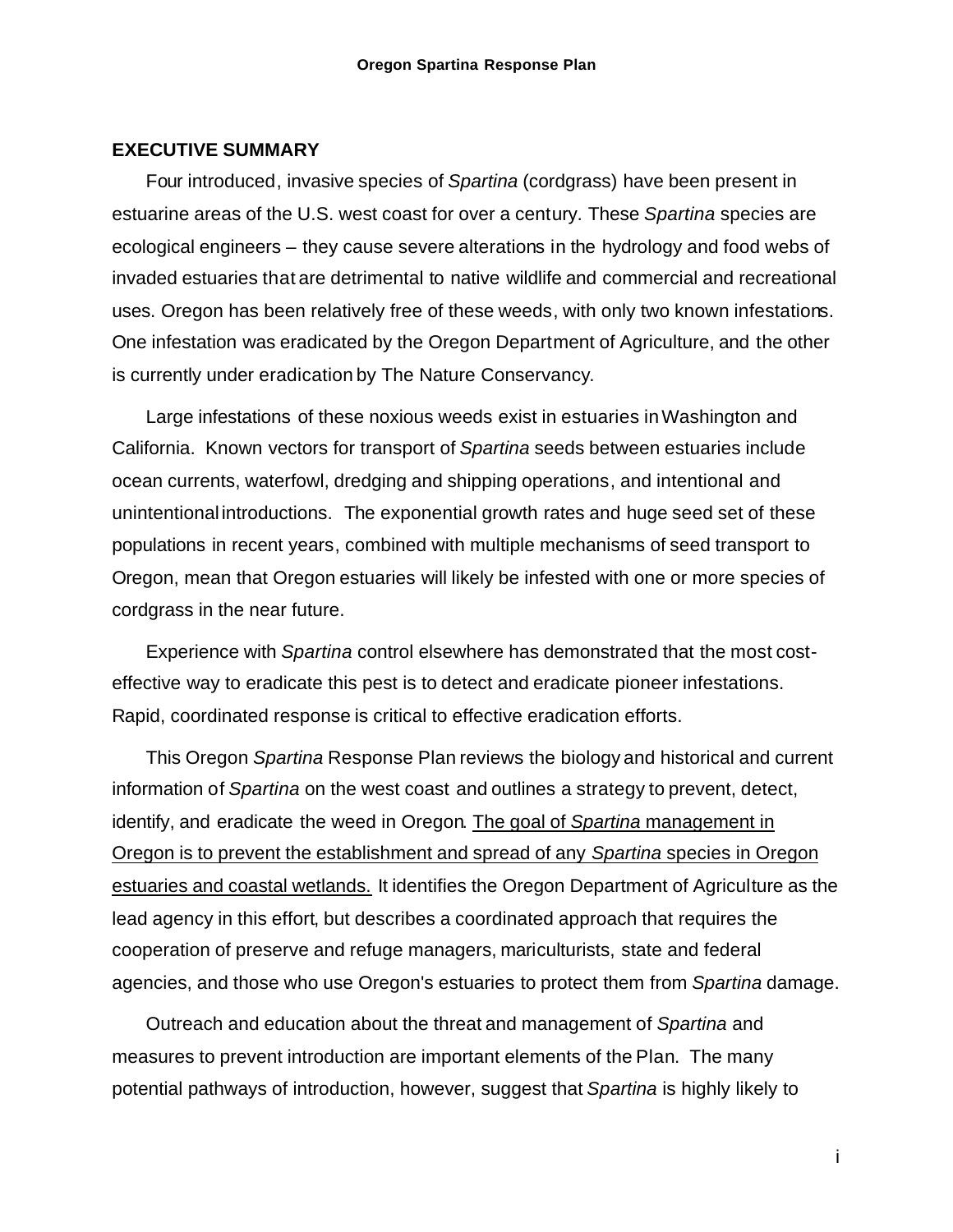## EXECUTIVE SUMMARY

Four introduced, invasive species of *Spartina* (cordgrass) have been present in estuarine areas of the U.S. west coast for over a century. These *Spartina* species are ecological engineers – they cause severe alterations in the hydrology and food webs of invaded estuaries that are detrimental to native wildlife and commercial and recreational uses. Oregon has been relatively free of these weeds, with only two known infestations. One infestation was eradicated by the Oregon Department of Agriculture, and the other is currently under eradication by The Nature Conservancy.

Large infestations of these noxious weeds exist in estuaries in Washington and California. Known vectors for transport of *Spartina* seeds between estuaries include ocean currents, waterfowl, dredging and shipping operations, and intentional and unintentional introductions. The exponential growth rates and huge seed set of these populations in recent years, combined with multiple mechanisms of seed transport to Oregon, mean that Oregon estuaries will likely be infested with one or more species of cordgrass in the near future.

Experience with *Spartina* control elsewhere has demonstrated that the most cost-effective way to eradicate this pest is to detect and eradicate pioneer infestations. Rapid, coordinated response is critical to effective eradication efforts.

This Oregon *Spartina* Response Plan reviews the biology and historical and current information of *Spartina* on the west coast and outlines a strategy to prevent, detect, identify, and eradicate the weed in Oregon. <u>The goal of *Spartina* management in Oregon is to prevent the establishment and spread of any *Spartina* species in Oregon estuaries and coastal wetlands.</u> It identifies the Oregon Department of Agriculture as the lead agency in this effort, but describes a coordinated approach that requires the cooperation of preserve and refuge managers, mariculturists, state and federal agencies, and those who use Oregon's estuaries to protect them from *Spartina* damage.

Outreach and education about the threat and management of *Spartina* and measures to prevent introduction are important elements of the Plan. The many potential pathways of introduction, however, suggest that *Spartina* is highly likely to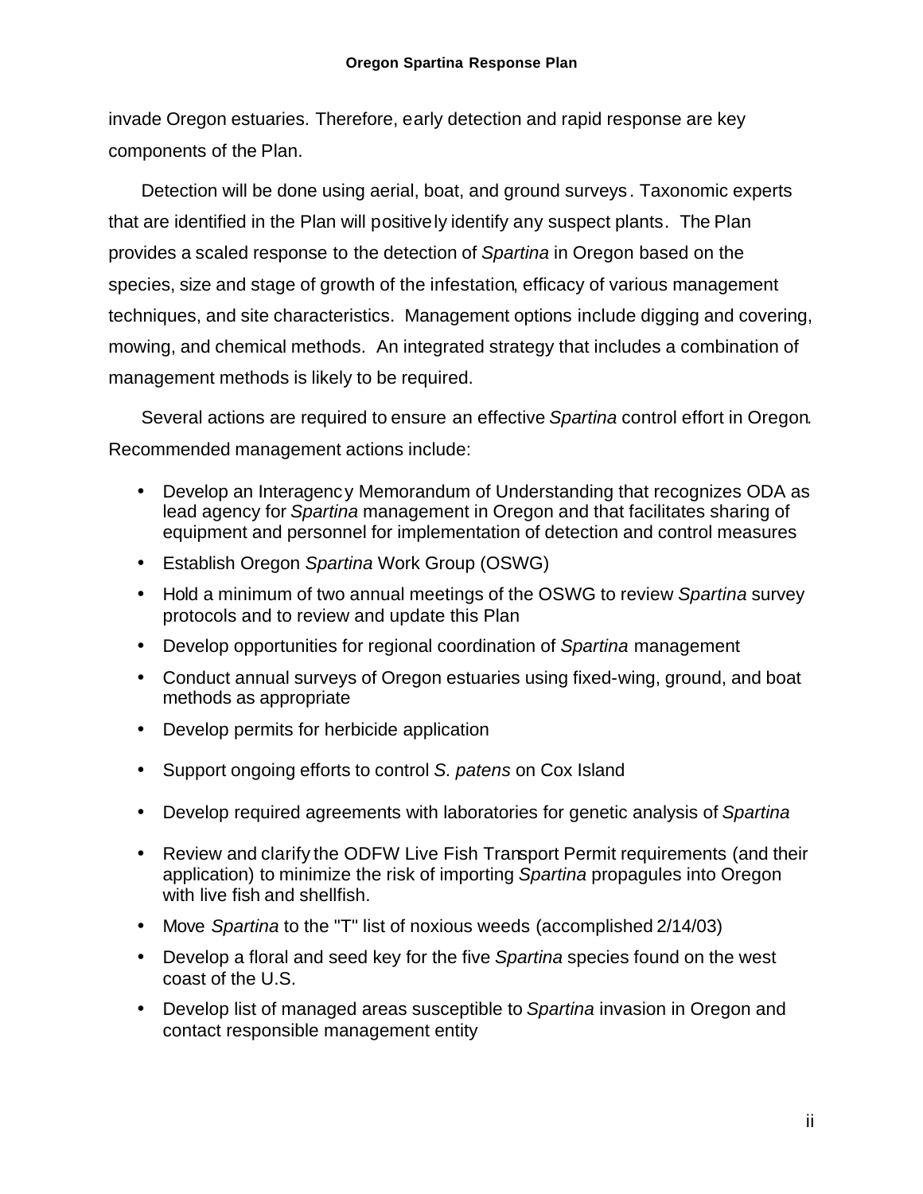invade Oregon estuaries. Therefore, early detection and rapid response are key components of the Plan.

Detection will be done using aerial, boat, and ground surveys. Taxonomic experts that are identified in the Plan will positively identify any suspect plants. The Plan provides a scaled response to the detection of *Spartina* in Oregon based on the species, size and stage of growth of the infestation, efficacy of various management techniques, and site characteristics. Management options include digging and covering, mowing, and chemical methods. An integrated strategy that includes a combination of management methods is likely to be required.

Several actions are required to ensure an effective *Spartina* control effort in Oregon. Recommended management actions include:

- Develop an Interagency Memorandum of Understanding that recognizes ODA as lead agency for *Spartina* management in Oregon and that facilitates sharing of equipment and personnel for implementation of detection and control measures
- Establish Oregon *Spartina* Work Group (OSWG)
- Hold a minimum of two annual meetings of the OSWG to review *Spartina* survey protocols and to review and update this Plan
- Develop opportunities for regional coordination of *Spartina* management
- Conduct annual surveys of Oregon estuaries using fixed-wing, ground, and boat methods as appropriate
- Develop permits for herbicide application
- Support ongoing efforts to control *S. patens* on Cox Island
- Develop required agreements with laboratories for genetic analysis of *Spartina*
- Review and clarify the ODFW Live Fish Transport Permit requirements (and their application) to minimize the risk of importing *Spartina* propagules into Oregon with live fish and shellfish.
- Move *Spartina* to the "T" list of noxious weeds (accomplished 2/14/03)
- Develop a floral and seed key for the five *Spartina* species found on the west coast of the U.S.
- Develop list of managed areas susceptible to *Spartina* invasion in Oregon and contact responsible management entity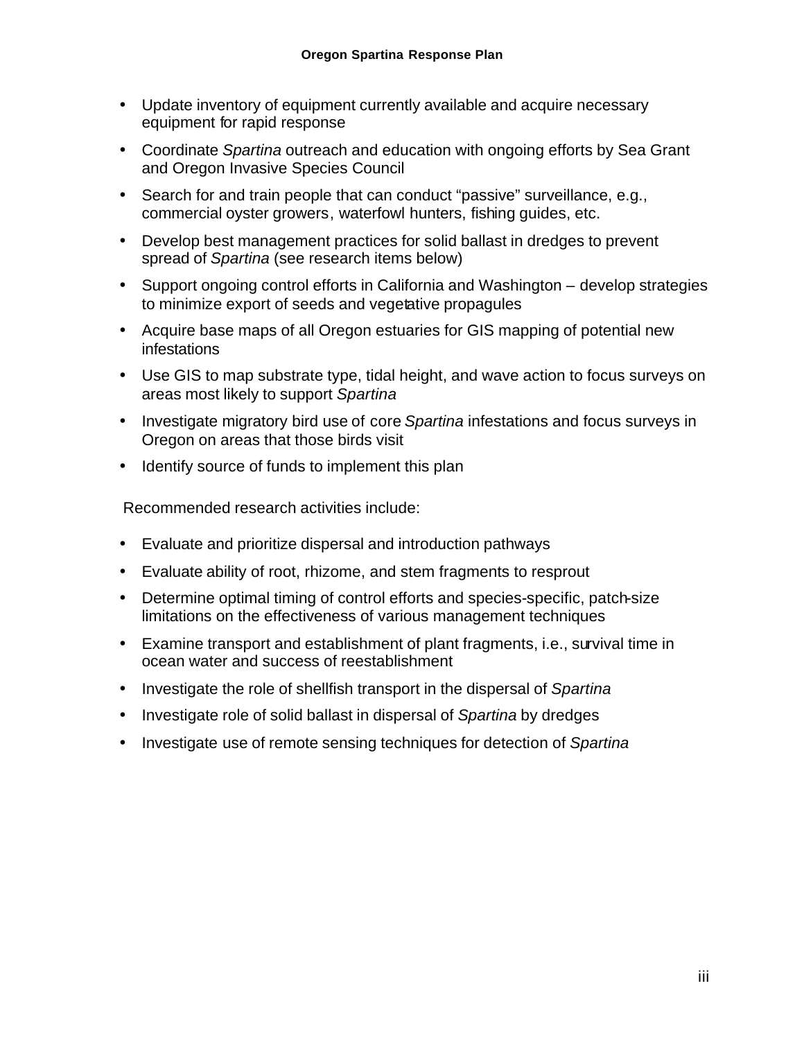- Update inventory of equipment currently available and acquire necessary equipment for rapid response
- Coordinate *Spartina* outreach and education with ongoing efforts by Sea Grant and Oregon Invasive Species Council
- Search for and train people that can conduct “passive” surveillance, e.g., commercial oyster growers, waterfowl hunters, fishing guides, etc.
- Develop best management practices for solid ballast in dredges to prevent spread of *Spartina* (see research items below)
- Support ongoing control efforts in California and Washington – develop strategies to minimize export of seeds and vegetative propagules
- Acquire base maps of all Oregon estuaries for GIS mapping of potential new infestations
- Use GIS to map substrate type, tidal height, and wave action to focus surveys on areas most likely to support *Spartina*
- Investigate migratory bird use of core *Spartina* infestations and focus surveys in Oregon on areas that those birds visit
- Identify source of funds to implement this plan

Recommended research activities include:

- Evaluate and prioritize dispersal and introduction pathways
- Evaluate ability of root, rhizome, and stem fragments to resprout
- Determine optimal timing of control efforts and species-specific, patch-size limitations on the effectiveness of various management techniques
- Examine transport and establishment of plant fragments, i.e., survival time in ocean water and success of reestablishment
- Investigate the role of shellfish transport in the dispersal of *Spartina*
- Investigate role of solid ballast in dispersal of *Spartina* by dredges
- Investigate use of remote sensing techniques for detection of *Spartina*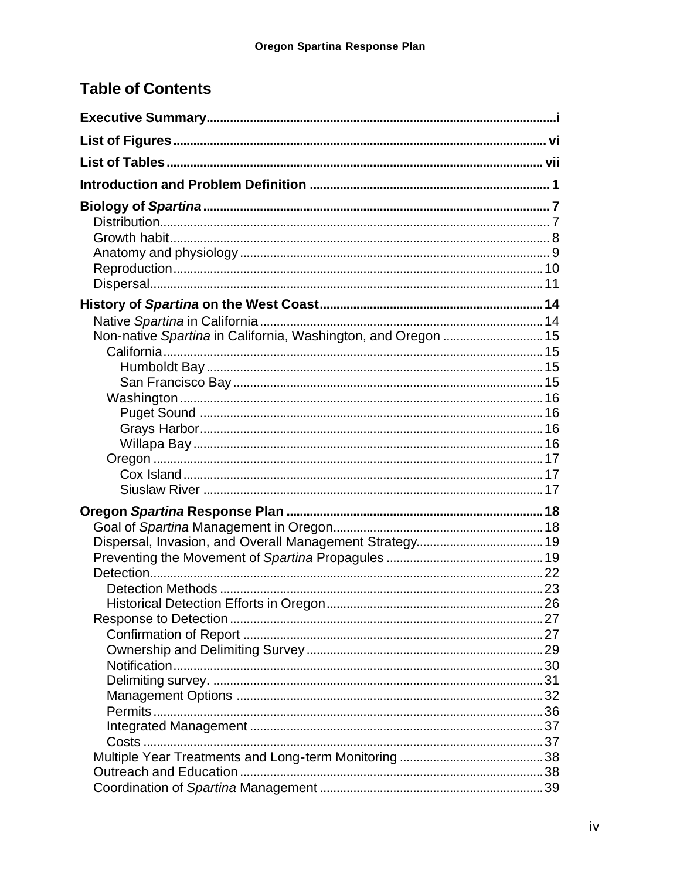# Table of Contents

**Executive Summary** ....... i

**List of Figures** ....... vi

**List of Tables** ....... vii

**Introduction and Problem Definition** ....... 1

**Biology of *Spartina*** ....... 7

- Distribution ....... 7
- Growth habit ....... 8
- Anatomy and physiology ....... 9
- Reproduction ....... 10
- Dispersal ....... 11

**History of *Spartina* on the West Coast** ....... 14

- Native *Spartina* in California ....... 14
- Non-native *Spartina* in California, Washington, and Oregon ....... 15
  - California ....... 15
    - Humboldt Bay ....... 15
    - San Francisco Bay ....... 15
  - Washington ....... 16
    - Puget Sound ....... 16
    - Grays Harbor ....... 16
    - Willapa Bay ....... 16
  - Oregon ....... 17
    - Cox Island ....... 17
    - Siuslaw River ....... 17

**Oregon *Spartina* Response Plan** ....... 18

- Goal of *Spartina* Management in Oregon ....... 18
- Dispersal, Invasion, and Overall Management Strategy ....... 19
- Preventing the Movement of *Spartina* Propagules ....... 19
- Detection ....... 22
  - Detection Methods ....... 23
  - Historical Detection Efforts in Oregon ....... 26
- Response to Detection ....... 27
  - Confirmation of Report ....... 27
  - Ownership and Delimiting Survey ....... 29
  - Notification ....... 30
  - Delimiting survey. ....... 31
  - Management Options ....... 32
  - Permits ....... 36
  - Integrated Management ....... 37
  - Costs ....... 37
- Multiple Year Treatments and Long-term Monitoring ....... 38
- Outreach and Education ....... 38
- Coordination of *Spartina* Management ....... 39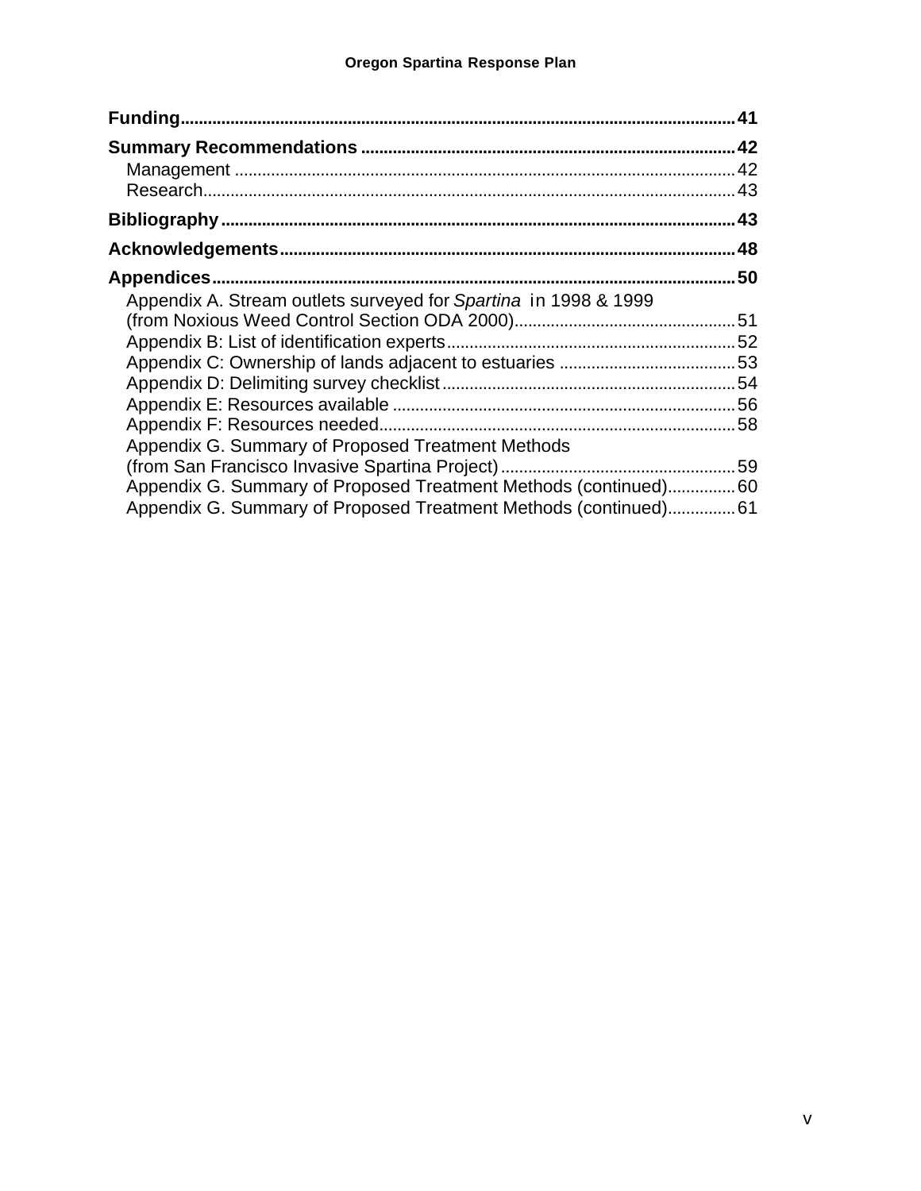**Funding** ........................................................................................................ 41

**Summary Recommendations** ................................................................................. 42

Management ........................................................................................................ 42

Research .............................................................................................................. 43

**Bibliography** ................................................................................................... 43

**Acknowledgements** ......................................................................................... 48

**Appendices** ..................................................................................................... 50

Appendix A. Stream outlets surveyed for *Spartina* in 1998 & 1999 (from Noxious Weed Control Section ODA 2000) ................................................ 51

Appendix B: List of identification experts ............................................................ 52

Appendix C: Ownership of lands adjacent to estuaries ......................................... 53

Appendix D: Delimiting survey checklist ............................................................... 54

Appendix E: Resources available .......................................................................... 56

Appendix F: Resources needed ............................................................................ 58

Appendix G. Summary of Proposed Treatment Methods (from San Francisco Invasive Spartina Project) ................................................... 59

Appendix G. Summary of Proposed Treatment Methods (continued) .............. 60

Appendix G. Summary of Proposed Treatment Methods (continued) .............. 61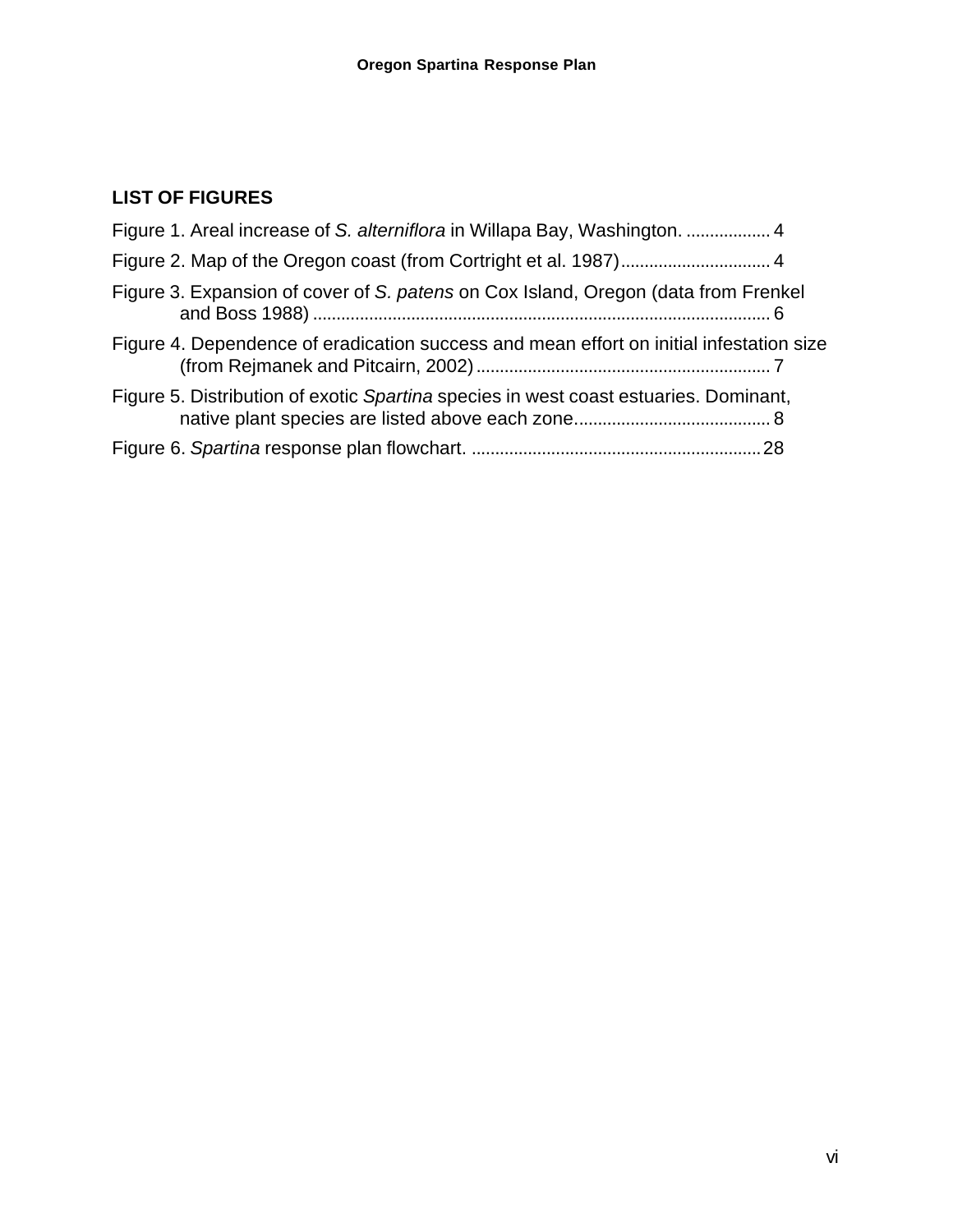## LIST OF FIGURES

Figure 1. Areal increase of *S. alterniflora* in Willapa Bay, Washington. .................. 4

Figure 2. Map of the Oregon coast (from Cortright et al. 1987)................................ 4

Figure 3. Expansion of cover of *S. patens* on Cox Island, Oregon (data from Frenkel and Boss 1988) ................................................................................................. 6

Figure 4. Dependence of eradication success and mean effort on initial infestation size (from Rejmanek and Pitcairn, 2002) .............................................................. 7

Figure 5. Distribution of exotic *Spartina* species in west coast estuaries. Dominant, native plant species are listed above each zone......................................... 8

Figure 6. *Spartina* response plan flowchart. ............................................................. 28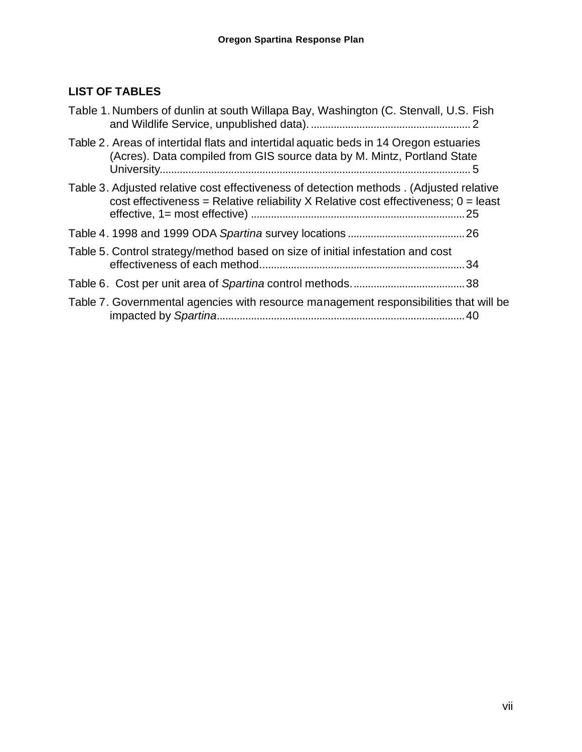## LIST OF TABLES

Table 1. Numbers of dunlin at south Willapa Bay, Washington (C. Stenvall, U.S. Fish and Wildlife Service, unpublished data). .......... 2

Table 2. Areas of intertidal flats and intertidal aquatic beds in 14 Oregon estuaries (Acres). Data compiled from GIS source data by M. Mintz, Portland State University.......... 5

Table 3. Adjusted relative cost effectiveness of detection methods . (Adjusted relative cost effectiveness = Relative reliability X Relative cost effectiveness; 0 = least effective, 1= most effective) .......... 25

Table 4. 1998 and 1999 ODA *Spartina* survey locations .......... 26

Table 5. Control strategy/method based on size of initial infestation and cost effectiveness of each method.......... 34

Table 6. Cost per unit area of *Spartina* control methods. .......... 38

Table 7. Governmental agencies with resource management responsibilities that will be impacted by *Spartina*.......... 40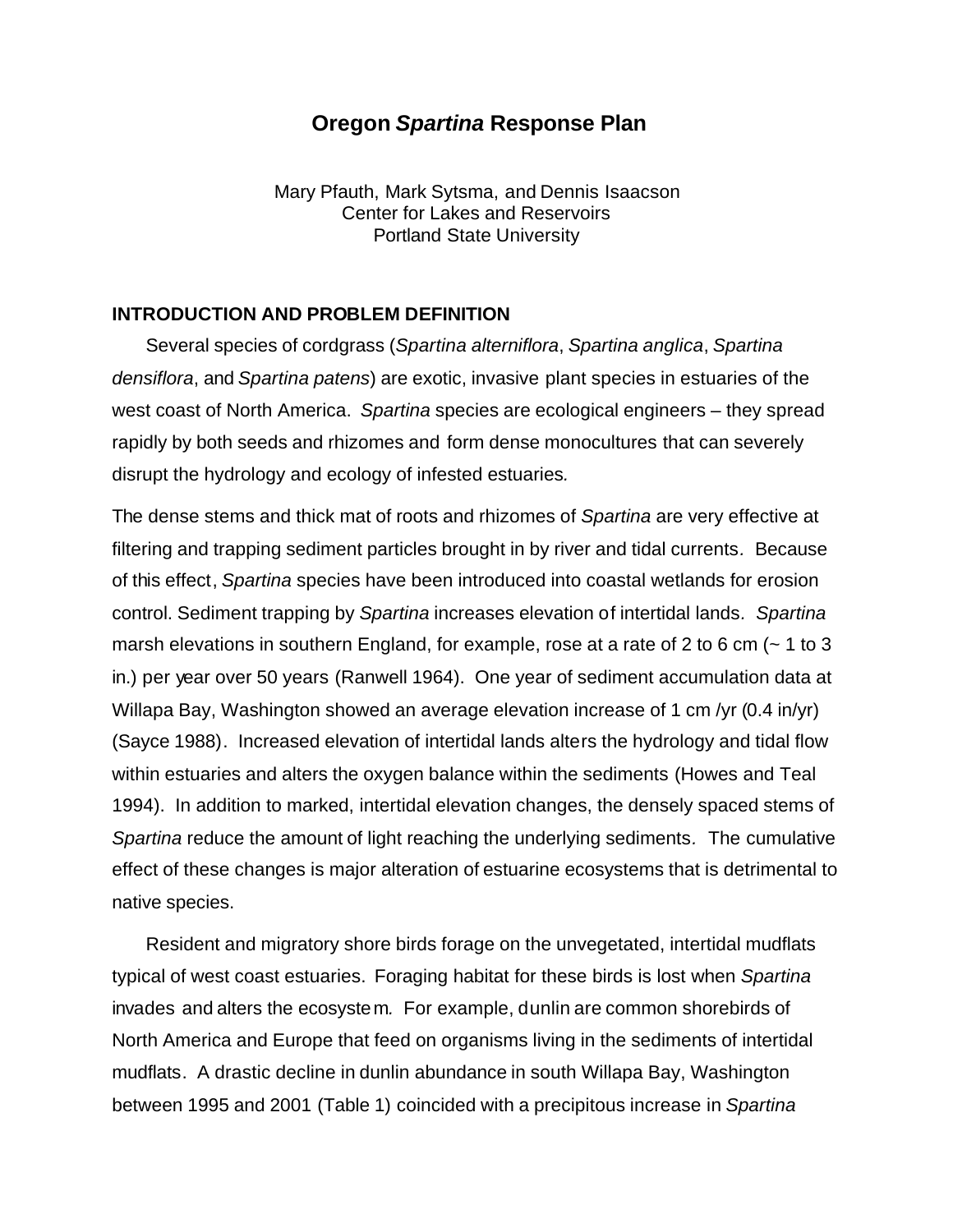# Oregon *Spartina* Response Plan

Mary Pfauth, Mark Sytsma, and Dennis Isaacson
Center for Lakes and Reservoirs
Portland State University

## INTRODUCTION AND PROBLEM DEFINITION

Several species of cordgrass (*Spartina alterniflora*, *Spartina anglica*, *Spartina densiflora*, and *Spartina patens*) are exotic, invasive plant species in estuaries of the west coast of North America. *Spartina* species are ecological engineers – they spread rapidly by both seeds and rhizomes and form dense monocultures that can severely disrupt the hydrology and ecology of infested estuaries.

The dense stems and thick mat of roots and rhizomes of *Spartina* are very effective at filtering and trapping sediment particles brought in by river and tidal currents. Because of this effect, *Spartina* species have been introduced into coastal wetlands for erosion control. Sediment trapping by *Spartina* increases elevation of intertidal lands. *Spartina* marsh elevations in southern England, for example, rose at a rate of 2 to 6 cm (~ 1 to 3 in.) per year over 50 years (Ranwell 1964). One year of sediment accumulation data at Willapa Bay, Washington showed an average elevation increase of 1 cm /yr (0.4 in/yr) (Sayce 1988). Increased elevation of intertidal lands alters the hydrology and tidal flow within estuaries and alters the oxygen balance within the sediments (Howes and Teal 1994). In addition to marked, intertidal elevation changes, the densely spaced stems of *Spartina* reduce the amount of light reaching the underlying sediments. The cumulative effect of these changes is major alteration of estuarine ecosystems that is detrimental to native species.

Resident and migratory shore birds forage on the unvegetated, intertidal mudflats typical of west coast estuaries. Foraging habitat for these birds is lost when *Spartina* invades and alters the ecosystem. For example, dunlin are common shorebirds of North America and Europe that feed on organisms living in the sediments of intertidal mudflats. A drastic decline in dunlin abundance in south Willapa Bay, Washington between 1995 and 2001 (Table 1) coincided with a precipitous increase in *Spartina*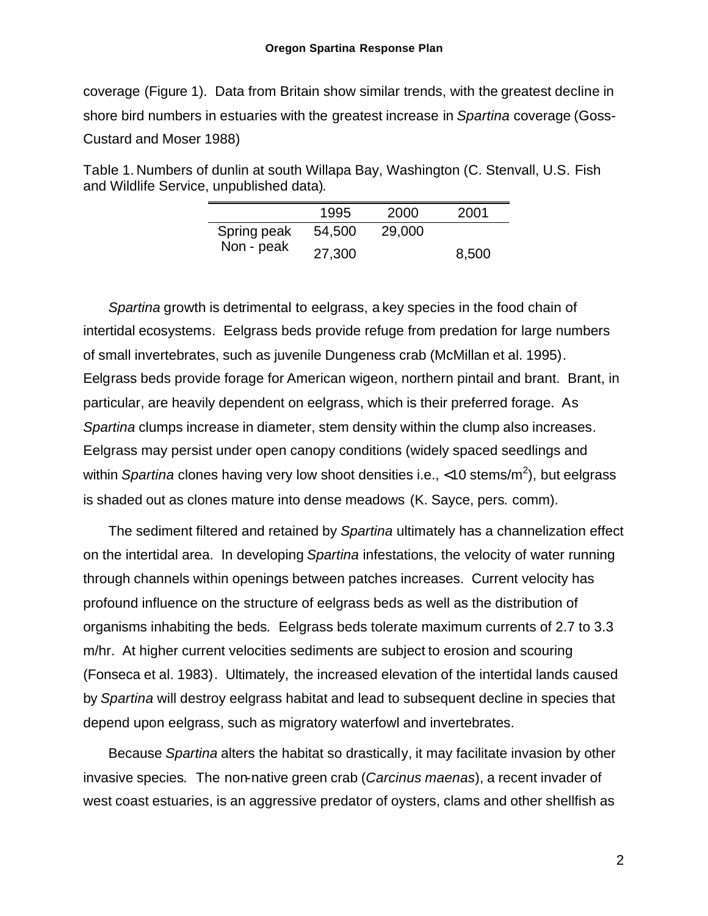coverage (Figure 1). Data from Britain show similar trends, with the greatest decline in shore bird numbers in estuaries with the greatest increase in *Spartina* coverage (Goss-Custard and Moser 1988)

Table 1. Numbers of dunlin at south Willapa Bay, Washington (C. Stenvall, U.S. Fish and Wildlife Service, unpublished data).

| | 1995 | 2000 | 2001 |
|---|---|---|---|
| Spring peak | 54,500 | 29,000 | |
| Non - peak | 27,300 | | 8,500 |

*Spartina* growth is detrimental to eelgrass, a key species in the food chain of intertidal ecosystems. Eelgrass beds provide refuge from predation for large numbers of small invertebrates, such as juvenile Dungeness crab (McMillan et al. 1995). Eelgrass beds provide forage for American wigeon, northern pintail and brant. Brant, in particular, are heavily dependent on eelgrass, which is their preferred forage. As *Spartina* clumps increase in diameter, stem density within the clump also increases. Eelgrass may persist under open canopy conditions (widely spaced seedlings and within *Spartina* clones having very low shoot densities i.e., <10 stems/$m^2$), but eelgrass is shaded out as clones mature into dense meadows (K. Sayce, pers. comm).

The sediment filtered and retained by *Spartina* ultimately has a channelization effect on the intertidal area. In developing *Spartina* infestations, the velocity of water running through channels within openings between patches increases. Current velocity has profound influence on the structure of eelgrass beds as well as the distribution of organisms inhabiting the beds. Eelgrass beds tolerate maximum currents of 2.7 to 3.3 m/hr. At higher current velocities sediments are subject to erosion and scouring (Fonseca et al. 1983). Ultimately, the increased elevation of the intertidal lands caused by *Spartina* will destroy eelgrass habitat and lead to subsequent decline in species that depend upon eelgrass, such as migratory waterfowl and invertebrates.

Because *Spartina* alters the habitat so drastically, it may facilitate invasion by other invasive species. The non-native green crab (*Carcinus maenas*), a recent invader of west coast estuaries, is an aggressive predator of oysters, clams and other shellfish as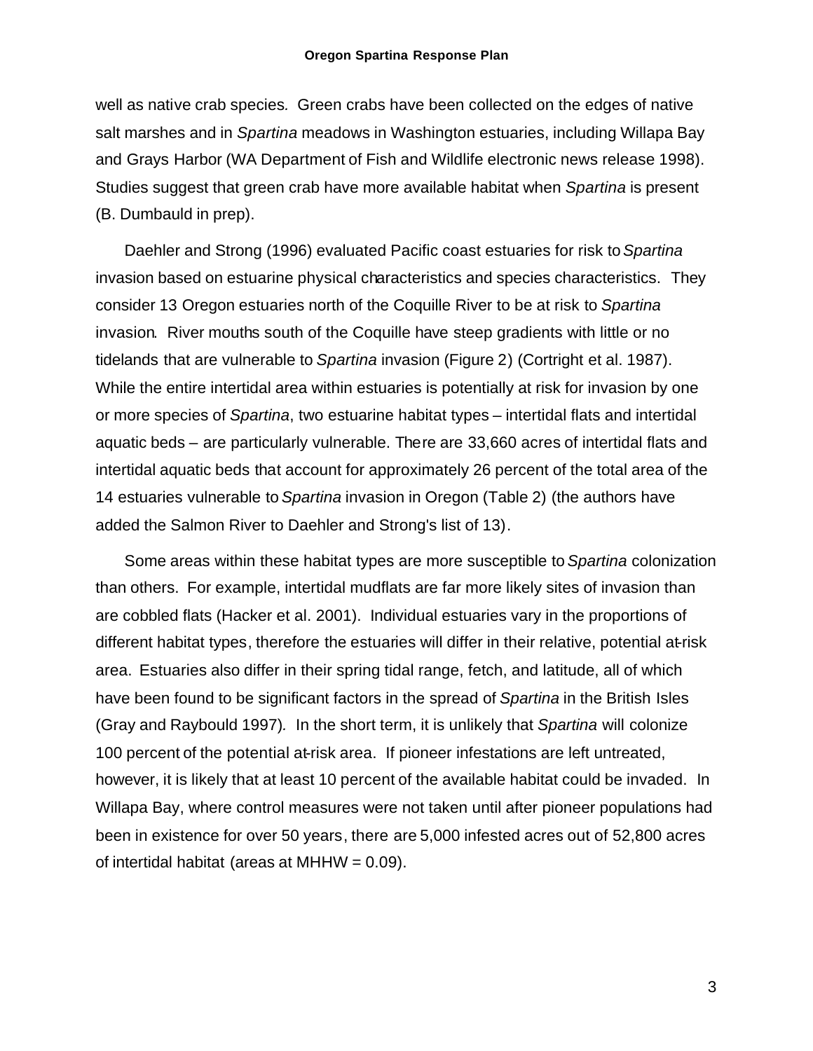well as native crab species. Green crabs have been collected on the edges of native salt marshes and in *Spartina* meadows in Washington estuaries, including Willapa Bay and Grays Harbor (WA Department of Fish and Wildlife electronic news release 1998). Studies suggest that green crab have more available habitat when *Spartina* is present (B. Dumbauld in prep).

Daehler and Strong (1996) evaluated Pacific coast estuaries for risk to *Spartina* invasion based on estuarine physical characteristics and species characteristics. They consider 13 Oregon estuaries north of the Coquille River to be at risk to *Spartina* invasion. River mouths south of the Coquille have steep gradients with little or no tidelands that are vulnerable to *Spartina* invasion (Figure 2) (Cortright et al. 1987). While the entire intertidal area within estuaries is potentially at risk for invasion by one or more species of *Spartina*, two estuarine habitat types – intertidal flats and intertidal aquatic beds – are particularly vulnerable. There are 33,660 acres of intertidal flats and intertidal aquatic beds that account for approximately 26 percent of the total area of the 14 estuaries vulnerable to *Spartina* invasion in Oregon (Table 2) (the authors have added the Salmon River to Daehler and Strong's list of 13).

Some areas within these habitat types are more susceptible to *Spartina* colonization than others. For example, intertidal mudflats are far more likely sites of invasion than are cobbled flats (Hacker et al. 2001). Individual estuaries vary in the proportions of different habitat types, therefore the estuaries will differ in their relative, potential at-risk area. Estuaries also differ in their spring tidal range, fetch, and latitude, all of which have been found to be significant factors in the spread of *Spartina* in the British Isles (Gray and Raybould 1997). In the short term, it is unlikely that *Spartina* will colonize 100 percent of the potential at-risk area. If pioneer infestations are left untreated, however, it is likely that at least 10 percent of the available habitat could be invaded. In Willapa Bay, where control measures were not taken until after pioneer populations had been in existence for over 50 years, there are 5,000 infested acres out of 52,800 acres of intertidal habitat (areas at MHHW = 0.09).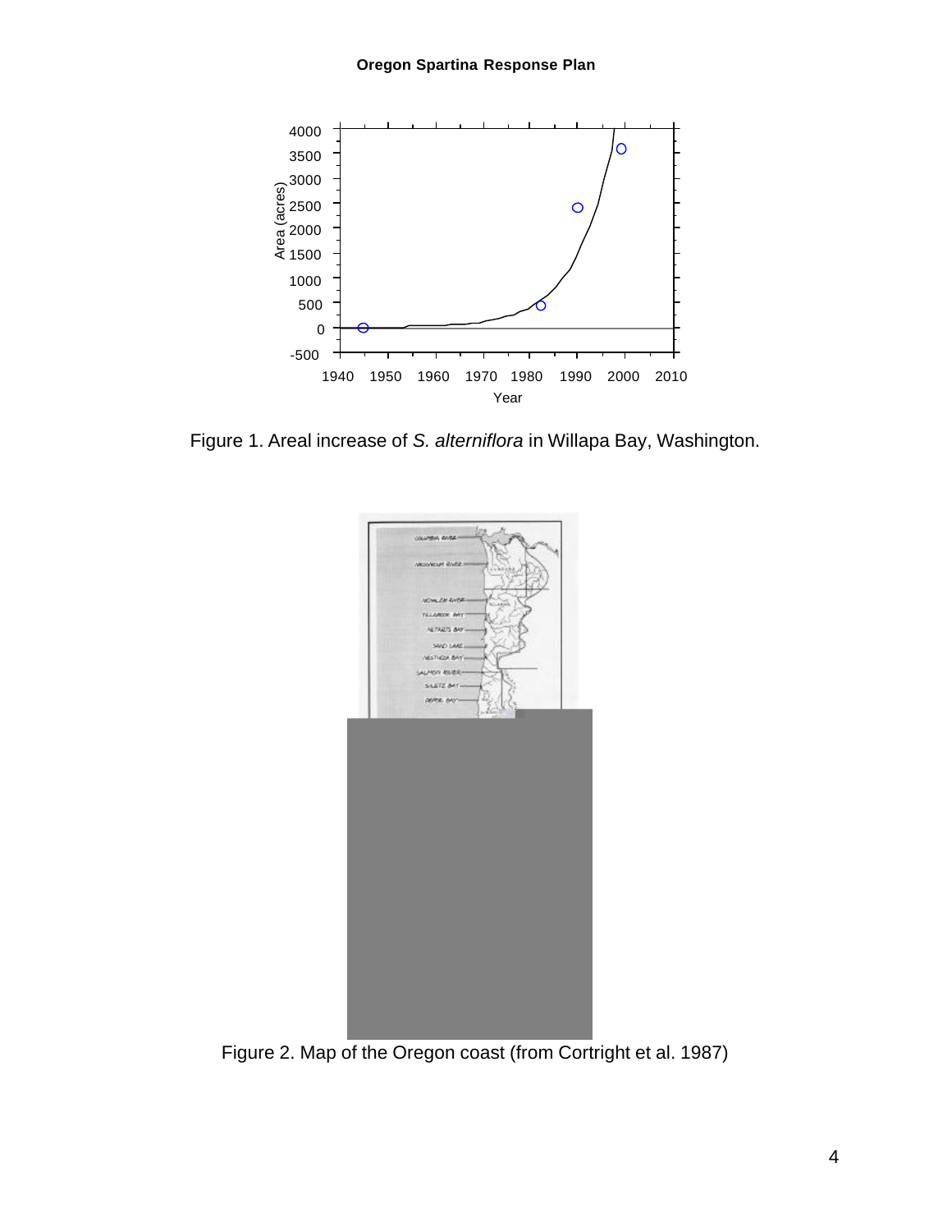Figure 1. Areal increase of *S. alterniflora* in Willapa Bay, Washington.

Figure 2. Map of the Oregon coast (from Cortright et al. 1987)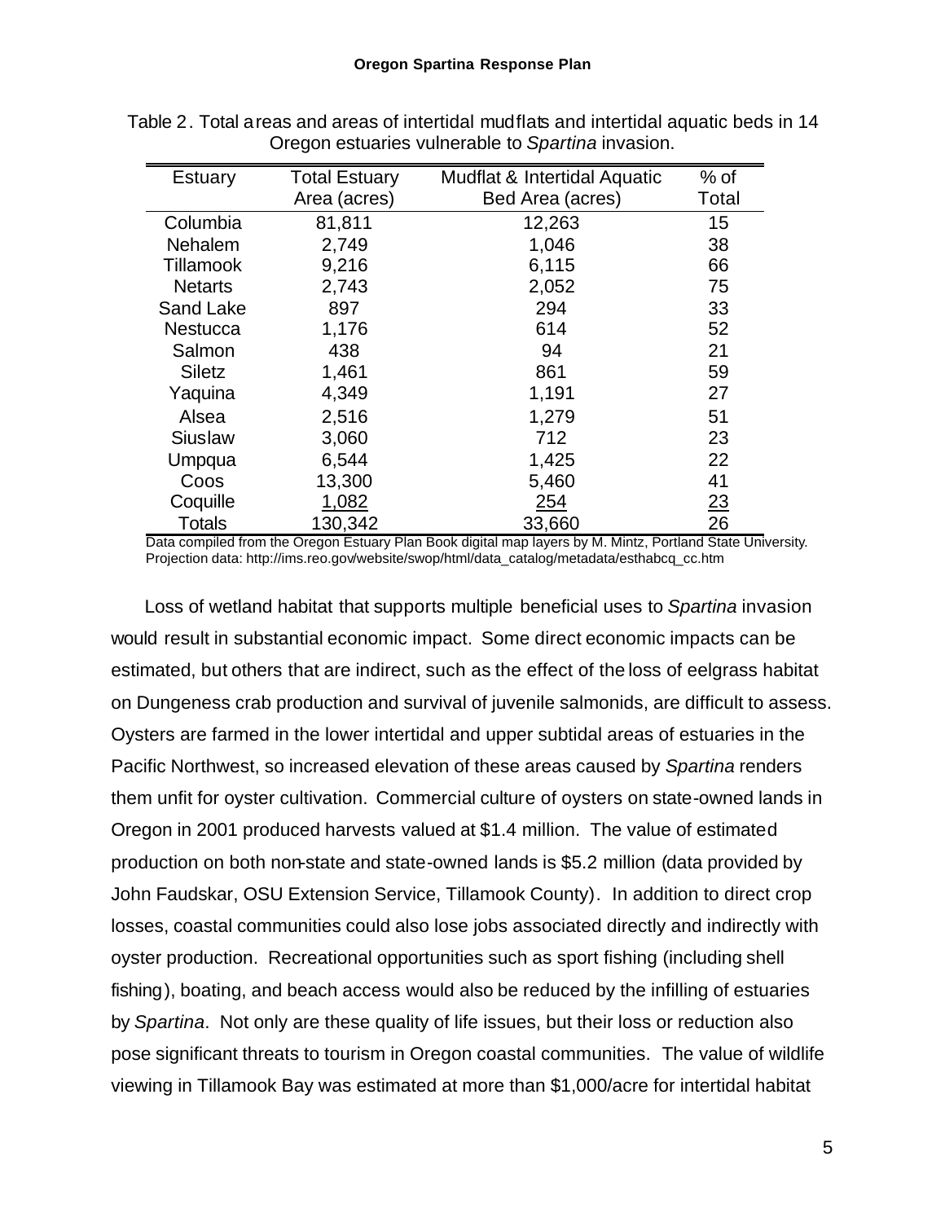Table 2. Total areas and areas of intertidal mudflats and intertidal aquatic beds in 14 Oregon estuaries vulnerable to *Spartina* invasion.

| Estuary | Total Estuary Area (acres) | Mudflat & Intertidal Aquatic Bed Area (acres) | % of Total |
|---|---|---|---|
| Columbia | 81,811 | 12,263 | 15 |
| Nehalem | 2,749 | 1,046 | 38 |
| Tillamook | 9,216 | 6,115 | 66 |
| Netarts | 2,743 | 2,052 | 75 |
| Sand Lake | 897 | 294 | 33 |
| Nestucca | 1,176 | 614 | 52 |
| Salmon | 438 | 94 | 21 |
| Siletz | 1,461 | 861 | 59 |
| Yaquina | 4,349 | 1,191 | 27 |
| Alsea | 2,516 | 1,279 | 51 |
| Siuslaw | 3,060 | 712 | 23 |
| Umpqua | 6,544 | 1,425 | 22 |
| Coos | 13,300 | 5,460 | 41 |
| Coquille | 1,082 | 254 | 23 |
| Totals | 130,342 | 33,660 | 26 |

Data compiled from the Oregon Estuary Plan Book digital map layers by M. Mintz, Portland State University. Projection data: http://ims.reo.gov/website/swop/html/data_catalog/metadata/esthabcq_cc.htm

Loss of wetland habitat that supports multiple beneficial uses to *Spartina* invasion would result in substantial economic impact. Some direct economic impacts can be estimated, but others that are indirect, such as the effect of the loss of eelgrass habitat on Dungeness crab production and survival of juvenile salmonids, are difficult to assess. Oysters are farmed in the lower intertidal and upper subtidal areas of estuaries in the Pacific Northwest, so increased elevation of these areas caused by *Spartina* renders them unfit for oyster cultivation. Commercial culture of oysters on state-owned lands in Oregon in 2001 produced harvests valued at $1.4 million. The value of estimated production on both non-state and state-owned lands is $5.2 million (data provided by John Faudskar, OSU Extension Service, Tillamook County). In addition to direct crop losses, coastal communities could also lose jobs associated directly and indirectly with oyster production. Recreational opportunities such as sport fishing (including shell fishing), boating, and beach access would also be reduced by the infilling of estuaries by *Spartina*. Not only are these quality of life issues, but their loss or reduction also pose significant threats to tourism in Oregon coastal communities. The value of wildlife viewing in Tillamook Bay was estimated at more than $1,000/acre for intertidal habitat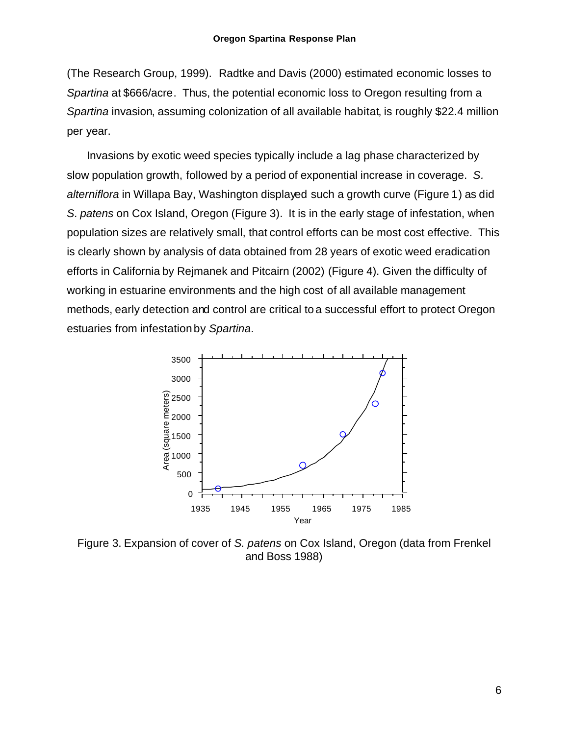(The Research Group, 1999). Radtke and Davis (2000) estimated economic losses to *Spartina* at $666/acre. Thus, the potential economic loss to Oregon resulting from a *Spartina* invasion, assuming colonization of all available habitat, is roughly $22.4 million per year.

Invasions by exotic weed species typically include a lag phase characterized by slow population growth, followed by a period of exponential increase in coverage. *S. alterniflora* in Willapa Bay, Washington displayed such a growth curve (Figure 1) as did *S. patens* on Cox Island, Oregon (Figure 3). It is in the early stage of infestation, when population sizes are relatively small, that control efforts can be most cost effective. This is clearly shown by analysis of data obtained from 28 years of exotic weed eradication efforts in California by Rejmanek and Pitcairn (2002) (Figure 4). Given the difficulty of working in estuarine environments and the high cost of all available management methods, early detection and control are critical to a successful effort to protect Oregon estuaries from infestation by *Spartina*.

Figure 3. Expansion of cover of *S. patens* on Cox Island, Oregon (data from Frenkel and Boss 1988)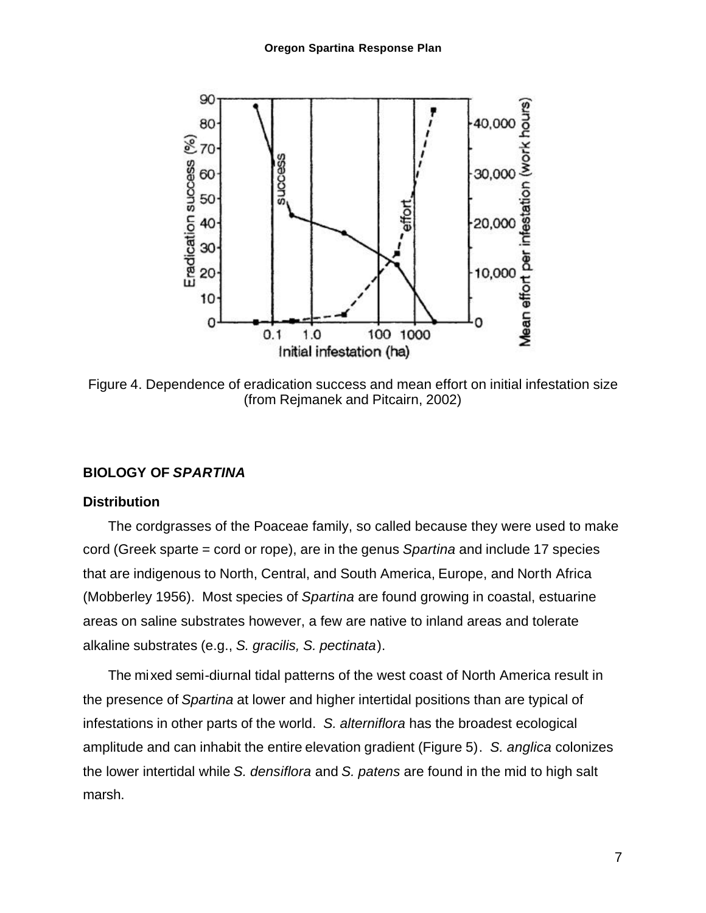Figure 4. Dependence of eradication success and mean effort on initial infestation size (from Rejmanek and Pitcairn, 2002)

## BIOLOGY OF *SPARTINA*

### Distribution

The cordgrasses of the Poaceae family, so called because they were used to make cord (Greek sparte = cord or rope), are in the genus *Spartina* and include 17 species that are indigenous to North, Central, and South America, Europe, and North Africa (Mobberley 1956). Most species of *Spartina* are found growing in coastal, estuarine areas on saline substrates however, a few are native to inland areas and tolerate alkaline substrates (e.g., *S. gracilis, S. pectinata*).

The mixed semi-diurnal tidal patterns of the west coast of North America result in the presence of *Spartina* at lower and higher intertidal positions than are typical of infestations in other parts of the world. *S. alterniflora* has the broadest ecological amplitude and can inhabit the entire elevation gradient (Figure 5). *S. anglica* colonizes the lower intertidal while *S. densiflora* and *S. patens* are found in the mid to high salt marsh.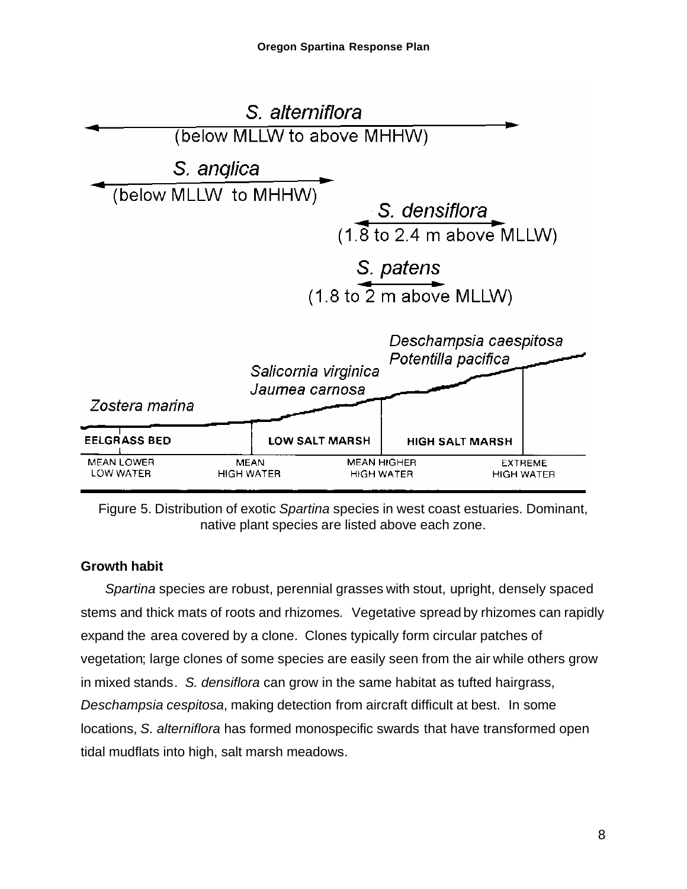S. alterniflora
(below MLLW to above MHHW)

S. anglica
(below MLLW to MHHW)

S. densiflora
(1.8 to 2.4 m above MLLW)

S. patens
(1.8 to 2 m above MLLW)

Deschampsia caespitosa
Potentilla pacifica

Salicornia virginica
Jaumea carnosa

Zostera marina

EELGRASS BED | LOW SALT MARSH | HIGH SALT MARSH

MEAN LOWER LOW WATER | MEAN HIGH WATER | MEAN HIGHER HIGH WATER | EXTREME HIGH WATER

Figure 5. Distribution of exotic *Spartina* species in west coast estuaries. Dominant, native plant species are listed above each zone.

**Growth habit**

*Spartina* species are robust, perennial grasses with stout, upright, densely spaced stems and thick mats of roots and rhizomes. Vegetative spread by rhizomes can rapidly expand the area covered by a clone. Clones typically form circular patches of vegetation; large clones of some species are easily seen from the air while others grow in mixed stands. *S. densiflora* can grow in the same habitat as tufted hairgrass, *Deschampsia cespitosa*, making detection from aircraft difficult at best. In some locations, *S. alterniflora* has formed monospecific swards that have transformed open tidal mudflats into high, salt marsh meadows.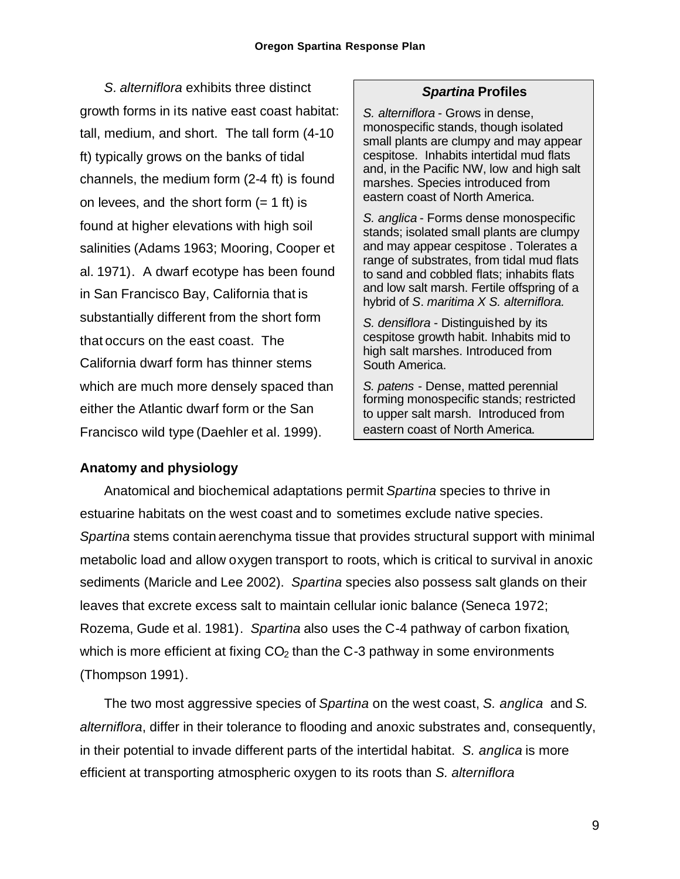*S. alterniflora* exhibits three distinct growth forms in its native east coast habitat: tall, medium, and short. The tall form (4-10 ft) typically grows on the banks of tidal channels, the medium form (2-4 ft) is found on levees, and the short form (= 1 ft) is found at higher elevations with high soil salinities (Adams 1963; Mooring, Cooper et al. 1971). A dwarf ecotype has been found in San Francisco Bay, California that is substantially different from the short form that occurs on the east coast. The California dwarf form has thinner stems which are much more densely spaced than either the Atlantic dwarf form or the San Francisco wild type (Daehler et al. 1999).

> ***Spartina* Profiles**
>
> *S. alterniflora* - Grows in dense, monospecific stands, though isolated small plants are clumpy and may appear cespitose. Inhabits intertidal mud flats and, in the Pacific NW, low and high salt marshes. Species introduced from eastern coast of North America.
>
> *S. anglica* - Forms dense monospecific stands; isolated small plants are clumpy and may appear cespitose . Tolerates a range of substrates, from tidal mud flats to sand and cobbled flats; inhabits flats and low salt marsh. Fertile offspring of a hybrid of *S. maritima X S. alterniflora.*
>
> *S. densiflora* - Distinguished by its cespitose growth habit. Inhabits mid to high salt marshes. Introduced from South America.
>
> *S. patens* - Dense, matted perennial forming monospecific stands; restricted to upper salt marsh. Introduced from eastern coast of North America.

## Anatomy and physiology

Anatomical and biochemical adaptations permit *Spartina* species to thrive in estuarine habitats on the west coast and to sometimes exclude native species. *Spartina* stems contain aerenchyma tissue that provides structural support with minimal metabolic load and allow oxygen transport to roots, which is critical to survival in anoxic sediments (Maricle and Lee 2002). *Spartina* species also possess salt glands on their leaves that excrete excess salt to maintain cellular ionic balance (Seneca 1972; Rozema, Gude et al. 1981). *Spartina* also uses the C-4 pathway of carbon fixation, which is more efficient at fixing $CO_2$ than the C-3 pathway in some environments (Thompson 1991).

The two most aggressive species of *Spartina* on the west coast, *S. anglica* and *S. alterniflora*, differ in their tolerance to flooding and anoxic substrates and, consequently, in their potential to invade different parts of the intertidal habitat. *S. anglica* is more efficient at transporting atmospheric oxygen to its roots than *S. alterniflora*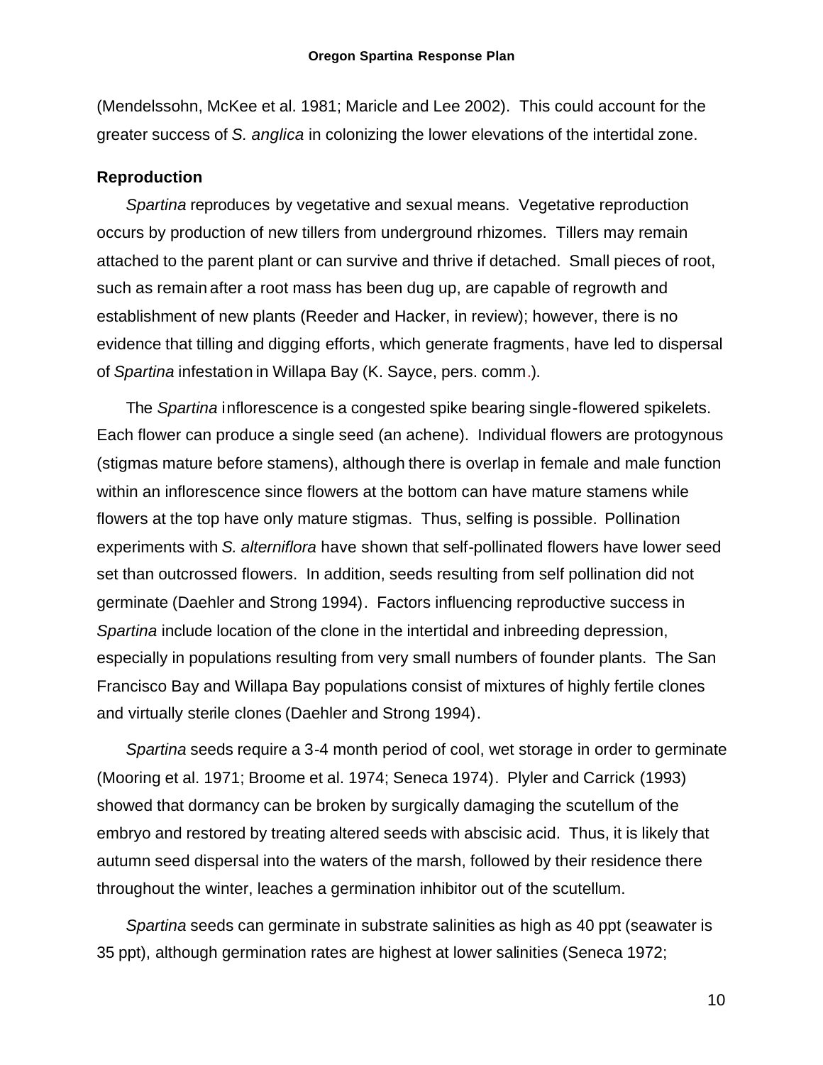(Mendelssohn, McKee et al. 1981; Maricle and Lee 2002). This could account for the greater success of *S. anglica* in colonizing the lower elevations of the intertidal zone.

### Reproduction

*Spartina* reproduces by vegetative and sexual means. Vegetative reproduction occurs by production of new tillers from underground rhizomes. Tillers may remain attached to the parent plant or can survive and thrive if detached. Small pieces of root, such as remain after a root mass has been dug up, are capable of regrowth and establishment of new plants (Reeder and Hacker, in review); however, there is no evidence that tilling and digging efforts, which generate fragments, have led to dispersal of *Spartina* infestation in Willapa Bay (K. Sayce, pers. comm.).

The *Spartina* inflorescence is a congested spike bearing single-flowered spikelets. Each flower can produce a single seed (an achene). Individual flowers are protogynous (stigmas mature before stamens), although there is overlap in female and male function within an inflorescence since flowers at the bottom can have mature stamens while flowers at the top have only mature stigmas. Thus, selfing is possible. Pollination experiments with *S. alterniflora* have shown that self-pollinated flowers have lower seed set than outcrossed flowers. In addition, seeds resulting from self pollination did not germinate (Daehler and Strong 1994). Factors influencing reproductive success in *Spartina* include location of the clone in the intertidal and inbreeding depression, especially in populations resulting from very small numbers of founder plants. The San Francisco Bay and Willapa Bay populations consist of mixtures of highly fertile clones and virtually sterile clones (Daehler and Strong 1994).

*Spartina* seeds require a 3-4 month period of cool, wet storage in order to germinate (Mooring et al. 1971; Broome et al. 1974; Seneca 1974). Plyler and Carrick (1993) showed that dormancy can be broken by surgically damaging the scutellum of the embryo and restored by treating altered seeds with abscisic acid. Thus, it is likely that autumn seed dispersal into the waters of the marsh, followed by their residence there throughout the winter, leaches a germination inhibitor out of the scutellum.

*Spartina* seeds can germinate in substrate salinities as high as 40 ppt (seawater is 35 ppt), although germination rates are highest at lower salinities (Seneca 1972;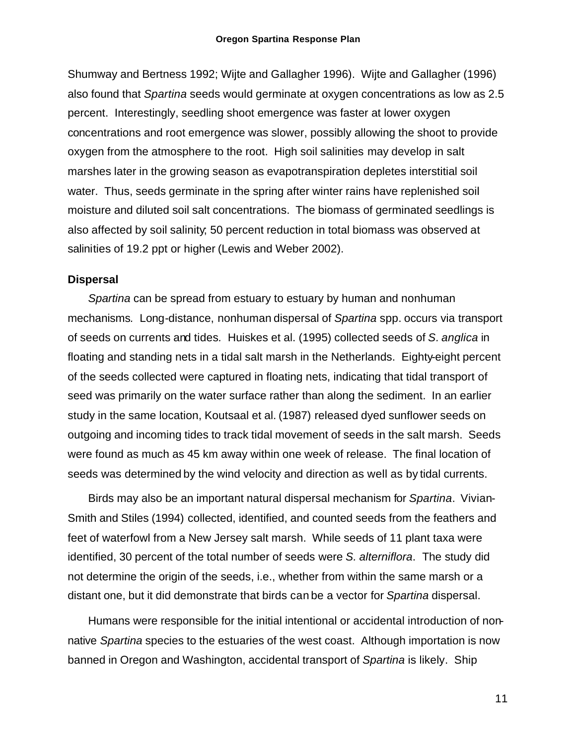Shumway and Bertness 1992; Wijte and Gallagher 1996). Wijte and Gallagher (1996) also found that *Spartina* seeds would germinate at oxygen concentrations as low as 2.5 percent. Interestingly, seedling shoot emergence was faster at lower oxygen concentrations and root emergence was slower, possibly allowing the shoot to provide oxygen from the atmosphere to the root. High soil salinities may develop in salt marshes later in the growing season as evapotranspiration depletes interstitial soil water. Thus, seeds germinate in the spring after winter rains have replenished soil moisture and diluted soil salt concentrations. The biomass of germinated seedlings is also affected by soil salinity; 50 percent reduction in total biomass was observed at salinities of 19.2 ppt or higher (Lewis and Weber 2002).

### Dispersal

*Spartina* can be spread from estuary to estuary by human and nonhuman mechanisms. Long-distance, nonhuman dispersal of *Spartina* spp. occurs via transport of seeds on currents and tides. Huiskes et al. (1995) collected seeds of *S. anglica* in floating and standing nets in a tidal salt marsh in the Netherlands. Eighty-eight percent of the seeds collected were captured in floating nets, indicating that tidal transport of seed was primarily on the water surface rather than along the sediment. In an earlier study in the same location, Koutsaal et al. (1987) released dyed sunflower seeds on outgoing and incoming tides to track tidal movement of seeds in the salt marsh. Seeds were found as much as 45 km away within one week of release. The final location of seeds was determined by the wind velocity and direction as well as by tidal currents.

Birds may also be an important natural dispersal mechanism for *Spartina*. Vivian-Smith and Stiles (1994) collected, identified, and counted seeds from the feathers and feet of waterfowl from a New Jersey salt marsh. While seeds of 11 plant taxa were identified, 30 percent of the total number of seeds were *S. alterniflora*. The study did not determine the origin of the seeds, i.e., whether from within the same marsh or a distant one, but it did demonstrate that birds can be a vector for *Spartina* dispersal.

Humans were responsible for the initial intentional or accidental introduction of non-native *Spartina* species to the estuaries of the west coast. Although importation is now banned in Oregon and Washington, accidental transport of *Spartina* is likely. Ship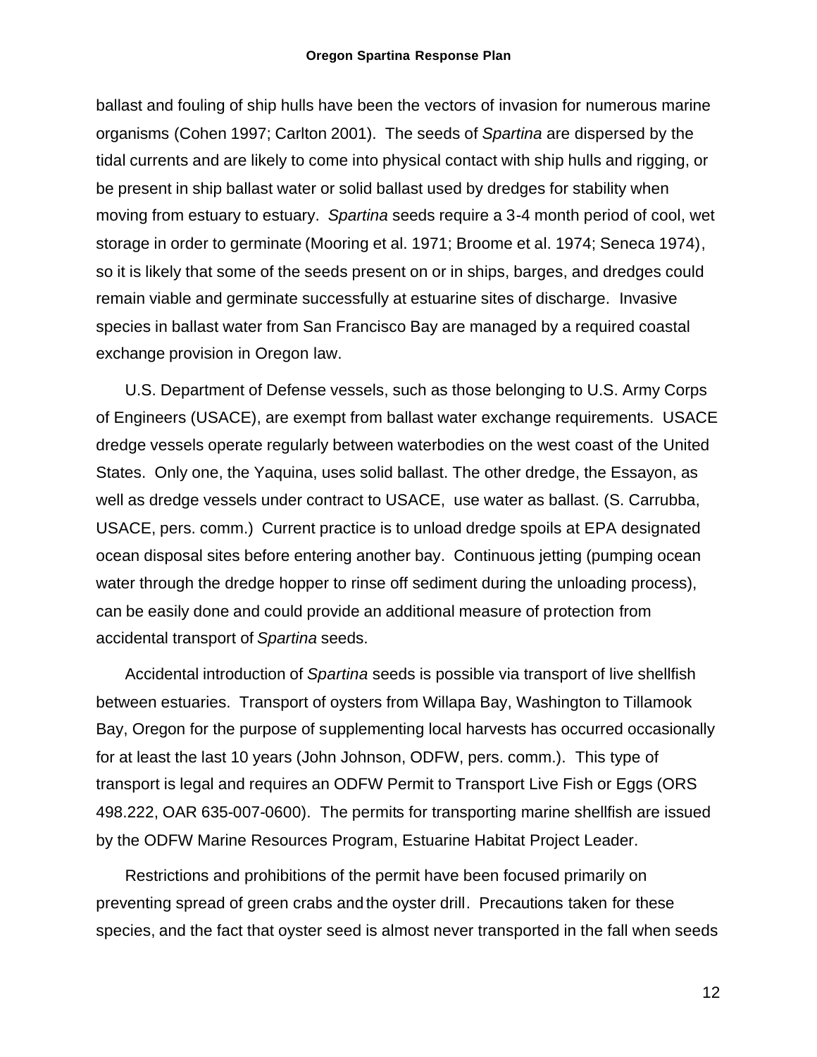ballast and fouling of ship hulls have been the vectors of invasion for numerous marine organisms (Cohen 1997; Carlton 2001). The seeds of *Spartina* are dispersed by the tidal currents and are likely to come into physical contact with ship hulls and rigging, or be present in ship ballast water or solid ballast used by dredges for stability when moving from estuary to estuary. *Spartina* seeds require a 3-4 month period of cool, wet storage in order to germinate (Mooring et al. 1971; Broome et al. 1974; Seneca 1974), so it is likely that some of the seeds present on or in ships, barges, and dredges could remain viable and germinate successfully at estuarine sites of discharge. Invasive species in ballast water from San Francisco Bay are managed by a required coastal exchange provision in Oregon law.

U.S. Department of Defense vessels, such as those belonging to U.S. Army Corps of Engineers (USACE), are exempt from ballast water exchange requirements. USACE dredge vessels operate regularly between waterbodies on the west coast of the United States. Only one, the Yaquina, uses solid ballast. The other dredge, the Essayon, as well as dredge vessels under contract to USACE, use water as ballast. (S. Carrubba, USACE, pers. comm.) Current practice is to unload dredge spoils at EPA designated ocean disposal sites before entering another bay. Continuous jetting (pumping ocean water through the dredge hopper to rinse off sediment during the unloading process), can be easily done and could provide an additional measure of protection from accidental transport of *Spartina* seeds.

Accidental introduction of *Spartina* seeds is possible via transport of live shellfish between estuaries. Transport of oysters from Willapa Bay, Washington to Tillamook Bay, Oregon for the purpose of supplementing local harvests has occurred occasionally for at least the last 10 years (John Johnson, ODFW, pers. comm.). This type of transport is legal and requires an ODFW Permit to Transport Live Fish or Eggs (ORS 498.222, OAR 635-007-0600). The permits for transporting marine shellfish are issued by the ODFW Marine Resources Program, Estuarine Habitat Project Leader.

Restrictions and prohibitions of the permit have been focused primarily on preventing spread of green crabs and the oyster drill. Precautions taken for these species, and the fact that oyster seed is almost never transported in the fall when seeds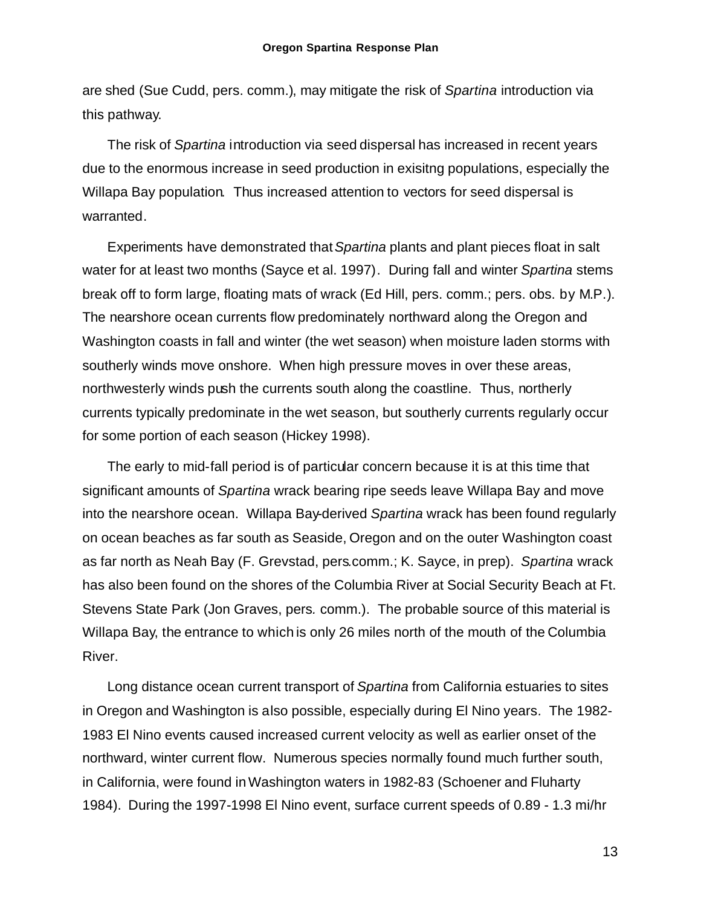are shed (Sue Cudd, pers. comm.), may mitigate the risk of *Spartina* introduction via this pathway.

The risk of *Spartina* introduction via seed dispersal has increased in recent years due to the enormous increase in seed production in exisitng populations, especially the Willapa Bay population. Thus increased attention to vectors for seed dispersal is warranted.

Experiments have demonstrated that *Spartina* plants and plant pieces float in salt water for at least two months (Sayce et al. 1997). During fall and winter *Spartina* stems break off to form large, floating mats of wrack (Ed Hill, pers. comm.; pers. obs. by M.P.). The nearshore ocean currents flow predominately northward along the Oregon and Washington coasts in fall and winter (the wet season) when moisture laden storms with southerly winds move onshore. When high pressure moves in over these areas, northwesterly winds push the currents south along the coastline. Thus, northerly currents typically predominate in the wet season, but southerly currents regularly occur for some portion of each season (Hickey 1998).

The early to mid-fall period is of particular concern because it is at this time that significant amounts of *Spartina* wrack bearing ripe seeds leave Willapa Bay and move into the nearshore ocean. Willapa Bay-derived *Spartina* wrack has been found regularly on ocean beaches as far south as Seaside, Oregon and on the outer Washington coast as far north as Neah Bay (F. Grevstad, pers.comm.; K. Sayce, in prep). *Spartina* wrack has also been found on the shores of the Columbia River at Social Security Beach at Ft. Stevens State Park (Jon Graves, pers. comm.). The probable source of this material is Willapa Bay, the entrance to which is only 26 miles north of the mouth of the Columbia River.

Long distance ocean current transport of *Spartina* from California estuaries to sites in Oregon and Washington is also possible, especially during El Nino years. The 1982-1983 El Nino events caused increased current velocity as well as earlier onset of the northward, winter current flow. Numerous species normally found much further south, in California, were found in Washington waters in 1982-83 (Schoener and Fluharty 1984). During the 1997-1998 El Nino event, surface current speeds of 0.89 - 1.3 mi/hr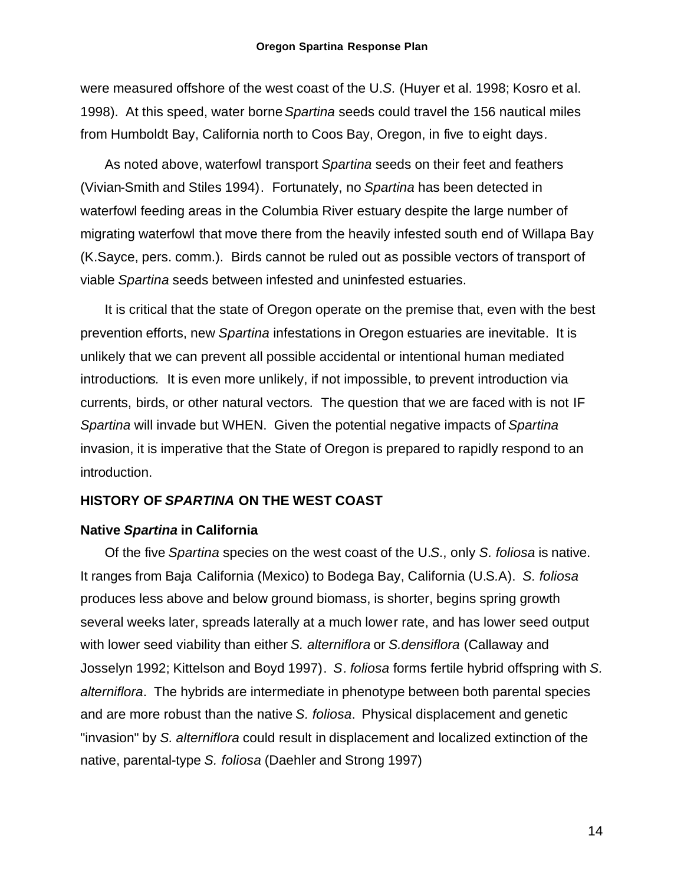were measured offshore of the west coast of the U.S. (Huyer et al. 1998; Kosro et al. 1998). At this speed, water borne *Spartina* seeds could travel the 156 nautical miles from Humboldt Bay, California north to Coos Bay, Oregon, in five to eight days.

As noted above, waterfowl transport *Spartina* seeds on their feet and feathers (Vivian-Smith and Stiles 1994). Fortunately, no *Spartina* has been detected in waterfowl feeding areas in the Columbia River estuary despite the large number of migrating waterfowl that move there from the heavily infested south end of Willapa Bay (K.Sayce, pers. comm.). Birds cannot be ruled out as possible vectors of transport of viable *Spartina* seeds between infested and uninfested estuaries.

It is critical that the state of Oregon operate on the premise that, even with the best prevention efforts, new *Spartina* infestations in Oregon estuaries are inevitable. It is unlikely that we can prevent all possible accidental or intentional human mediated introductions. It is even more unlikely, if not impossible, to prevent introduction via currents, birds, or other natural vectors. The question that we are faced with is not IF *Spartina* will invade but WHEN. Given the potential negative impacts of *Spartina* invasion, it is imperative that the State of Oregon is prepared to rapidly respond to an introduction.

## HISTORY OF *SPARTINA* ON THE WEST COAST

### Native *Spartina* in California

Of the five *Spartina* species on the west coast of the U.S., only *S. foliosa* is native. It ranges from Baja California (Mexico) to Bodega Bay, California (U.S.A). *S. foliosa* produces less above and below ground biomass, is shorter, begins spring growth several weeks later, spreads laterally at a much lower rate, and has lower seed output with lower seed viability than either *S. alterniflora* or *S.densiflora* (Callaway and Josselyn 1992; Kittelson and Boyd 1997). *S. foliosa* forms fertile hybrid offspring with *S. alterniflora*. The hybrids are intermediate in phenotype between both parental species and are more robust than the native *S. foliosa*. Physical displacement and genetic "invasion" by *S. alterniflora* could result in displacement and localized extinction of the native, parental-type *S. foliosa* (Daehler and Strong 1997)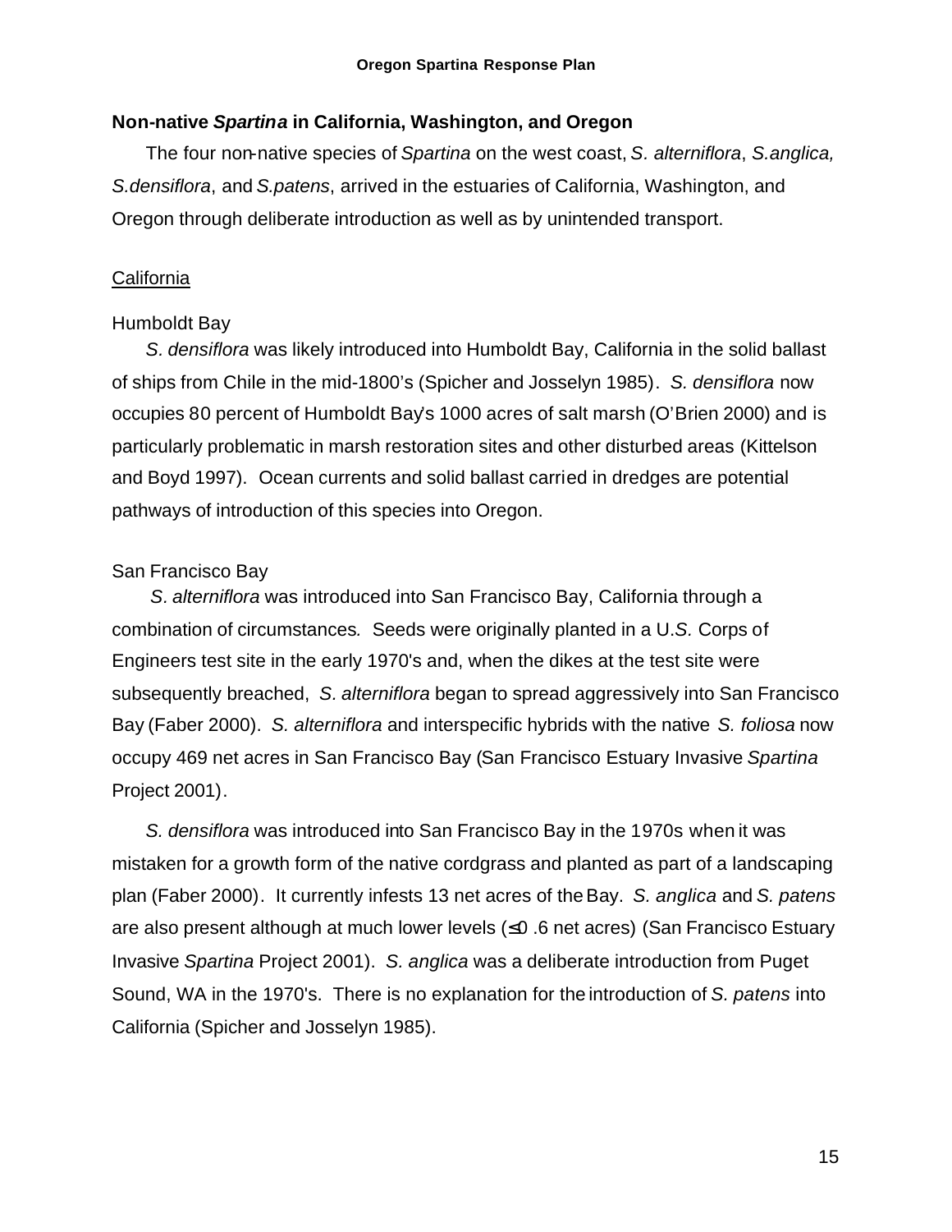## Non-native *Spartina* in California, Washington, and Oregon

The four non-native species of *Spartina* on the west coast, *S. alterniflora*, *S. anglica*, *S. densiflora*, and *S. patens*, arrived in the estuaries of California, Washington, and Oregon through deliberate introduction as well as by unintended transport.

### California

#### Humboldt Bay

*S. densiflora* was likely introduced into Humboldt Bay, California in the solid ballast of ships from Chile in the mid-1800's (Spicher and Josselyn 1985). *S. densiflora* now occupies 80 percent of Humboldt Bay's 1000 acres of salt marsh (O'Brien 2000) and is particularly problematic in marsh restoration sites and other disturbed areas (Kittelson and Boyd 1997). Ocean currents and solid ballast carried in dredges are potential pathways of introduction of this species into Oregon.

#### San Francisco Bay

*S. alterniflora* was introduced into San Francisco Bay, California through a combination of circumstances. Seeds were originally planted in a U.S. Corps of Engineers test site in the early 1970's and, when the dikes at the test site were subsequently breached, *S. alterniflora* began to spread aggressively into San Francisco Bay (Faber 2000). *S. alterniflora* and interspecific hybrids with the native *S. foliosa* now occupy 469 net acres in San Francisco Bay (San Francisco Estuary Invasive *Spartina* Project 2001).

*S. densiflora* was introduced into San Francisco Bay in the 1970s when it was mistaken for a growth form of the native cordgrass and planted as part of a landscaping plan (Faber 2000). It currently infests 13 net acres of the Bay. *S. anglica* and *S. patens* are also present although at much lower levels (≤0.6 net acres) (San Francisco Estuary Invasive *Spartina* Project 2001). *S. anglica* was a deliberate introduction from Puget Sound, WA in the 1970's. There is no explanation for the introduction of *S. patens* into California (Spicher and Josselyn 1985).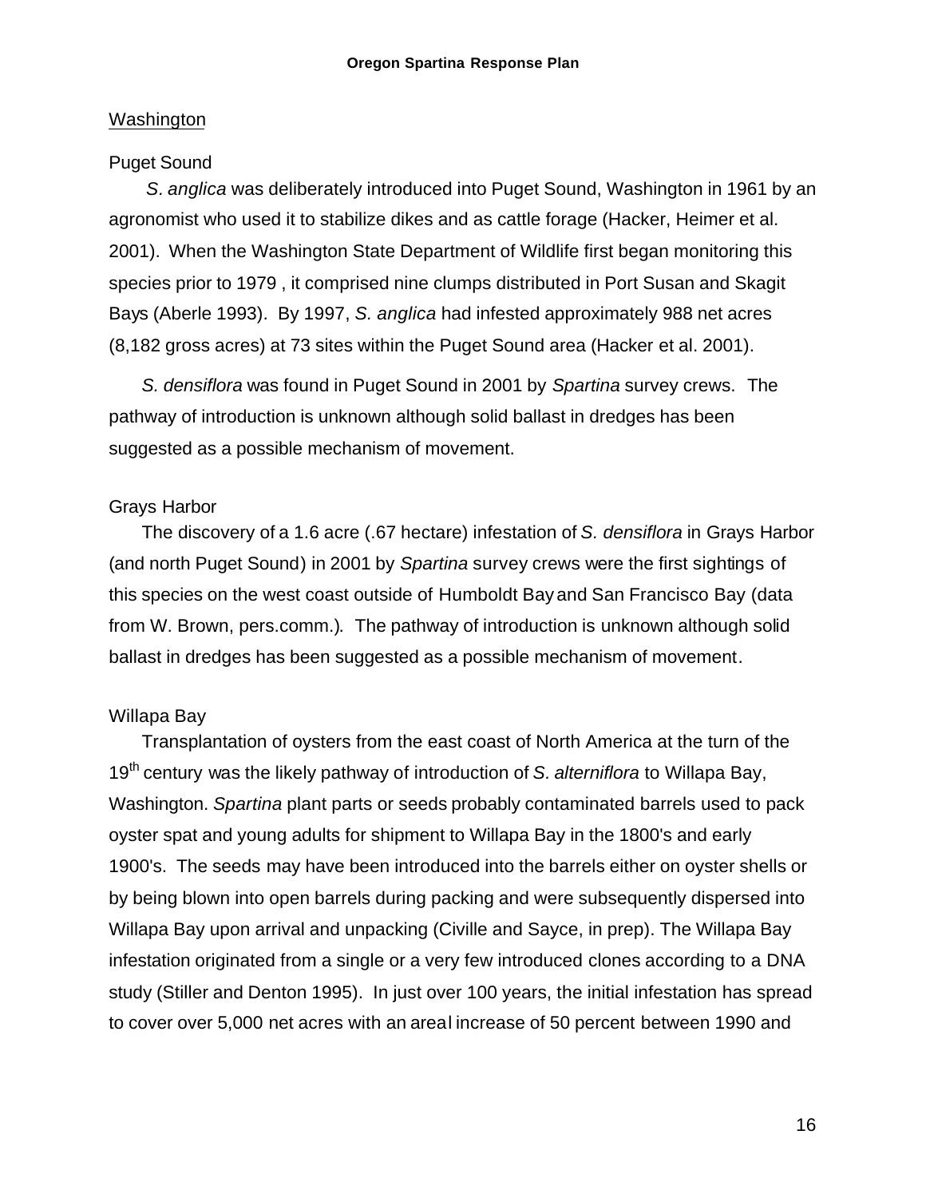## Washington

### Puget Sound

*S. anglica* was deliberately introduced into Puget Sound, Washington in 1961 by an agronomist who used it to stabilize dikes and as cattle forage (Hacker, Heimer et al. 2001). When the Washington State Department of Wildlife first began monitoring this species prior to 1979 , it comprised nine clumps distributed in Port Susan and Skagit Bays (Aberle 1993). By 1997, *S. anglica* had infested approximately 988 net acres (8,182 gross acres) at 73 sites within the Puget Sound area (Hacker et al. 2001).

*S. densiflora* was found in Puget Sound in 2001 by *Spartina* survey crews. The pathway of introduction is unknown although solid ballast in dredges has been suggested as a possible mechanism of movement.

### Grays Harbor

The discovery of a 1.6 acre (.67 hectare) infestation of *S. densiflora* in Grays Harbor (and north Puget Sound) in 2001 by *Spartina* survey crews were the first sightings of this species on the west coast outside of Humboldt Bay and San Francisco Bay (data from W. Brown, pers.comm.). The pathway of introduction is unknown although solid ballast in dredges has been suggested as a possible mechanism of movement.

### Willapa Bay

Transplantation of oysters from the east coast of North America at the turn of the 19$^{th}$ century was the likely pathway of introduction of *S. alterniflora* to Willapa Bay, Washington. *Spartina* plant parts or seeds probably contaminated barrels used to pack oyster spat and young adults for shipment to Willapa Bay in the 1800's and early 1900's. The seeds may have been introduced into the barrels either on oyster shells or by being blown into open barrels during packing and were subsequently dispersed into Willapa Bay upon arrival and unpacking (Civille and Sayce, in prep). The Willapa Bay infestation originated from a single or a very few introduced clones according to a DNA study (Stiller and Denton 1995). In just over 100 years, the initial infestation has spread to cover over 5,000 net acres with an areal increase of 50 percent between 1990 and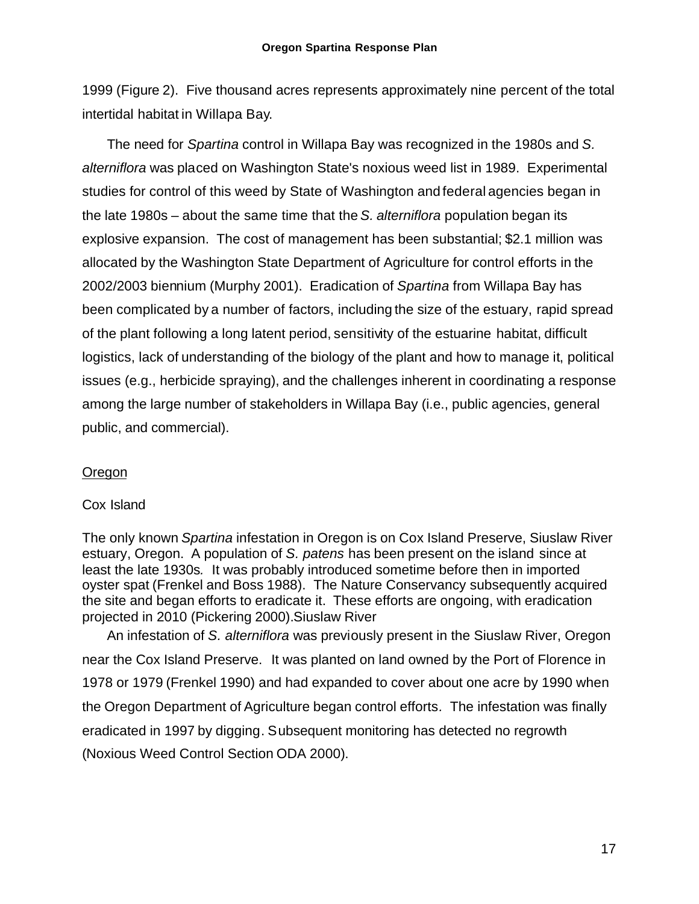1999 (Figure 2). Five thousand acres represents approximately nine percent of the total intertidal habitat in Willapa Bay.

The need for *Spartina* control in Willapa Bay was recognized in the 1980s and *S. alterniflora* was placed on Washington State's noxious weed list in 1989. Experimental studies for control of this weed by State of Washington and federal agencies began in the late 1980s – about the same time that the *S. alterniflora* population began its explosive expansion. The cost of management has been substantial; $2.1 million was allocated by the Washington State Department of Agriculture for control efforts in the 2002/2003 biennium (Murphy 2001). Eradication of *Spartina* from Willapa Bay has been complicated by a number of factors, including the size of the estuary, rapid spread of the plant following a long latent period, sensitivity of the estuarine habitat, difficult logistics, lack of understanding of the biology of the plant and how to manage it, political issues (e.g., herbicide spraying), and the challenges inherent in coordinating a response among the large number of stakeholders in Willapa Bay (i.e., public agencies, general public, and commercial).

## Oregon

### Cox Island

The only known *Spartina* infestation in Oregon is on Cox Island Preserve, Siuslaw River estuary, Oregon. A population of *S. patens* has been present on the island since at least the late 1930s. It was probably introduced sometime before then in imported oyster spat (Frenkel and Boss 1988). The Nature Conservancy subsequently acquired the site and began efforts to eradicate it. These efforts are ongoing, with eradication projected in 2010 (Pickering 2000).

### Siuslaw River

An infestation of *S. alterniflora* was previously present in the Siuslaw River, Oregon near the Cox Island Preserve. It was planted on land owned by the Port of Florence in 1978 or 1979 (Frenkel 1990) and had expanded to cover about one acre by 1990 when the Oregon Department of Agriculture began control efforts. The infestation was finally eradicated in 1997 by digging. Subsequent monitoring has detected no regrowth (Noxious Weed Control Section ODA 2000).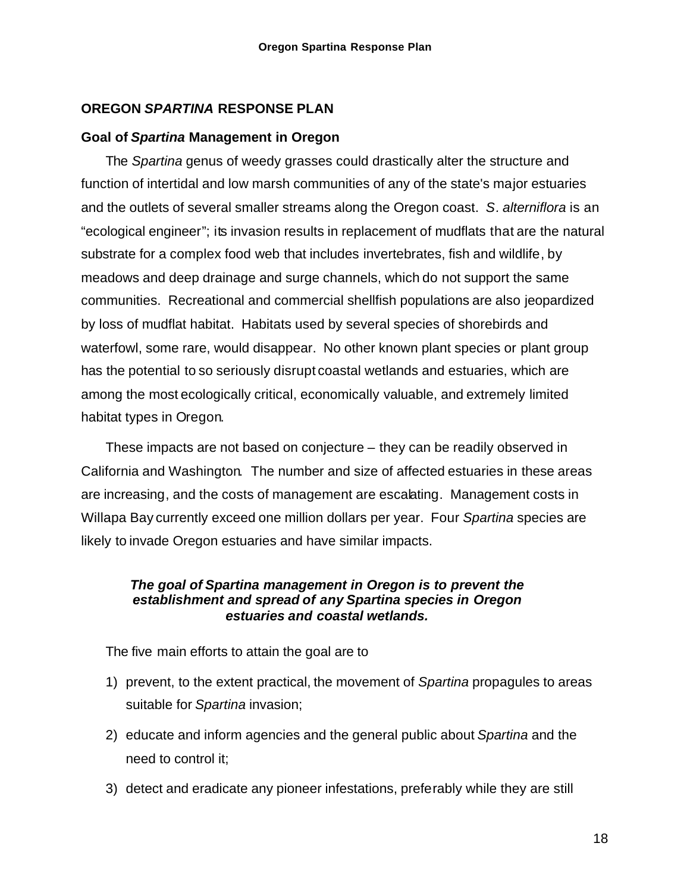## OREGON *SPARTINA* RESPONSE PLAN

### Goal of *Spartina* Management in Oregon

The *Spartina* genus of weedy grasses could drastically alter the structure and function of intertidal and low marsh communities of any of the state's major estuaries and the outlets of several smaller streams along the Oregon coast. *S. alterniflora* is an "ecological engineer"; its invasion results in replacement of mudflats that are the natural substrate for a complex food web that includes invertebrates, fish and wildlife, by meadows and deep drainage and surge channels, which do not support the same communities. Recreational and commercial shellfish populations are also jeopardized by loss of mudflat habitat. Habitats used by several species of shorebirds and waterfowl, some rare, would disappear. No other known plant species or plant group has the potential to so seriously disrupt coastal wetlands and estuaries, which are among the most ecologically critical, economically valuable, and extremely limited habitat types in Oregon.

These impacts are not based on conjecture – they can be readily observed in California and Washington. The number and size of affected estuaries in these areas are increasing, and the costs of management are escalating. Management costs in Willapa Bay currently exceed one million dollars per year. Four *Spartina* species are likely to invade Oregon estuaries and have similar impacts.

***The goal of Spartina management in Oregon is to prevent the establishment and spread of any Spartina species in Oregon estuaries and coastal wetlands.***

The five main efforts to attain the goal are to

1) prevent, to the extent practical, the movement of *Spartina* propagules to areas suitable for *Spartina* invasion;
2) educate and inform agencies and the general public about *Spartina* and the need to control it;
3) detect and eradicate any pioneer infestations, preferably while they are still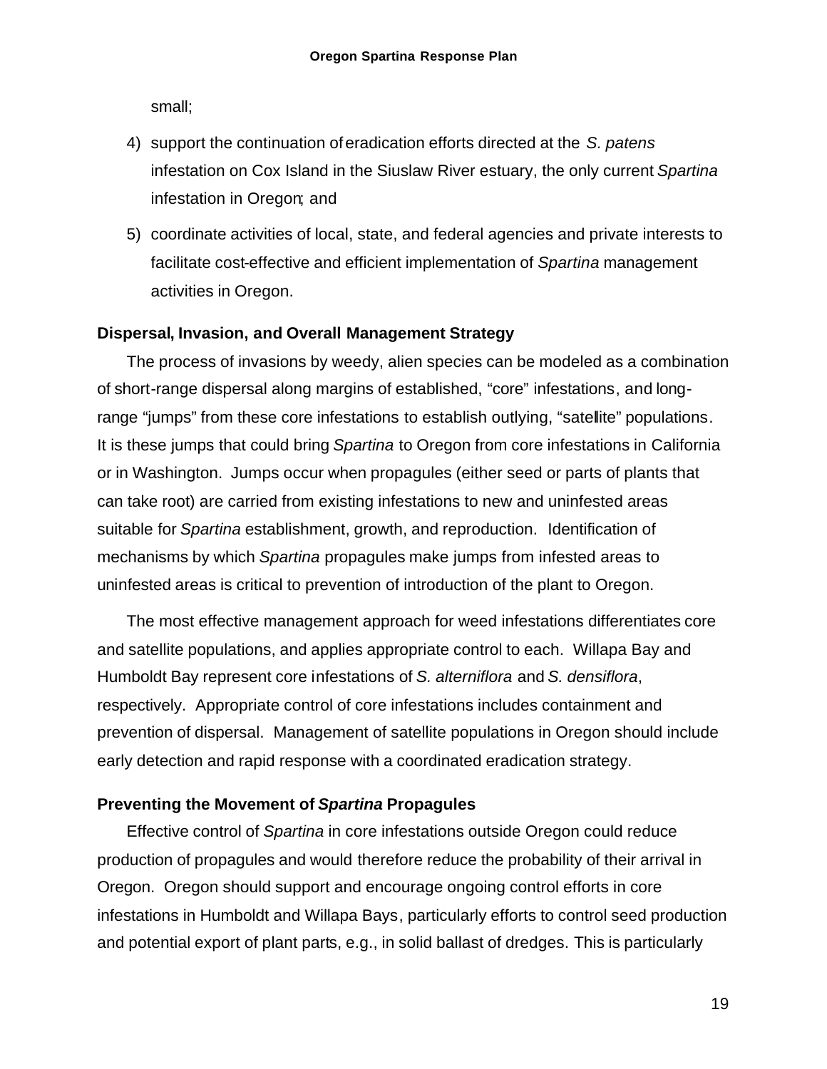small;

4) support the continuation of eradication efforts directed at the *S. patens* infestation on Cox Island in the Siuslaw River estuary, the only current *Spartina* infestation in Oregon; and

5) coordinate activities of local, state, and federal agencies and private interests to facilitate cost-effective and efficient implementation of *Spartina* management activities in Oregon.

### Dispersal, Invasion, and Overall Management Strategy

The process of invasions by weedy, alien species can be modeled as a combination of short-range dispersal along margins of established, "core" infestations, and long-range "jumps" from these core infestations to establish outlying, "satellite" populations. It is these jumps that could bring *Spartina* to Oregon from core infestations in California or in Washington. Jumps occur when propagules (either seed or parts of plants that can take root) are carried from existing infestations to new and uninfested areas suitable for *Spartina* establishment, growth, and reproduction. Identification of mechanisms by which *Spartina* propagules make jumps from infested areas to uninfested areas is critical to prevention of introduction of the plant to Oregon.

The most effective management approach for weed infestations differentiates core and satellite populations, and applies appropriate control to each. Willapa Bay and Humboldt Bay represent core infestations of *S. alterniflora* and *S. densiflora*, respectively. Appropriate control of core infestations includes containment and prevention of dispersal. Management of satellite populations in Oregon should include early detection and rapid response with a coordinated eradication strategy.

### Preventing the Movement of *Spartina* Propagules

Effective control of *Spartina* in core infestations outside Oregon could reduce production of propagules and would therefore reduce the probability of their arrival in Oregon. Oregon should support and encourage ongoing control efforts in core infestations in Humboldt and Willapa Bays, particularly efforts to control seed production and potential export of plant parts, e.g., in solid ballast of dredges. This is particularly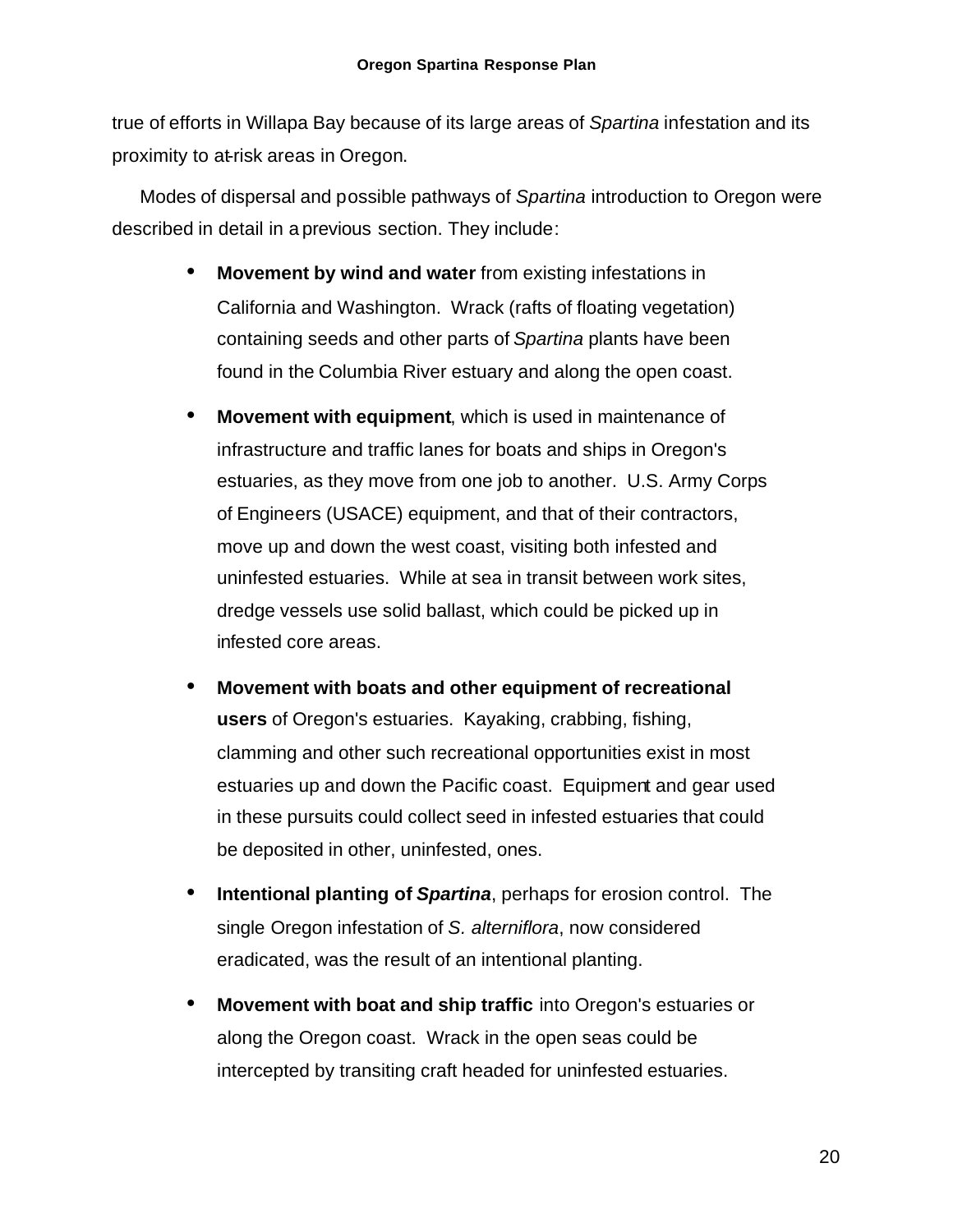true of efforts in Willapa Bay because of its large areas of *Spartina* infestation and its proximity to at-risk areas in Oregon.

Modes of dispersal and possible pathways of *Spartina* introduction to Oregon were described in detail in a previous section. They include:

- **Movement by wind and water** from existing infestations in California and Washington. Wrack (rafts of floating vegetation) containing seeds and other parts of *Spartina* plants have been found in the Columbia River estuary and along the open coast.
- **Movement with equipment**, which is used in maintenance of infrastructure and traffic lanes for boats and ships in Oregon's estuaries, as they move from one job to another. U.S. Army Corps of Engineers (USACE) equipment, and that of their contractors, move up and down the west coast, visiting both infested and uninfested estuaries. While at sea in transit between work sites, dredge vessels use solid ballast, which could be picked up in infested core areas.
- **Movement with boats and other equipment of recreational users** of Oregon's estuaries. Kayaking, crabbing, fishing, clamming and other such recreational opportunities exist in most estuaries up and down the Pacific coast. Equipment and gear used in these pursuits could collect seed in infested estuaries that could be deposited in other, uninfested, ones.
- **Intentional planting of *Spartina***, perhaps for erosion control. The single Oregon infestation of *S. alterniflora*, now considered eradicated, was the result of an intentional planting.
- **Movement with boat and ship traffic** into Oregon's estuaries or along the Oregon coast. Wrack in the open seas could be intercepted by transiting craft headed for uninfested estuaries.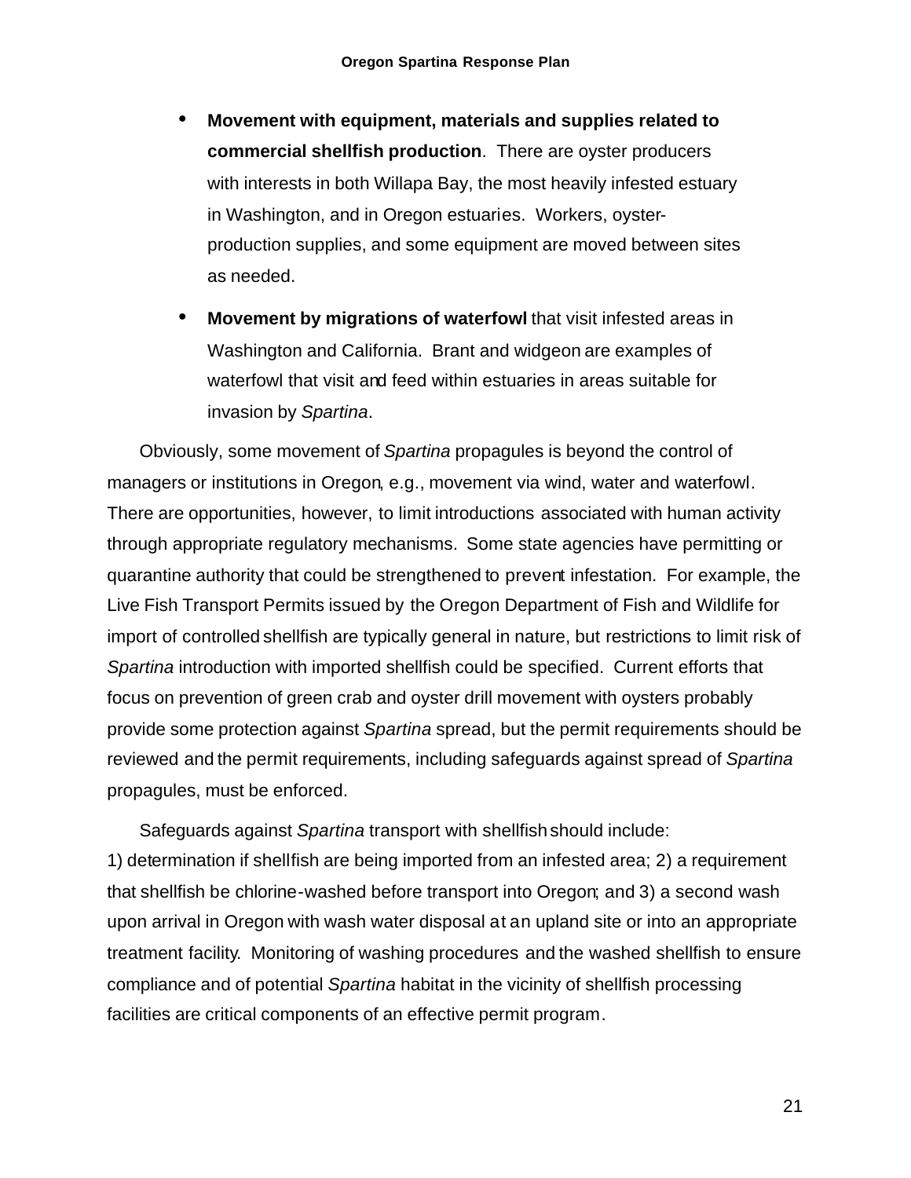- **Movement with equipment, materials and supplies related to commercial shellfish production**. There are oyster producers with interests in both Willapa Bay, the most heavily infested estuary in Washington, and in Oregon estuaries. Workers, oyster-production supplies, and some equipment are moved between sites as needed.
- **Movement by migrations of waterfowl** that visit infested areas in Washington and California. Brant and widgeon are examples of waterfowl that visit and feed within estuaries in areas suitable for invasion by *Spartina*.

Obviously, some movement of *Spartina* propagules is beyond the control of managers or institutions in Oregon, e.g., movement via wind, water and waterfowl. There are opportunities, however, to limit introductions associated with human activity through appropriate regulatory mechanisms. Some state agencies have permitting or quarantine authority that could be strengthened to prevent infestation. For example, the Live Fish Transport Permits issued by the Oregon Department of Fish and Wildlife for import of controlled shellfish are typically general in nature, but restrictions to limit risk of *Spartina* introduction with imported shellfish could be specified. Current efforts that focus on prevention of green crab and oyster drill movement with oysters probably provide some protection against *Spartina* spread, but the permit requirements should be reviewed and the permit requirements, including safeguards against spread of *Spartina* propagules, must be enforced.

Safeguards against *Spartina* transport with shellfish should include: 1) determination if shellfish are being imported from an infested area; 2) a requirement that shellfish be chlorine-washed before transport into Oregon; and 3) a second wash upon arrival in Oregon with wash water disposal at an upland site or into an appropriate treatment facility. Monitoring of washing procedures and the washed shellfish to ensure compliance and of potential *Spartina* habitat in the vicinity of shellfish processing facilities are critical components of an effective permit program.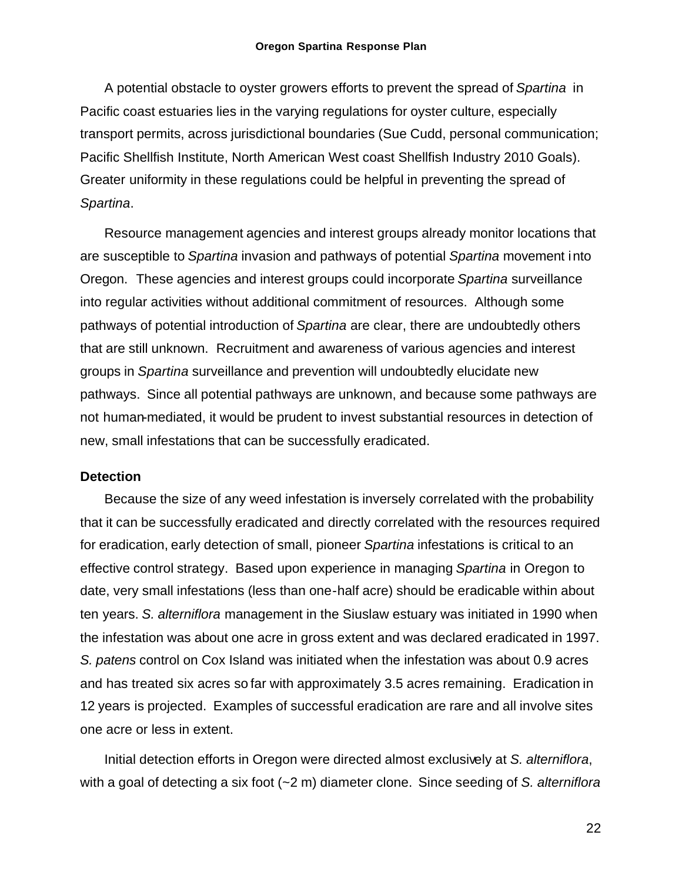A potential obstacle to oyster growers efforts to prevent the spread of *Spartina* in Pacific coast estuaries lies in the varying regulations for oyster culture, especially transport permits, across jurisdictional boundaries (Sue Cudd, personal communication; Pacific Shellfish Institute, North American West coast Shellfish Industry 2010 Goals). Greater uniformity in these regulations could be helpful in preventing the spread of *Spartina*.

Resource management agencies and interest groups already monitor locations that are susceptible to *Spartina* invasion and pathways of potential *Spartina* movement into Oregon. These agencies and interest groups could incorporate *Spartina* surveillance into regular activities without additional commitment of resources. Although some pathways of potential introduction of *Spartina* are clear, there are undoubtedly others that are still unknown. Recruitment and awareness of various agencies and interest groups in *Spartina* surveillance and prevention will undoubtedly elucidate new pathways. Since all potential pathways are unknown, and because some pathways are not human-mediated, it would be prudent to invest substantial resources in detection of new, small infestations that can be successfully eradicated.

**Detection**

Because the size of any weed infestation is inversely correlated with the probability that it can be successfully eradicated and directly correlated with the resources required for eradication, early detection of small, pioneer *Spartina* infestations is critical to an effective control strategy. Based upon experience in managing *Spartina* in Oregon to date, very small infestations (less than one-half acre) should be eradicable within about ten years. *S. alterniflora* management in the Siuslaw estuary was initiated in 1990 when the infestation was about one acre in gross extent and was declared eradicated in 1997. *S. patens* control on Cox Island was initiated when the infestation was about 0.9 acres and has treated six acres so far with approximately 3.5 acres remaining. Eradication in 12 years is projected. Examples of successful eradication are rare and all involve sites one acre or less in extent.

Initial detection efforts in Oregon were directed almost exclusively at *S. alterniflora*, with a goal of detecting a six foot (~2 m) diameter clone. Since seeding of *S. alterniflora*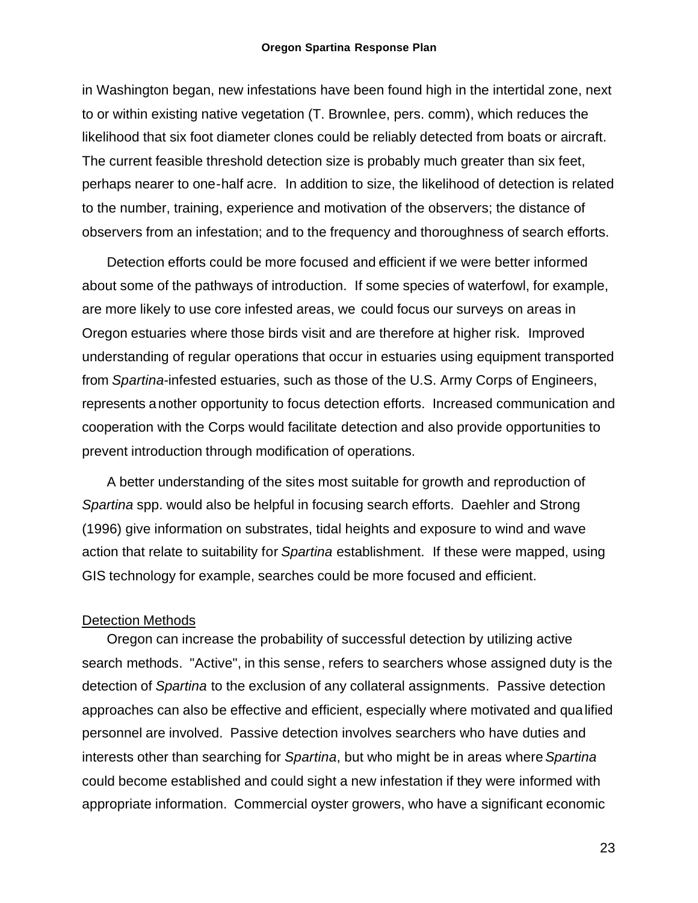in Washington began, new infestations have been found high in the intertidal zone, next to or within existing native vegetation (T. Brownlee, pers. comm), which reduces the likelihood that six foot diameter clones could be reliably detected from boats or aircraft. The current feasible threshold detection size is probably much greater than six feet, perhaps nearer to one-half acre. In addition to size, the likelihood of detection is related to the number, training, experience and motivation of the observers; the distance of observers from an infestation; and to the frequency and thoroughness of search efforts.

Detection efforts could be more focused and efficient if we were better informed about some of the pathways of introduction. If some species of waterfowl, for example, are more likely to use core infested areas, we could focus our surveys on areas in Oregon estuaries where those birds visit and are therefore at higher risk. Improved understanding of regular operations that occur in estuaries using equipment transported from *Spartina*-infested estuaries, such as those of the U.S. Army Corps of Engineers, represents another opportunity to focus detection efforts. Increased communication and cooperation with the Corps would facilitate detection and also provide opportunities to prevent introduction through modification of operations.

A better understanding of the sites most suitable for growth and reproduction of *Spartina* spp. would also be helpful in focusing search efforts. Daehler and Strong (1996) give information on substrates, tidal heights and exposure to wind and wave action that relate to suitability for *Spartina* establishment. If these were mapped, using GIS technology for example, searches could be more focused and efficient.

<u>Detection Methods</u>

Oregon can increase the probability of successful detection by utilizing active search methods. "Active", in this sense, refers to searchers whose assigned duty is the detection of *Spartina* to the exclusion of any collateral assignments. Passive detection approaches can also be effective and efficient, especially where motivated and qualified personnel are involved. Passive detection involves searchers who have duties and interests other than searching for *Spartina*, but who might be in areas where *Spartina* could become established and could sight a new infestation if they were informed with appropriate information. Commercial oyster growers, who have a significant economic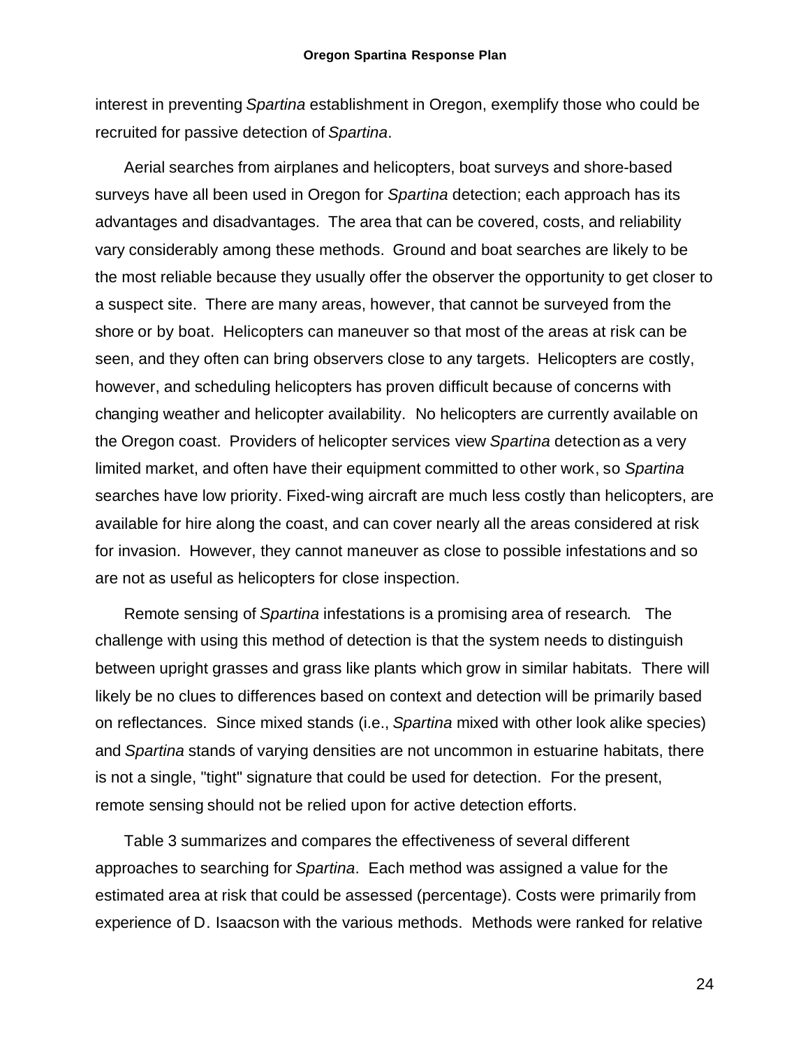interest in preventing *Spartina* establishment in Oregon, exemplify those who could be recruited for passive detection of *Spartina*.

Aerial searches from airplanes and helicopters, boat surveys and shore-based surveys have all been used in Oregon for *Spartina* detection; each approach has its advantages and disadvantages. The area that can be covered, costs, and reliability vary considerably among these methods. Ground and boat searches are likely to be the most reliable because they usually offer the observer the opportunity to get closer to a suspect site. There are many areas, however, that cannot be surveyed from the shore or by boat. Helicopters can maneuver so that most of the areas at risk can be seen, and they often can bring observers close to any targets. Helicopters are costly, however, and scheduling helicopters has proven difficult because of concerns with changing weather and helicopter availability. No helicopters are currently available on the Oregon coast. Providers of helicopter services view *Spartina* detection as a very limited market, and often have their equipment committed to other work, so *Spartina* searches have low priority. Fixed-wing aircraft are much less costly than helicopters, are available for hire along the coast, and can cover nearly all the areas considered at risk for invasion. However, they cannot maneuver as close to possible infestations and so are not as useful as helicopters for close inspection.

Remote sensing of *Spartina* infestations is a promising area of research. The challenge with using this method of detection is that the system needs to distinguish between upright grasses and grass like plants which grow in similar habitats. There will likely be no clues to differences based on context and detection will be primarily based on reflectances. Since mixed stands (i.e., *Spartina* mixed with other look alike species) and *Spartina* stands of varying densities are not uncommon in estuarine habitats, there is not a single, "tight" signature that could be used for detection. For the present, remote sensing should not be relied upon for active detection efforts.

Table 3 summarizes and compares the effectiveness of several different approaches to searching for *Spartina*. Each method was assigned a value for the estimated area at risk that could be assessed (percentage). Costs were primarily from experience of D. Isaacson with the various methods. Methods were ranked for relative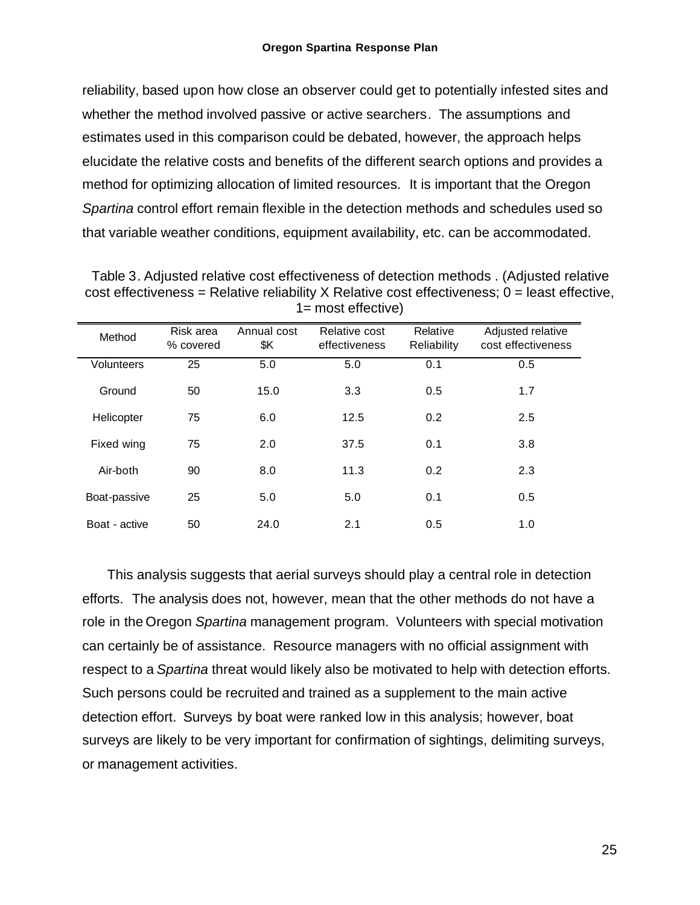reliability, based upon how close an observer could get to potentially infested sites and whether the method involved passive or active searchers. The assumptions and estimates used in this comparison could be debated, however, the approach helps elucidate the relative costs and benefits of the different search options and provides a method for optimizing allocation of limited resources. It is important that the Oregon *Spartina* control effort remain flexible in the detection methods and schedules used so that variable weather conditions, equipment availability, etc. can be accommodated.

Table 3. Adjusted relative cost effectiveness of detection methods . (Adjusted relative cost effectiveness = Relative reliability X Relative cost effectiveness; 0 = least effective, 1= most effective)

| Method | Risk area % covered | Annual cost $K | Relative cost effectiveness | Relative Reliability | Adjusted relative cost effectiveness |
|---|---|---|---|---|---|
| Volunteers | 25 | 5.0 | 5.0 | 0.1 | 0.5 |
| Ground | 50 | 15.0 | 3.3 | 0.5 | 1.7 |
| Helicopter | 75 | 6.0 | 12.5 | 0.2 | 2.5 |
| Fixed wing | 75 | 2.0 | 37.5 | 0.1 | 3.8 |
| Air-both | 90 | 8.0 | 11.3 | 0.2 | 2.3 |
| Boat-passive | 25 | 5.0 | 5.0 | 0.1 | 0.5 |
| Boat - active | 50 | 24.0 | 2.1 | 0.5 | 1.0 |

This analysis suggests that aerial surveys should play a central role in detection efforts. The analysis does not, however, mean that the other methods do not have a role in the Oregon *Spartina* management program. Volunteers with special motivation can certainly be of assistance. Resource managers with no official assignment with respect to a *Spartina* threat would likely also be motivated to help with detection efforts. Such persons could be recruited and trained as a supplement to the main active detection effort. Surveys by boat were ranked low in this analysis; however, boat surveys are likely to be very important for confirmation of sightings, delimiting surveys, or management activities.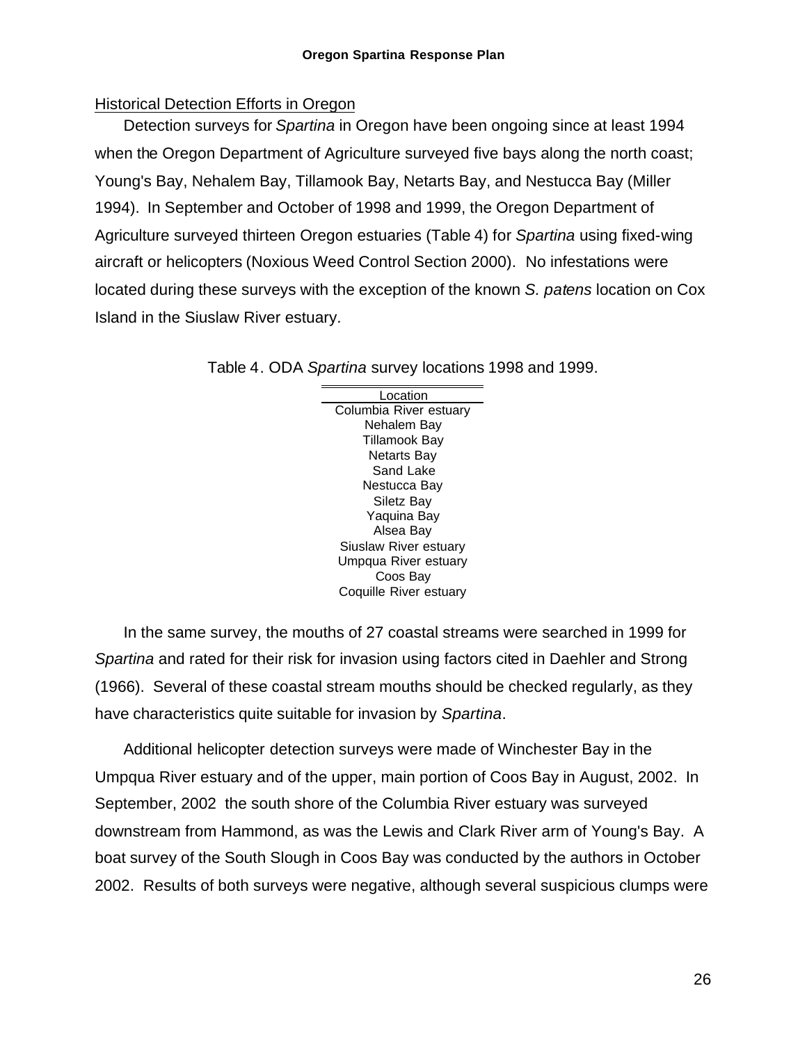## Historical Detection Efforts in Oregon

Detection surveys for *Spartina* in Oregon have been ongoing since at least 1994 when the Oregon Department of Agriculture surveyed five bays along the north coast; Young's Bay, Nehalem Bay, Tillamook Bay, Netarts Bay, and Nestucca Bay (Miller 1994). In September and October of 1998 and 1999, the Oregon Department of Agriculture surveyed thirteen Oregon estuaries (Table 4) for *Spartina* using fixed-wing aircraft or helicopters (Noxious Weed Control Section 2000). No infestations were located during these surveys with the exception of the known *S. patens* location on Cox Island in the Siuslaw River estuary.

Table 4. ODA *Spartina* survey locations 1998 and 1999.

| Location |
|---|
| Columbia River estuary |
| Nehalem Bay |
| Tillamook Bay |
| Netarts Bay |
| Sand Lake |
| Nestucca Bay |
| Siletz Bay |
| Yaquina Bay |
| Alsea Bay |
| Siuslaw River estuary |
| Umpqua River estuary |
| Coos Bay |
| Coquille River estuary |

In the same survey, the mouths of 27 coastal streams were searched in 1999 for *Spartina* and rated for their risk for invasion using factors cited in Daehler and Strong (1966). Several of these coastal stream mouths should be checked regularly, as they have characteristics quite suitable for invasion by *Spartina*.

Additional helicopter detection surveys were made of Winchester Bay in the Umpqua River estuary and of the upper, main portion of Coos Bay in August, 2002. In September, 2002 the south shore of the Columbia River estuary was surveyed downstream from Hammond, as was the Lewis and Clark River arm of Young's Bay. A boat survey of the South Slough in Coos Bay was conducted by the authors in October 2002. Results of both surveys were negative, although several suspicious clumps were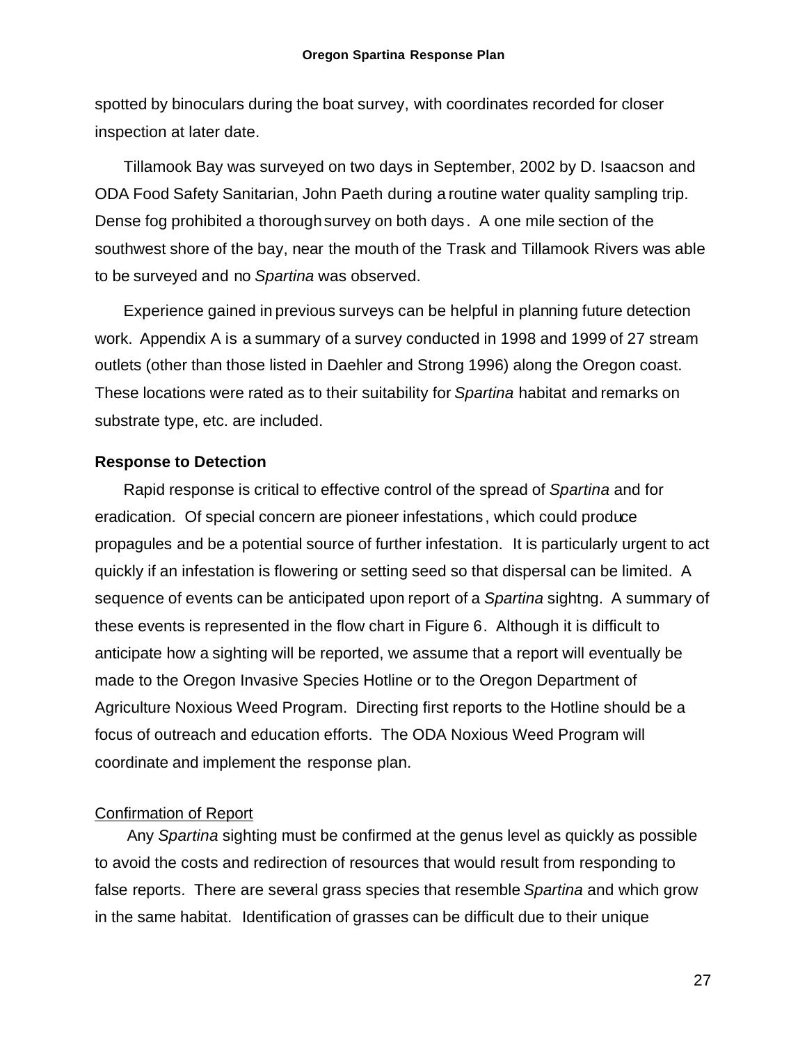spotted by binoculars during the boat survey, with coordinates recorded for closer inspection at later date.

Tillamook Bay was surveyed on two days in September, 2002 by D. Isaacson and ODA Food Safety Sanitarian, John Paeth during a routine water quality sampling trip. Dense fog prohibited a thorough survey on both days. A one mile section of the southwest shore of the bay, near the mouth of the Trask and Tillamook Rivers was able to be surveyed and no *Spartina* was observed.

Experience gained in previous surveys can be helpful in planning future detection work. Appendix A is a summary of a survey conducted in 1998 and 1999 of 27 stream outlets (other than those listed in Daehler and Strong 1996) along the Oregon coast. These locations were rated as to their suitability for *Spartina* habitat and remarks on substrate type, etc. are included.

### Response to Detection

Rapid response is critical to effective control of the spread of *Spartina* and for eradication. Of special concern are pioneer infestations, which could produce propagules and be a potential source of further infestation. It is particularly urgent to act quickly if an infestation is flowering or setting seed so that dispersal can be limited. A sequence of events can be anticipated upon report of a *Spartina* sightng. A summary of these events is represented in the flow chart in Figure 6. Although it is difficult to anticipate how a sighting will be reported, we assume that a report will eventually be made to the Oregon Invasive Species Hotline or to the Oregon Department of Agriculture Noxious Weed Program. Directing first reports to the Hotline should be a focus of outreach and education efforts. The ODA Noxious Weed Program will coordinate and implement the response plan.

#### Confirmation of Report

Any *Spartina* sighting must be confirmed at the genus level as quickly as possible to avoid the costs and redirection of resources that would result from responding to false reports. There are several grass species that resemble *Spartina* and which grow in the same habitat. Identification of grasses can be difficult due to their unique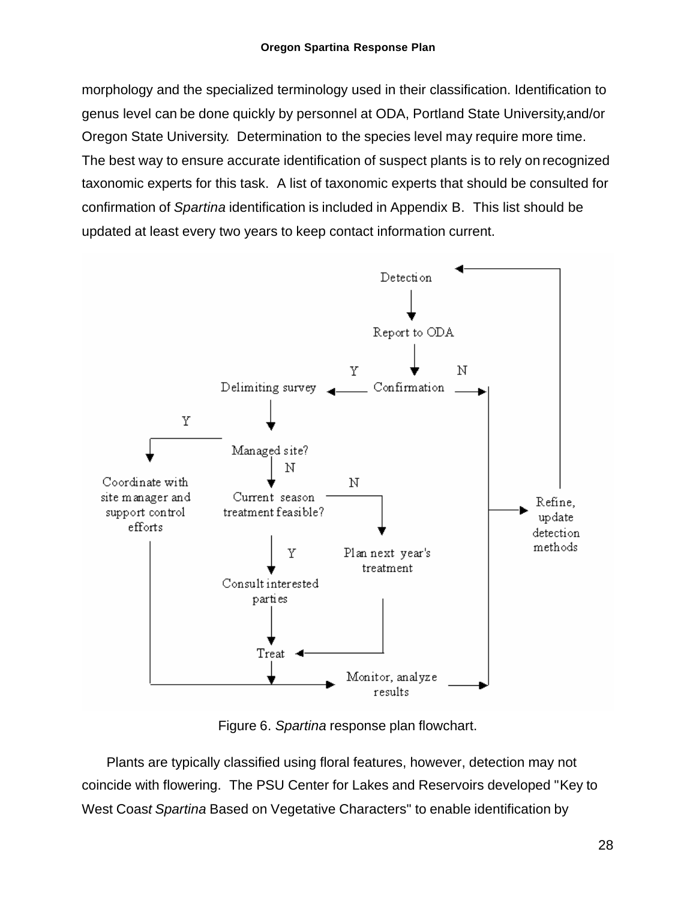morphology and the specialized terminology used in their classification. Identification to genus level can be done quickly by personnel at ODA, Portland State University, and/or Oregon State University. Determination to the species level may require more time. The best way to ensure accurate identification of suspect plants is to rely on recognized taxonomic experts for this task. A list of taxonomic experts that should be consulted for confirmation of *Spartina* identification is included in Appendix B. This list should be updated at least every two years to keep contact information current.

Figure 6. *Spartina* response plan flowchart.

Plants are typically classified using floral features, however, detection may not coincide with flowering. The PSU Center for Lakes and Reservoirs developed "Key to West Coast *Spartina* Based on Vegetative Characters" to enable identification by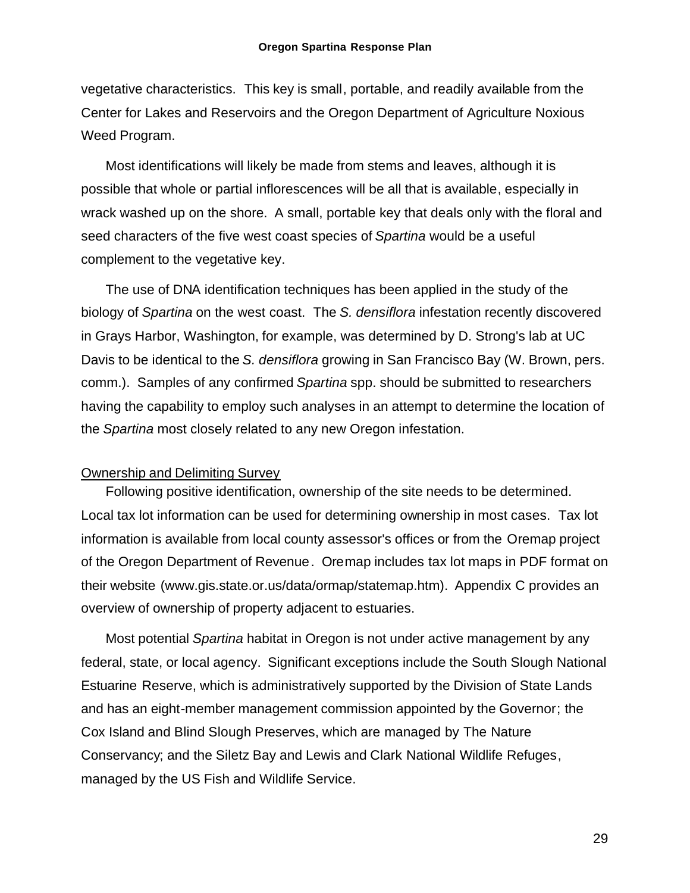vegetative characteristics. This key is small, portable, and readily available from the Center for Lakes and Reservoirs and the Oregon Department of Agriculture Noxious Weed Program.

Most identifications will likely be made from stems and leaves, although it is possible that whole or partial inflorescences will be all that is available, especially in wrack washed up on the shore. A small, portable key that deals only with the floral and seed characters of the five west coast species of *Spartina* would be a useful complement to the vegetative key.

The use of DNA identification techniques has been applied in the study of the biology of *Spartina* on the west coast. The *S. densiflora* infestation recently discovered in Grays Harbor, Washington, for example, was determined by D. Strong's lab at UC Davis to be identical to the *S. densiflora* growing in San Francisco Bay (W. Brown, pers. comm.). Samples of any confirmed *Spartina* spp. should be submitted to researchers having the capability to employ such analyses in an attempt to determine the location of the *Spartina* most closely related to any new Oregon infestation.

Ownership and Delimiting Survey

Following positive identification, ownership of the site needs to be determined. Local tax lot information can be used for determining ownership in most cases. Tax lot information is available from local county assessor's offices or from the Oremap project of the Oregon Department of Revenue. Oremap includes tax lot maps in PDF format on their website (www.gis.state.or.us/data/ormap/statemap.htm). Appendix C provides an overview of ownership of property adjacent to estuaries.

Most potential *Spartina* habitat in Oregon is not under active management by any federal, state, or local agency. Significant exceptions include the South Slough National Estuarine Reserve, which is administratively supported by the Division of State Lands and has an eight-member management commission appointed by the Governor; the Cox Island and Blind Slough Preserves, which are managed by The Nature Conservancy; and the Siletz Bay and Lewis and Clark National Wildlife Refuges, managed by the US Fish and Wildlife Service.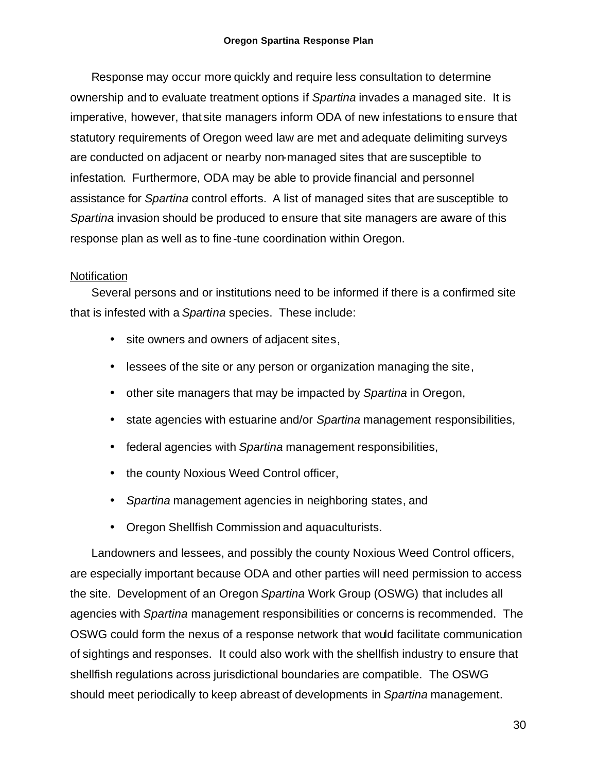Response may occur more quickly and require less consultation to determine ownership and to evaluate treatment options if *Spartina* invades a managed site. It is imperative, however, that site managers inform ODA of new infestations to ensure that statutory requirements of Oregon weed law are met and adequate delimiting surveys are conducted on adjacent or nearby non-managed sites that are susceptible to infestation. Furthermore, ODA may be able to provide financial and personnel assistance for *Spartina* control efforts. A list of managed sites that are susceptible to *Spartina* invasion should be produced to ensure that site managers are aware of this response plan as well as to fine-tune coordination within Oregon.

<u>Notification</u>

Several persons and or institutions need to be informed if there is a confirmed site that is infested with a *Spartina* species. These include:

- site owners and owners of adjacent sites,
- lessees of the site or any person or organization managing the site,
- other site managers that may be impacted by *Spartina* in Oregon,
- state agencies with estuarine and/or *Spartina* management responsibilities,
- federal agencies with *Spartina* management responsibilities,
- the county Noxious Weed Control officer,
- *Spartina* management agencies in neighboring states, and
- Oregon Shellfish Commission and aquaculturists.

Landowners and lessees, and possibly the county Noxious Weed Control officers, are especially important because ODA and other parties will need permission to access the site. Development of an Oregon *Spartina* Work Group (OSWG) that includes all agencies with *Spartina* management responsibilities or concerns is recommended. The OSWG could form the nexus of a response network that would facilitate communication of sightings and responses. It could also work with the shellfish industry to ensure that shellfish regulations across jurisdictional boundaries are compatible. The OSWG should meet periodically to keep abreast of developments in *Spartina* management.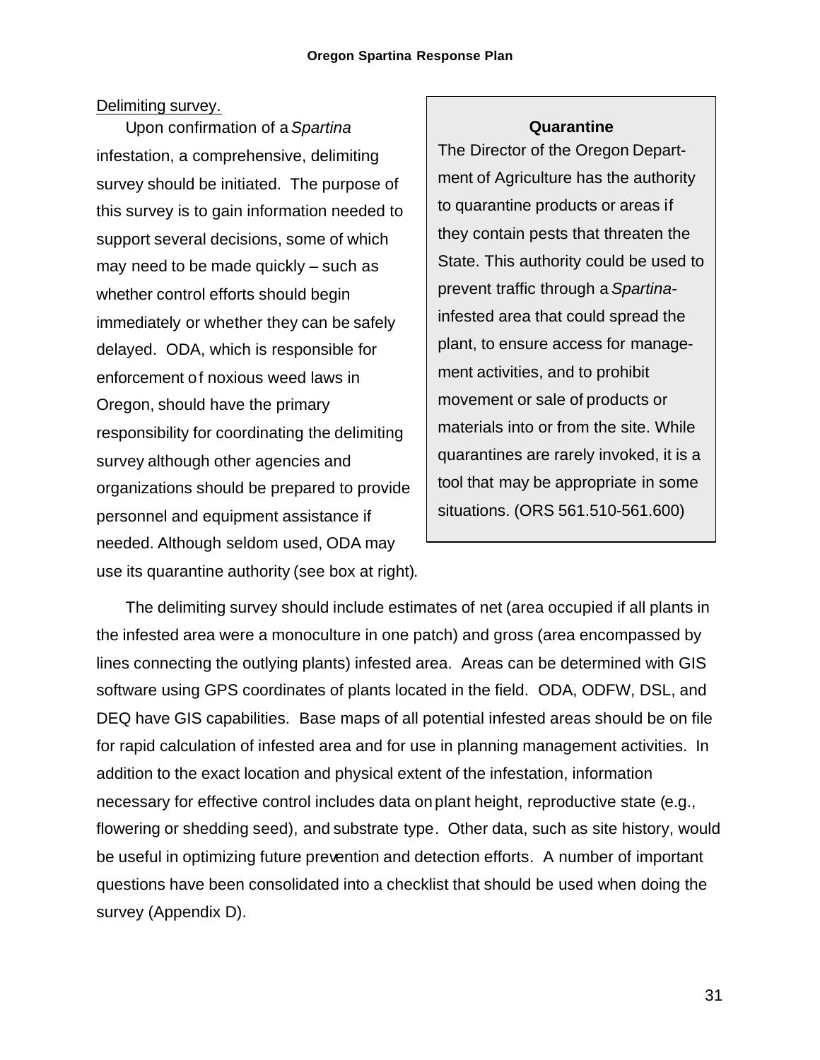Delimiting survey.

Upon confirmation of a *Spartina* infestation, a comprehensive, delimiting survey should be initiated. The purpose of this survey is to gain information needed to support several decisions, some of which may need to be made quickly – such as whether control efforts should begin immediately or whether they can be safely delayed. ODA, which is responsible for enforcement of noxious weed laws in Oregon, should have the primary responsibility for coordinating the delimiting survey although other agencies and organizations should be prepared to provide personnel and equipment assistance if needed. Although seldom used, ODA may use its quarantine authority (see box at right).

> **Quarantine**
>
> The Director of the Oregon Department of Agriculture has the authority to quarantine products or areas if they contain pests that threaten the State. This authority could be used to prevent traffic through a *Spartina*-infested area that could spread the plant, to ensure access for management activities, and to prohibit movement or sale of products or materials into or from the site. While quarantines are rarely invoked, it is a tool that may be appropriate in some situations. (ORS 561.510-561.600)

The delimiting survey should include estimates of net (area occupied if all plants in the infested area were a monoculture in one patch) and gross (area encompassed by lines connecting the outlying plants) infested area. Areas can be determined with GIS software using GPS coordinates of plants located in the field. ODA, ODFW, DSL, and DEQ have GIS capabilities. Base maps of all potential infested areas should be on file for rapid calculation of infested area and for use in planning management activities. In addition to the exact location and physical extent of the infestation, information necessary for effective control includes data on plant height, reproductive state (e.g., flowering or shedding seed), and substrate type. Other data, such as site history, would be useful in optimizing future prevention and detection efforts. A number of important questions have been consolidated into a checklist that should be used when doing the survey (Appendix D).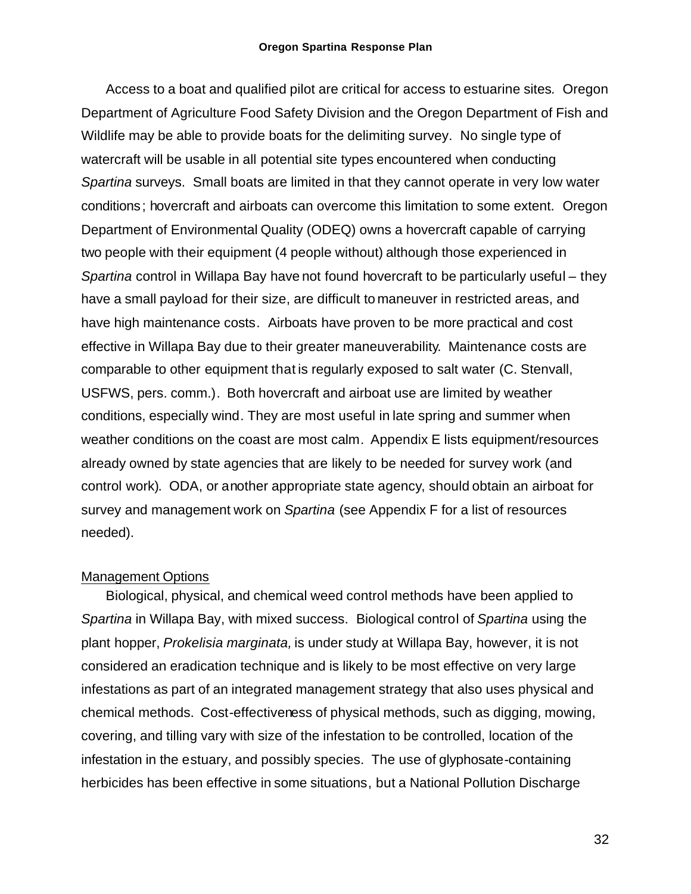Access to a boat and qualified pilot are critical for access to estuarine sites. Oregon Department of Agriculture Food Safety Division and the Oregon Department of Fish and Wildlife may be able to provide boats for the delimiting survey. No single type of watercraft will be usable in all potential site types encountered when conducting *Spartina* surveys. Small boats are limited in that they cannot operate in very low water conditions; hovercraft and airboats can overcome this limitation to some extent. Oregon Department of Environmental Quality (ODEQ) owns a hovercraft capable of carrying two people with their equipment (4 people without) although those experienced in *Spartina* control in Willapa Bay have not found hovercraft to be particularly useful – they have a small payload for their size, are difficult to maneuver in restricted areas, and have high maintenance costs. Airboats have proven to be more practical and cost effective in Willapa Bay due to their greater maneuverability. Maintenance costs are comparable to other equipment that is regularly exposed to salt water (C. Stenvall, USFWS, pers. comm.). Both hovercraft and airboat use are limited by weather conditions, especially wind. They are most useful in late spring and summer when weather conditions on the coast are most calm. Appendix E lists equipment/resources already owned by state agencies that are likely to be needed for survey work (and control work). ODA, or another appropriate state agency, should obtain an airboat for survey and management work on *Spartina* (see Appendix F for a list of resources needed).

<u>Management Options</u>

Biological, physical, and chemical weed control methods have been applied to *Spartina* in Willapa Bay, with mixed success. Biological control of *Spartina* using the plant hopper, *Prokelisia marginata,* is under study at Willapa Bay, however, it is not considered an eradication technique and is likely to be most effective on very large infestations as part of an integrated management strategy that also uses physical and chemical methods. Cost-effectiveness of physical methods, such as digging, mowing, covering, and tilling vary with size of the infestation to be controlled, location of the infestation in the estuary, and possibly species. The use of glyphosate-containing herbicides has been effective in some situations, but a National Pollution Discharge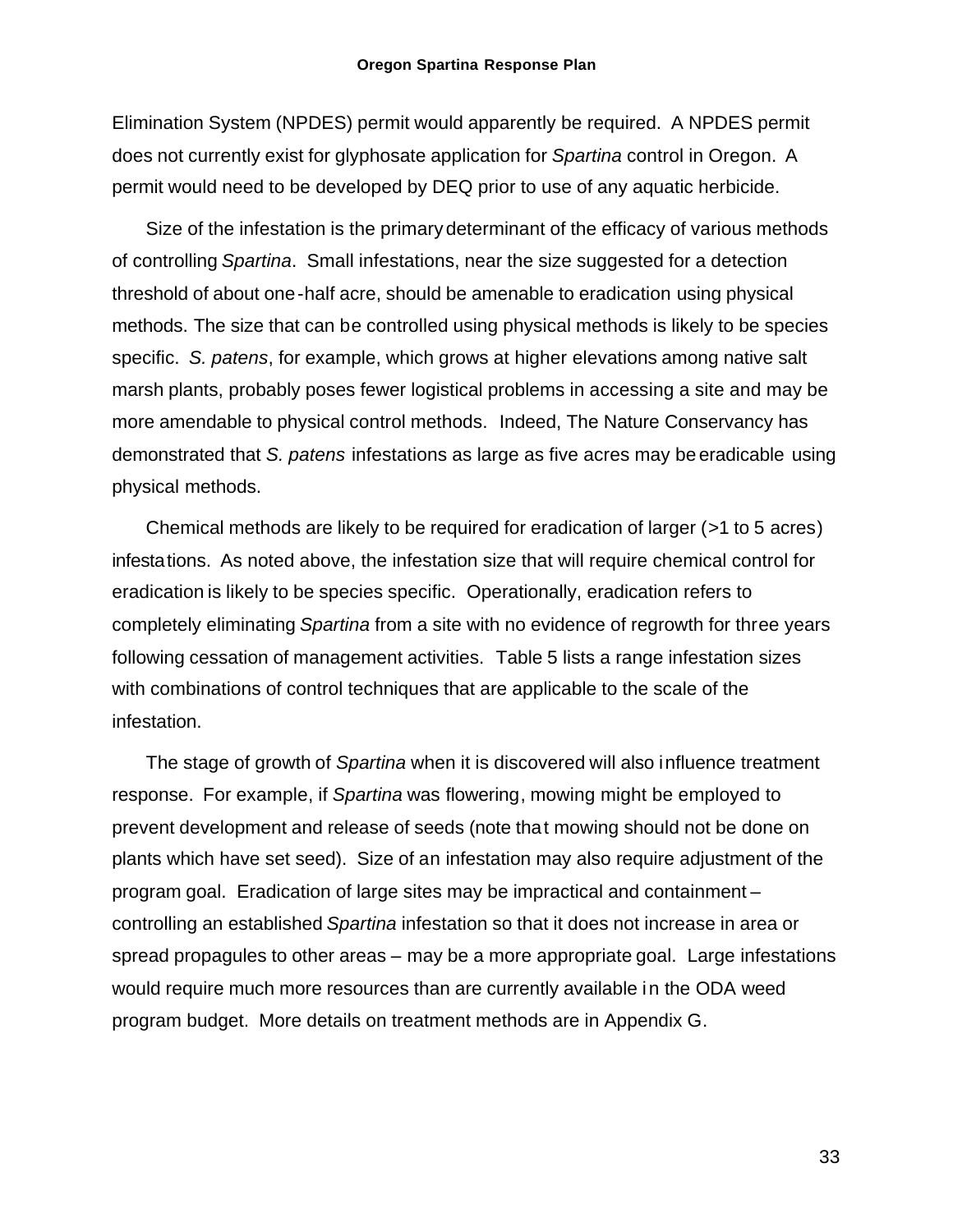Elimination System (NPDES) permit would apparently be required. A NPDES permit does not currently exist for glyphosate application for *Spartina* control in Oregon. A permit would need to be developed by DEQ prior to use of any aquatic herbicide.

Size of the infestation is the primary determinant of the efficacy of various methods of controlling *Spartina*. Small infestations, near the size suggested for a detection threshold of about one-half acre, should be amenable to eradication using physical methods. The size that can be controlled using physical methods is likely to be species specific. *S. patens*, for example, which grows at higher elevations among native salt marsh plants, probably poses fewer logistical problems in accessing a site and may be more amendable to physical control methods. Indeed, The Nature Conservancy has demonstrated that *S. patens* infestations as large as five acres may be eradicable using physical methods.

Chemical methods are likely to be required for eradication of larger (>1 to 5 acres) infestations. As noted above, the infestation size that will require chemical control for eradication is likely to be species specific. Operationally, eradication refers to completely eliminating *Spartina* from a site with no evidence of regrowth for three years following cessation of management activities. Table 5 lists a range infestation sizes with combinations of control techniques that are applicable to the scale of the infestation.

The stage of growth of *Spartina* when it is discovered will also influence treatment response. For example, if *Spartina* was flowering, mowing might be employed to prevent development and release of seeds (note that mowing should not be done on plants which have set seed). Size of an infestation may also require adjustment of the program goal. Eradication of large sites may be impractical and containment – controlling an established *Spartina* infestation so that it does not increase in area or spread propagules to other areas – may be a more appropriate goal. Large infestations would require much more resources than are currently available in the ODA weed program budget. More details on treatment methods are in Appendix G.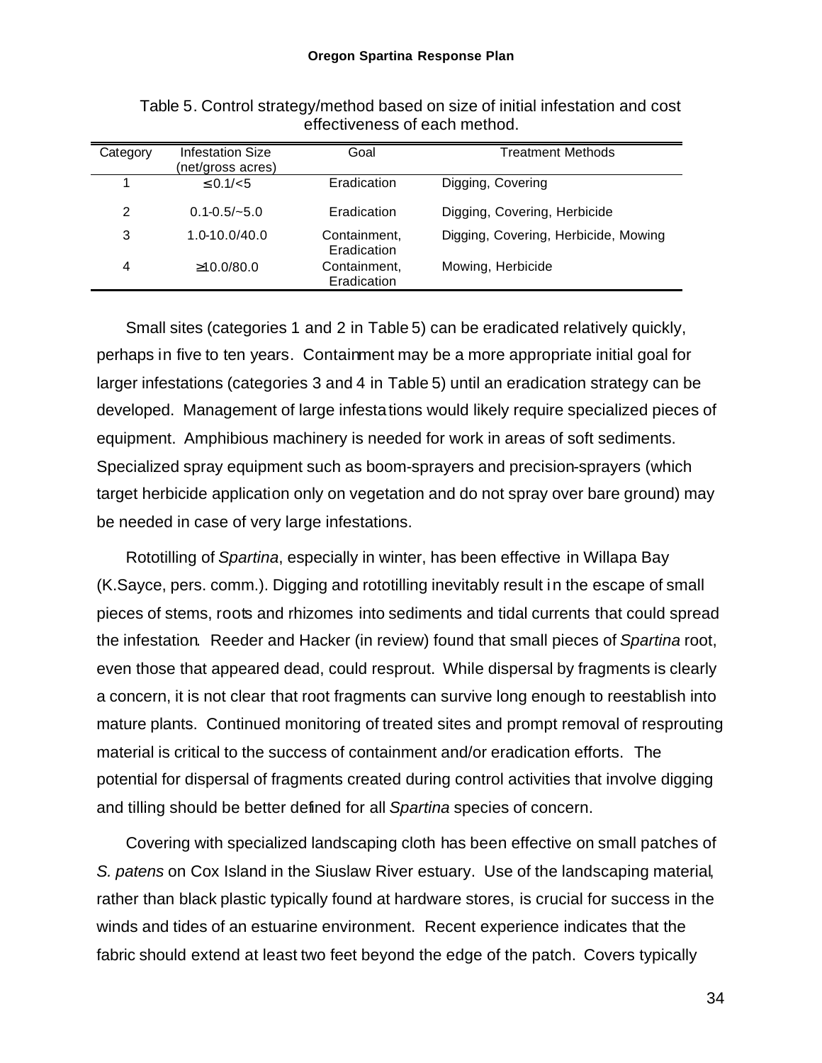Table 5. Control strategy/method based on size of initial infestation and cost effectiveness of each method.

| Category | Infestation Size (net/gross acres) | Goal | Treatment Methods |
|---|---|---|---|
| 1 | ≤ 0.1/<5 | Eradication | Digging, Covering |
| 2 | 0.1-0.5/~5.0 | Eradication | Digging, Covering, Herbicide |
| 3 | 1.0-10.0/40.0 | Containment, Eradication | Digging, Covering, Herbicide, Mowing |
| 4 | ≥10.0/80.0 | Containment, Eradication | Mowing, Herbicide |

Small sites (categories 1 and 2 in Table 5) can be eradicated relatively quickly, perhaps in five to ten years. Containment may be a more appropriate initial goal for larger infestations (categories 3 and 4 in Table 5) until an eradication strategy can be developed. Management of large infestations would likely require specialized pieces of equipment. Amphibious machinery is needed for work in areas of soft sediments. Specialized spray equipment such as boom-sprayers and precision-sprayers (which target herbicide application only on vegetation and do not spray over bare ground) may be needed in case of very large infestations.

Rototilling of *Spartina*, especially in winter, has been effective in Willapa Bay (K.Sayce, pers. comm.). Digging and rototilling inevitably result in the escape of small pieces of stems, roots and rhizomes into sediments and tidal currents that could spread the infestation. Reeder and Hacker (in review) found that small pieces of *Spartina* root, even those that appeared dead, could resprout. While dispersal by fragments is clearly a concern, it is not clear that root fragments can survive long enough to reestablish into mature plants. Continued monitoring of treated sites and prompt removal of resprouting material is critical to the success of containment and/or eradication efforts. The potential for dispersal of fragments created during control activities that involve digging and tilling should be better defined for all *Spartina* species of concern.

Covering with specialized landscaping cloth has been effective on small patches of *S. patens* on Cox Island in the Siuslaw River estuary. Use of the landscaping material, rather than black plastic typically found at hardware stores, is crucial for success in the winds and tides of an estuarine environment. Recent experience indicates that the fabric should extend at least two feet beyond the edge of the patch. Covers typically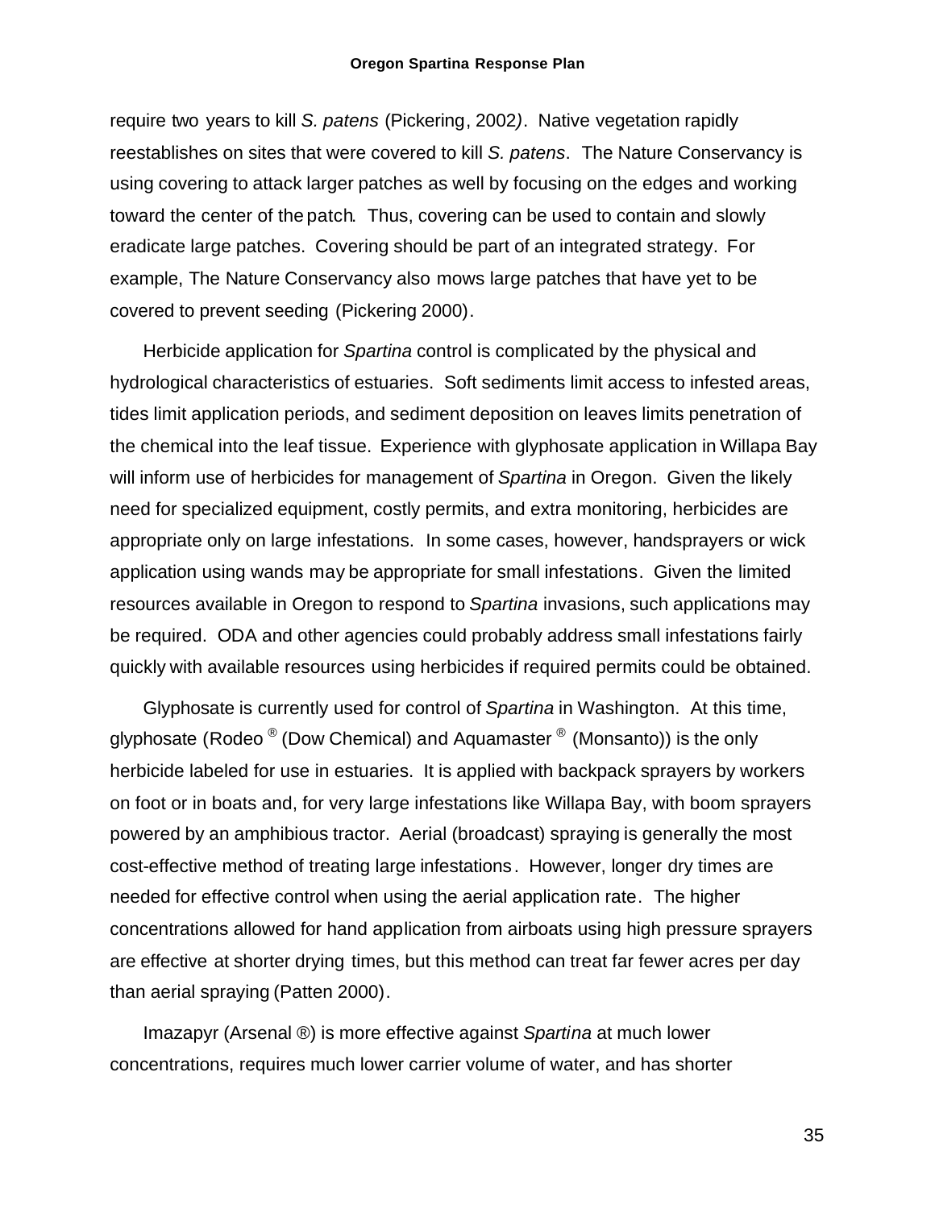require two years to kill *S. patens* (Pickering, 2002). Native vegetation rapidly reestablishes on sites that were covered to kill *S. patens*. The Nature Conservancy is using covering to attack larger patches as well by focusing on the edges and working toward the center of the patch. Thus, covering can be used to contain and slowly eradicate large patches. Covering should be part of an integrated strategy. For example, The Nature Conservancy also mows large patches that have yet to be covered to prevent seeding (Pickering 2000).

Herbicide application for *Spartina* control is complicated by the physical and hydrological characteristics of estuaries. Soft sediments limit access to infested areas, tides limit application periods, and sediment deposition on leaves limits penetration of the chemical into the leaf tissue. Experience with glyphosate application in Willapa Bay will inform use of herbicides for management of *Spartina* in Oregon. Given the likely need for specialized equipment, costly permits, and extra monitoring, herbicides are appropriate only on large infestations. In some cases, however, handsprayers or wick application using wands may be appropriate for small infestations. Given the limited resources available in Oregon to respond to *Spartina* invasions, such applications may be required. ODA and other agencies could probably address small infestations fairly quickly with available resources using herbicides if required permits could be obtained.

Glyphosate is currently used for control of *Spartina* in Washington. At this time, glyphosate (Rodeo ® (Dow Chemical) and Aquamaster ® (Monsanto)) is the only herbicide labeled for use in estuaries. It is applied with backpack sprayers by workers on foot or in boats and, for very large infestations like Willapa Bay, with boom sprayers powered by an amphibious tractor. Aerial (broadcast) spraying is generally the most cost-effective method of treating large infestations. However, longer dry times are needed for effective control when using the aerial application rate. The higher concentrations allowed for hand application from airboats using high pressure sprayers are effective at shorter drying times, but this method can treat far fewer acres per day than aerial spraying (Patten 2000).

Imazapyr (Arsenal ®) is more effective against *Spartina* at much lower concentrations, requires much lower carrier volume of water, and has shorter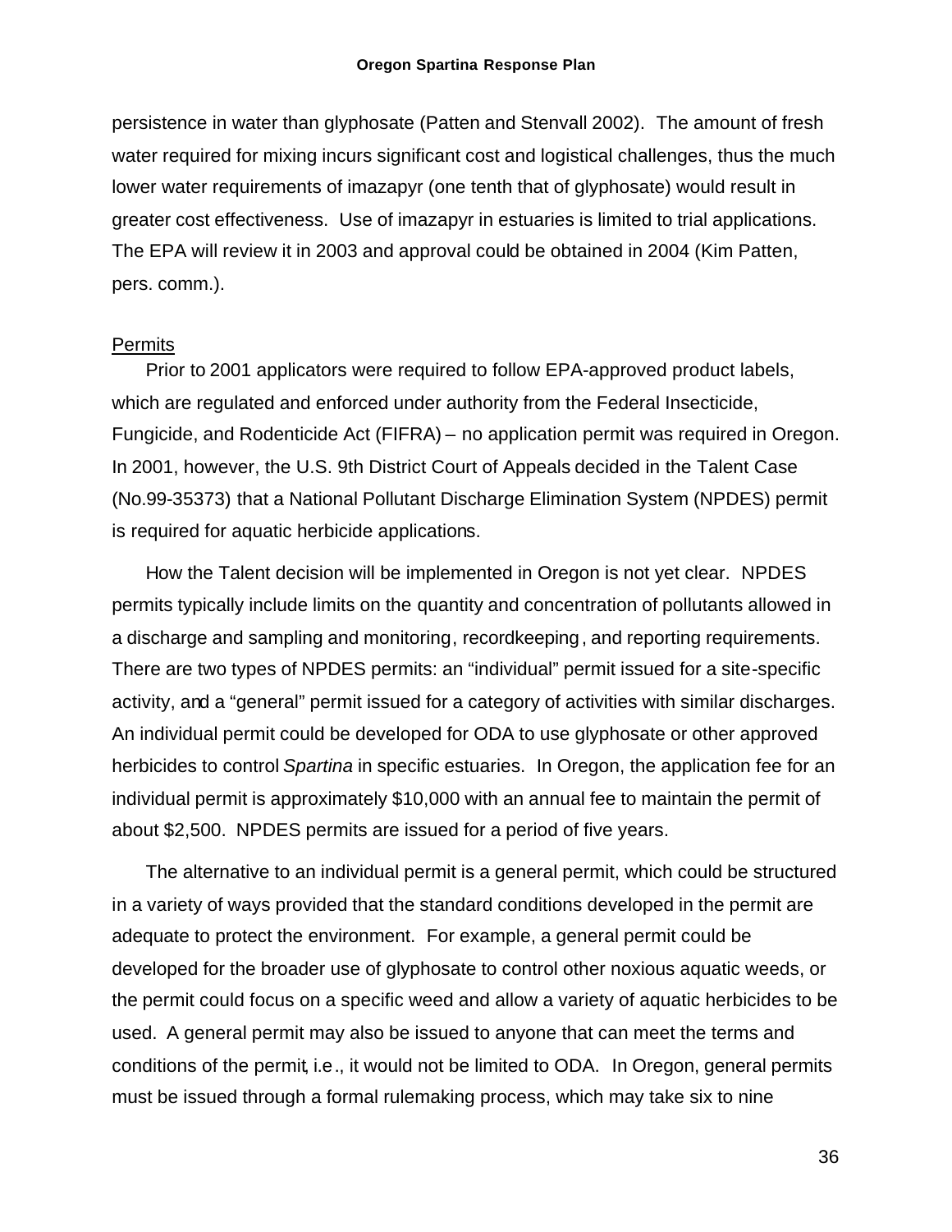persistence in water than glyphosate (Patten and Stenvall 2002). The amount of fresh water required for mixing incurs significant cost and logistical challenges, thus the much lower water requirements of imazapyr (one tenth that of glyphosate) would result in greater cost effectiveness. Use of imazapyr in estuaries is limited to trial applications. The EPA will review it in 2003 and approval could be obtained in 2004 (Kim Patten, pers. comm.).

## Permits

Prior to 2001 applicators were required to follow EPA-approved product labels, which are regulated and enforced under authority from the Federal Insecticide, Fungicide, and Rodenticide Act (FIFRA) – no application permit was required in Oregon. In 2001, however, the U.S. 9th District Court of Appeals decided in the Talent Case (No.99-35373) that a National Pollutant Discharge Elimination System (NPDES) permit is required for aquatic herbicide applications.

How the Talent decision will be implemented in Oregon is not yet clear. NPDES permits typically include limits on the quantity and concentration of pollutants allowed in a discharge and sampling and monitoring, recordkeeping, and reporting requirements. There are two types of NPDES permits: an "individual" permit issued for a site-specific activity, and a "general" permit issued for a category of activities with similar discharges. An individual permit could be developed for ODA to use glyphosate or other approved herbicides to control *Spartina* in specific estuaries. In Oregon, the application fee for an individual permit is approximately $10,000 with an annual fee to maintain the permit of about $2,500. NPDES permits are issued for a period of five years.

The alternative to an individual permit is a general permit, which could be structured in a variety of ways provided that the standard conditions developed in the permit are adequate to protect the environment. For example, a general permit could be developed for the broader use of glyphosate to control other noxious aquatic weeds, or the permit could focus on a specific weed and allow a variety of aquatic herbicides to be used. A general permit may also be issued to anyone that can meet the terms and conditions of the permit, i.e., it would not be limited to ODA. In Oregon, general permits must be issued through a formal rulemaking process, which may take six to nine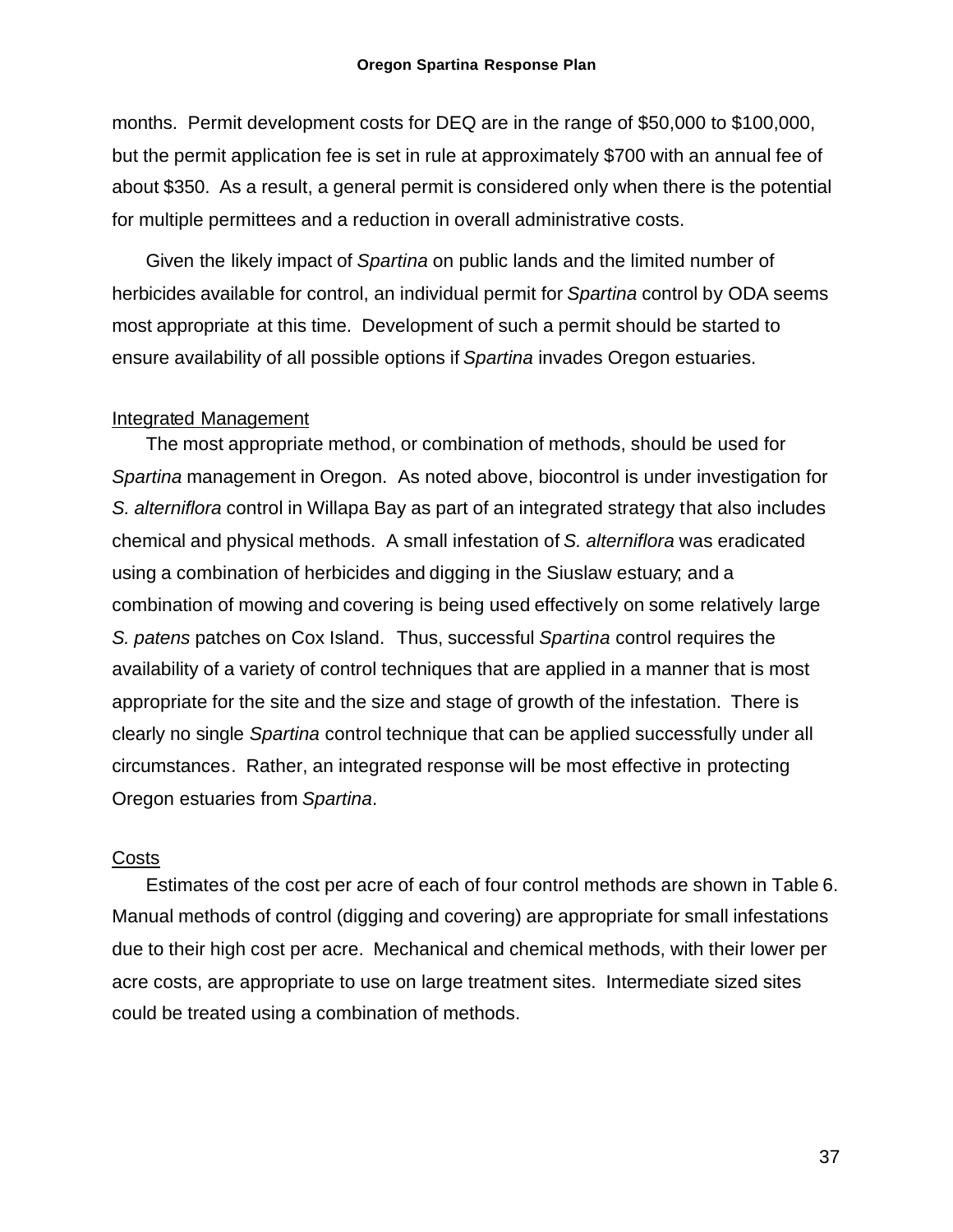months. Permit development costs for DEQ are in the range of $50,000 to $100,000, but the permit application fee is set in rule at approximately $700 with an annual fee of about $350. As a result, a general permit is considered only when there is the potential for multiple permittees and a reduction in overall administrative costs.

Given the likely impact of *Spartina* on public lands and the limited number of herbicides available for control, an individual permit for *Spartina* control by ODA seems most appropriate at this time. Development of such a permit should be started to ensure availability of all possible options if *Spartina* invades Oregon estuaries.

Integrated Management

The most appropriate method, or combination of methods, should be used for *Spartina* management in Oregon. As noted above, biocontrol is under investigation for *S. alterniflora* control in Willapa Bay as part of an integrated strategy that also includes chemical and physical methods. A small infestation of *S. alterniflora* was eradicated using a combination of herbicides and digging in the Siuslaw estuary; and a combination of mowing and covering is being used effectively on some relatively large *S. patens* patches on Cox Island. Thus, successful *Spartina* control requires the availability of a variety of control techniques that are applied in a manner that is most appropriate for the site and the size and stage of growth of the infestation. There is clearly no single *Spartina* control technique that can be applied successfully under all circumstances. Rather, an integrated response will be most effective in protecting Oregon estuaries from *Spartina*.

Costs

Estimates of the cost per acre of each of four control methods are shown in Table 6. Manual methods of control (digging and covering) are appropriate for small infestations due to their high cost per acre. Mechanical and chemical methods, with their lower per acre costs, are appropriate to use on large treatment sites. Intermediate sized sites could be treated using a combination of methods.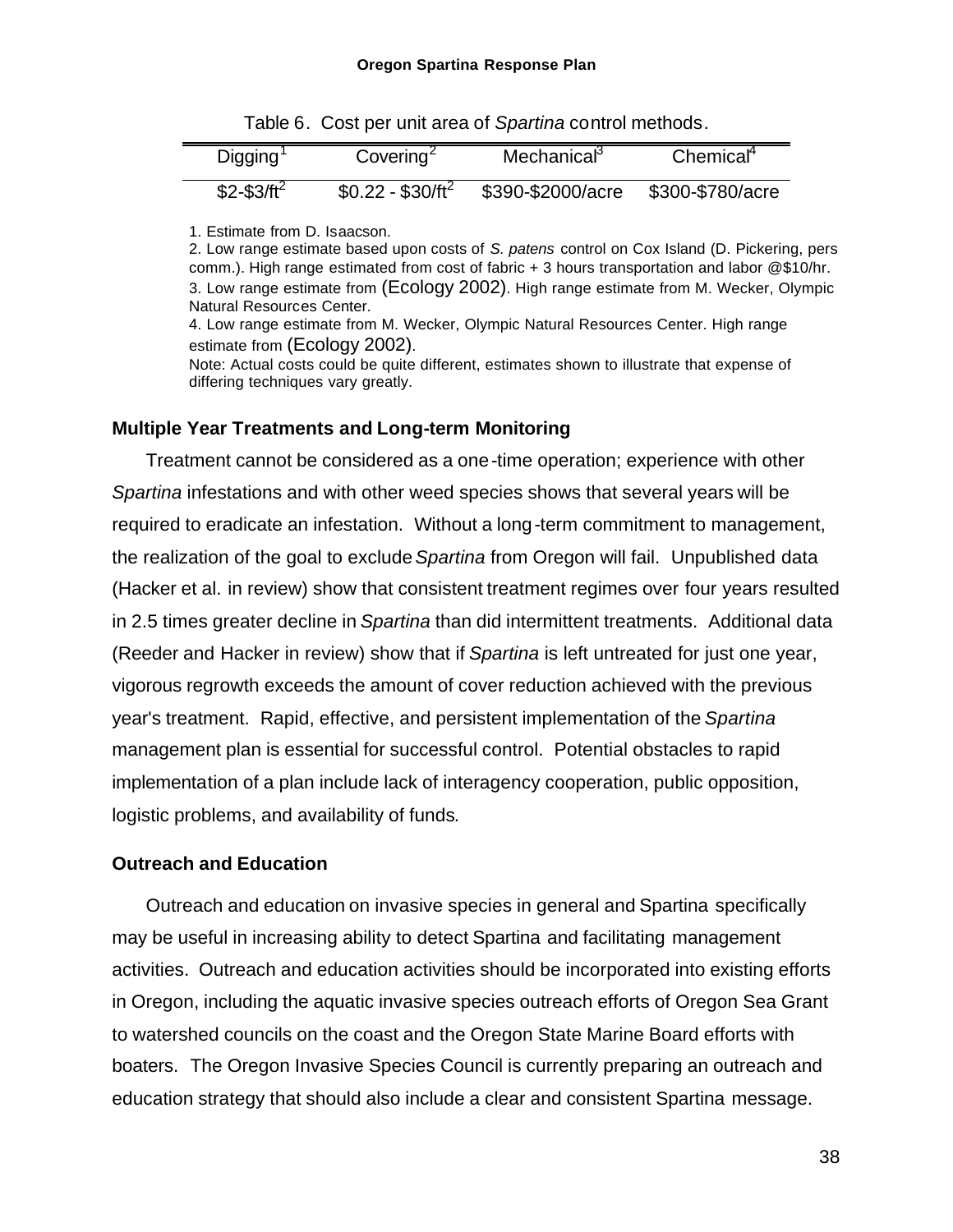Table 6. Cost per unit area of *Spartina* control methods.

| Digging[1] | Covering[2] | Mechanical[3] | Chemical[4] |
| --- | --- | --- | --- |
| $2-$3/ft$^2$ | $0.22 - $30/ft$^2$ | $390-$2000/acre | $300-$780/acre |

1. Estimate from D. Isaacson.
2. Low range estimate based upon costs of *S. patens* control on Cox Island (D. Pickering, pers comm.). High range estimated from cost of fabric + 3 hours transportation and labor @$10/hr.
3. Low range estimate from (Ecology 2002). High range estimate from M. Wecker, Olympic Natural Resources Center.
4. Low range estimate from M. Wecker, Olympic Natural Resources Center. High range estimate from (Ecology 2002).

Note: Actual costs could be quite different, estimates shown to illustrate that expense of differing techniques vary greatly.

### Multiple Year Treatments and Long-term Monitoring

Treatment cannot be considered as a one-time operation; experience with other *Spartina* infestations and with other weed species shows that several years will be required to eradicate an infestation. Without a long-term commitment to management, the realization of the goal to exclude *Spartina* from Oregon will fail. Unpublished data (Hacker et al. in review) show that consistent treatment regimes over four years resulted in 2.5 times greater decline in *Spartina* than did intermittent treatments. Additional data (Reeder and Hacker in review) show that if *Spartina* is left untreated for just one year, vigorous regrowth exceeds the amount of cover reduction achieved with the previous year's treatment. Rapid, effective, and persistent implementation of the *Spartina* management plan is essential for successful control. Potential obstacles to rapid implementation of a plan include lack of interagency cooperation, public opposition, logistic problems, and availability of funds.

### Outreach and Education

Outreach and education on invasive species in general and Spartina specifically may be useful in increasing ability to detect Spartina and facilitating management activities. Outreach and education activities should be incorporated into existing efforts in Oregon, including the aquatic invasive species outreach efforts of Oregon Sea Grant to watershed councils on the coast and the Oregon State Marine Board efforts with boaters. The Oregon Invasive Species Council is currently preparing an outreach and education strategy that should also include a clear and consistent Spartina message.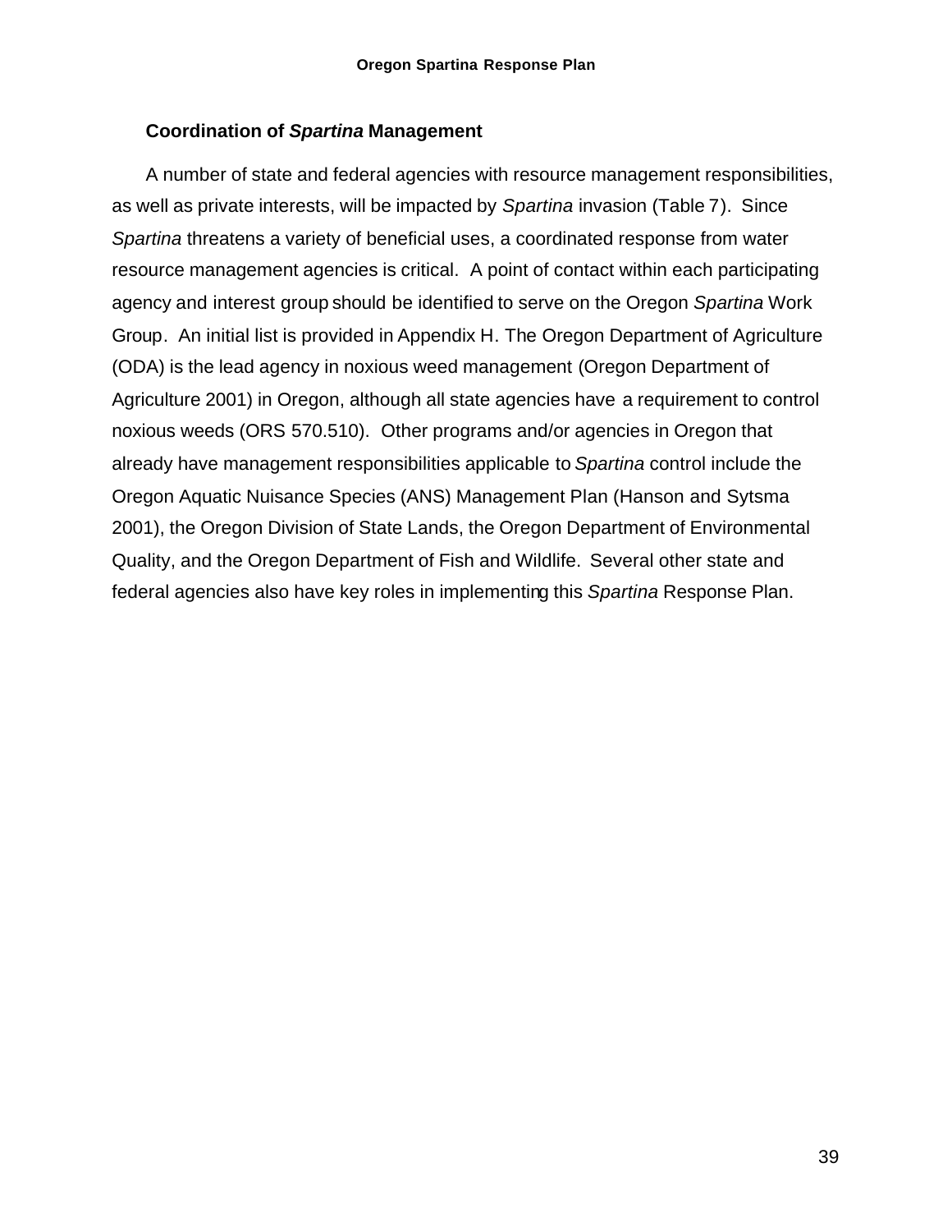### Coordination of *Spartina* Management

A number of state and federal agencies with resource management responsibilities, as well as private interests, will be impacted by *Spartina* invasion (Table 7). Since *Spartina* threatens a variety of beneficial uses, a coordinated response from water resource management agencies is critical. A point of contact within each participating agency and interest group should be identified to serve on the Oregon *Spartina* Work Group. An initial list is provided in Appendix H. The Oregon Department of Agriculture (ODA) is the lead agency in noxious weed management (Oregon Department of Agriculture 2001) in Oregon, although all state agencies have a requirement to control noxious weeds (ORS 570.510). Other programs and/or agencies in Oregon that already have management responsibilities applicable to *Spartina* control include the Oregon Aquatic Nuisance Species (ANS) Management Plan (Hanson and Sytsma 2001), the Oregon Division of State Lands, the Oregon Department of Environmental Quality, and the Oregon Department of Fish and Wildlife. Several other state and federal agencies also have key roles in implementing this *Spartina* Response Plan.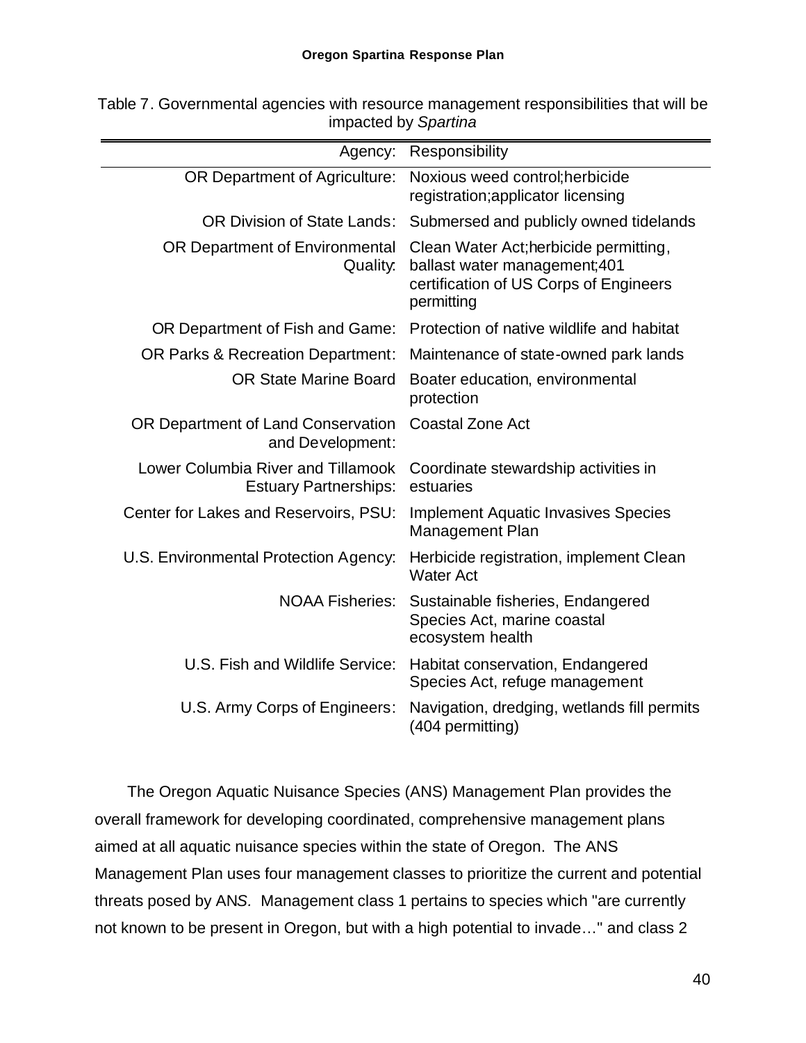Table 7. Governmental agencies with resource management responsibilities that will be impacted by *Spartina*

| Agency: | Responsibility |
|---|---|
| OR Department of Agriculture: | Noxious weed control;herbicide registration;applicator licensing |
| OR Division of State Lands: | Submersed and publicly owned tidelands |
| OR Department of Environmental Quality: | Clean Water Act;herbicide permitting, ballast water management;401 certification of US Corps of Engineers permitting |
| OR Department of Fish and Game: | Protection of native wildlife and habitat |
| OR Parks & Recreation Department: | Maintenance of state-owned park lands |
| OR State Marine Board | Boater education, environmental protection |
| OR Department of Land Conservation and Development: | Coastal Zone Act |
| Lower Columbia River and Tillamook Estuary Partnerships: | Coordinate stewardship activities in estuaries |
| Center for Lakes and Reservoirs, PSU: | Implement Aquatic Invasives Species Management Plan |
| U.S. Environmental Protection Agency: | Herbicide registration, implement Clean Water Act |
| NOAA Fisheries: | Sustainable fisheries, Endangered Species Act, marine coastal ecosystem health |
| U.S. Fish and Wildlife Service: | Habitat conservation, Endangered Species Act, refuge management |
| U.S. Army Corps of Engineers: | Navigation, dredging, wetlands fill permits (404 permitting) |

The Oregon Aquatic Nuisance Species (ANS) Management Plan provides the overall framework for developing coordinated, comprehensive management plans aimed at all aquatic nuisance species within the state of Oregon. The ANS Management Plan uses four management classes to prioritize the current and potential threats posed by ANS. Management class 1 pertains to species which "are currently not known to be present in Oregon, but with a high potential to invade…" and class 2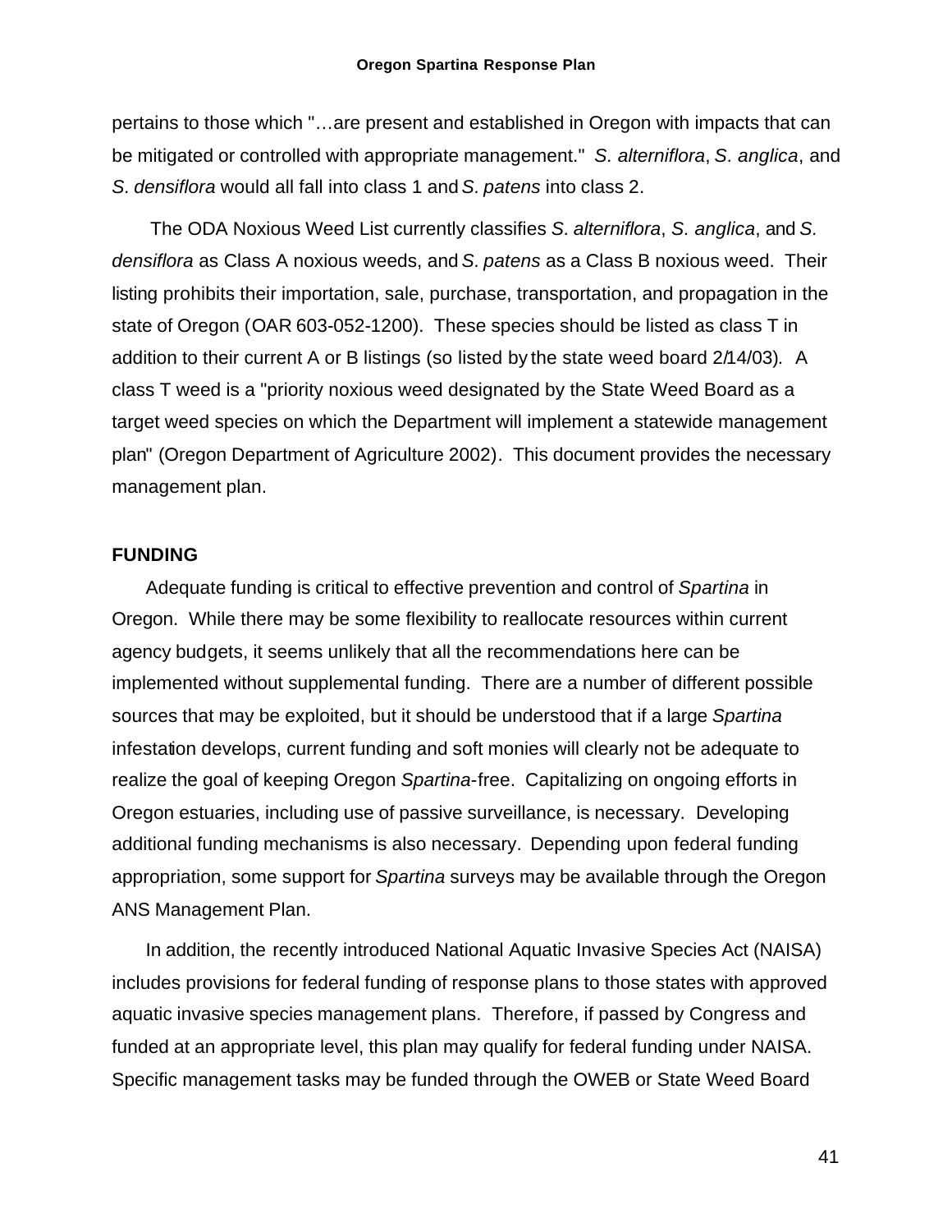pertains to those which "…are present and established in Oregon with impacts that can be mitigated or controlled with appropriate management." *S. alterniflora*, *S. anglica*, and *S. densiflora* would all fall into class 1 and *S. patens* into class 2.

The ODA Noxious Weed List currently classifies *S. alterniflora*, *S. anglica*, and *S. densiflora* as Class A noxious weeds, and *S. patens* as a Class B noxious weed. Their listing prohibits their importation, sale, purchase, transportation, and propagation in the state of Oregon (OAR 603-052-1200). These species should be listed as class T in addition to their current A or B listings (so listed by the state weed board 2/14/03). A class T weed is a "priority noxious weed designated by the State Weed Board as a target weed species on which the Department will implement a statewide management plan" (Oregon Department of Agriculture 2002). This document provides the necessary management plan.

## FUNDING

Adequate funding is critical to effective prevention and control of *Spartina* in Oregon. While there may be some flexibility to reallocate resources within current agency budgets, it seems unlikely that all the recommendations here can be implemented without supplemental funding. There are a number of different possible sources that may be exploited, but it should be understood that if a large *Spartina* infestation develops, current funding and soft monies will clearly not be adequate to realize the goal of keeping Oregon *Spartina*-free. Capitalizing on ongoing efforts in Oregon estuaries, including use of passive surveillance, is necessary. Developing additional funding mechanisms is also necessary. Depending upon federal funding appropriation, some support for *Spartina* surveys may be available through the Oregon ANS Management Plan.

In addition, the recently introduced National Aquatic Invasive Species Act (NAISA) includes provisions for federal funding of response plans to those states with approved aquatic invasive species management plans. Therefore, if passed by Congress and funded at an appropriate level, this plan may qualify for federal funding under NAISA. Specific management tasks may be funded through the OWEB or State Weed Board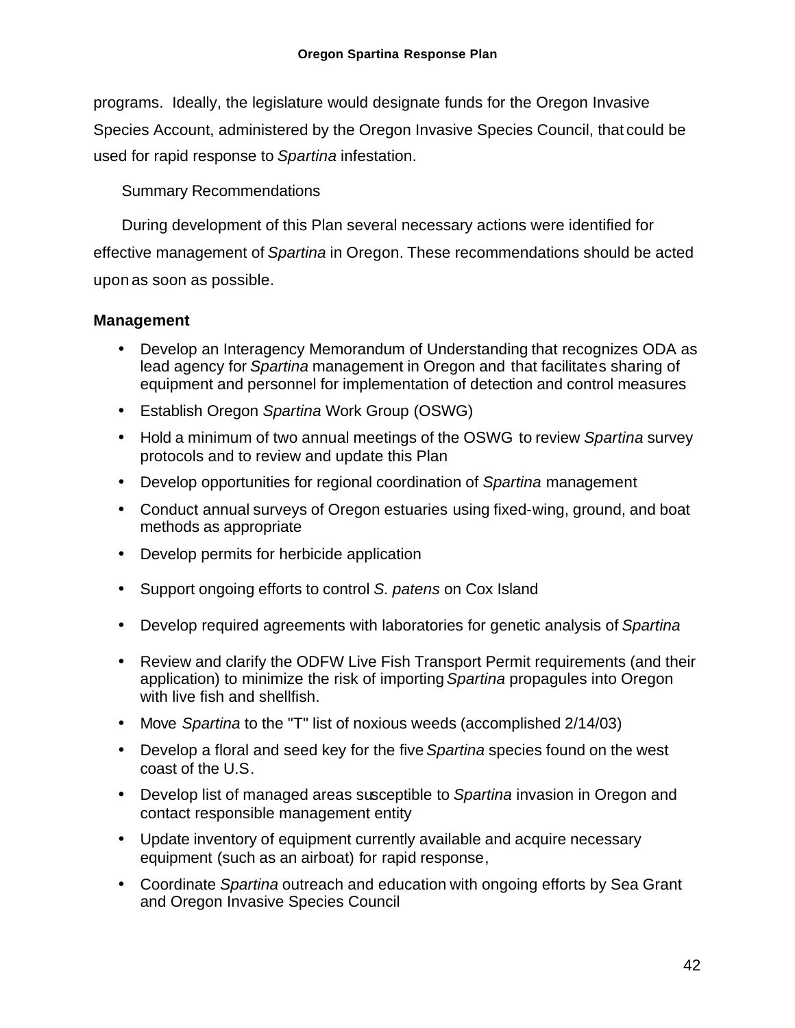programs. Ideally, the legislature would designate funds for the Oregon Invasive Species Account, administered by the Oregon Invasive Species Council, that could be used for rapid response to *Spartina* infestation.

Summary Recommendations

During development of this Plan several necessary actions were identified for effective management of *Spartina* in Oregon. These recommendations should be acted upon as soon as possible.

**Management**

- Develop an Interagency Memorandum of Understanding that recognizes ODA as lead agency for *Spartina* management in Oregon and that facilitates sharing of equipment and personnel for implementation of detection and control measures
- Establish Oregon *Spartina* Work Group (OSWG)
- Hold a minimum of two annual meetings of the OSWG to review *Spartina* survey protocols and to review and update this Plan
- Develop opportunities for regional coordination of *Spartina* management
- Conduct annual surveys of Oregon estuaries using fixed-wing, ground, and boat methods as appropriate
- Develop permits for herbicide application
- Support ongoing efforts to control *S. patens* on Cox Island
- Develop required agreements with laboratories for genetic analysis of *Spartina*
- Review and clarify the ODFW Live Fish Transport Permit requirements (and their application) to minimize the risk of importing *Spartina* propagules into Oregon with live fish and shellfish.
- Move *Spartina* to the "T" list of noxious weeds (accomplished 2/14/03)
- Develop a floral and seed key for the five *Spartina* species found on the west coast of the U.S.
- Develop list of managed areas susceptible to *Spartina* invasion in Oregon and contact responsible management entity
- Update inventory of equipment currently available and acquire necessary equipment (such as an airboat) for rapid response,
- Coordinate *Spartina* outreach and education with ongoing efforts by Sea Grant and Oregon Invasive Species Council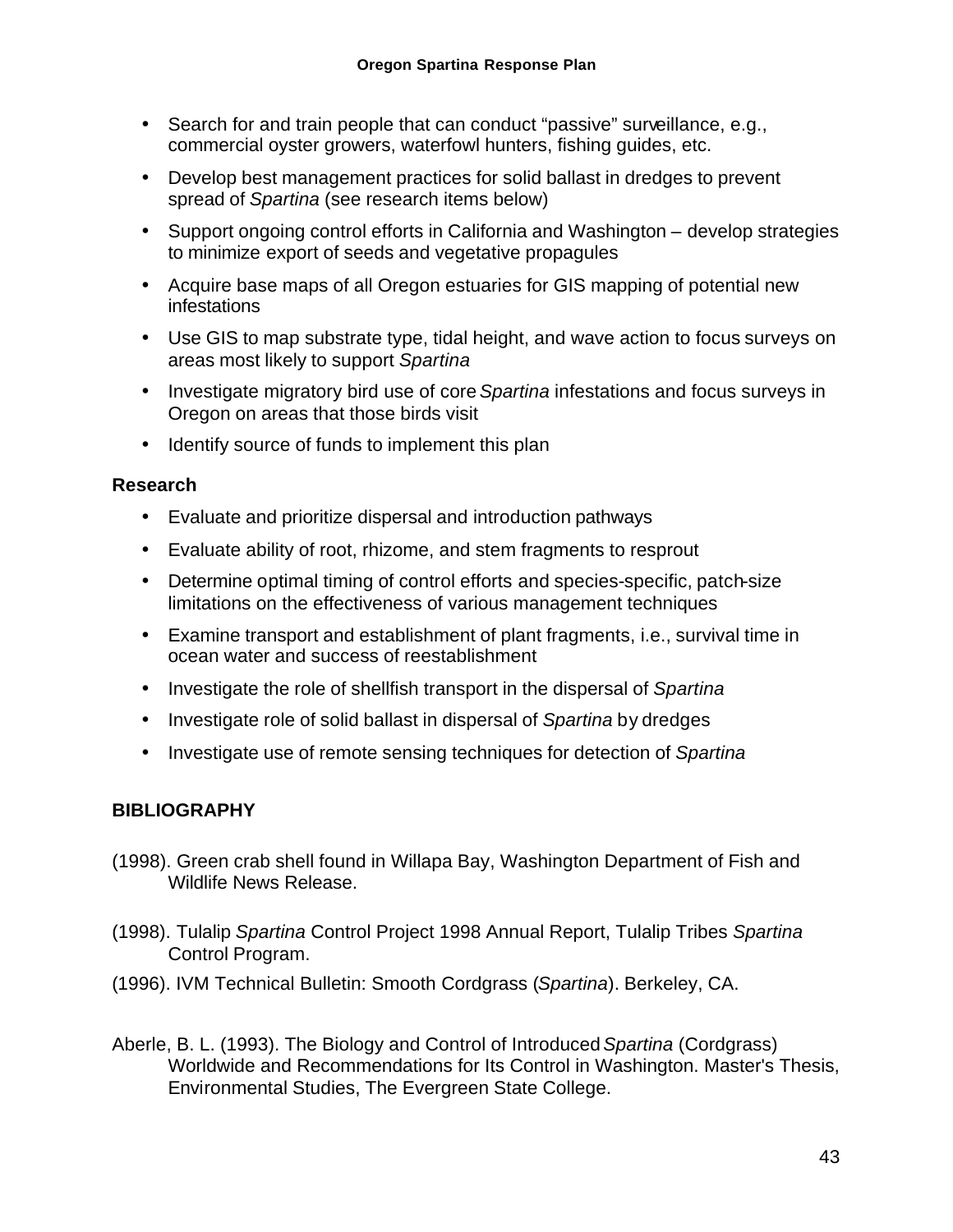- Search for and train people that can conduct "passive" surveillance, e.g., commercial oyster growers, waterfowl hunters, fishing guides, etc.
- Develop best management practices for solid ballast in dredges to prevent spread of *Spartina* (see research items below)
- Support ongoing control efforts in California and Washington – develop strategies to minimize export of seeds and vegetative propagules
- Acquire base maps of all Oregon estuaries for GIS mapping of potential new infestations
- Use GIS to map substrate type, tidal height, and wave action to focus surveys on areas most likely to support *Spartina*
- Investigate migratory bird use of core *Spartina* infestations and focus surveys in Oregon on areas that those birds visit
- Identify source of funds to implement this plan

### Research

- Evaluate and prioritize dispersal and introduction pathways
- Evaluate ability of root, rhizome, and stem fragments to resprout
- Determine optimal timing of control efforts and species-specific, patch-size limitations on the effectiveness of various management techniques
- Examine transport and establishment of plant fragments, i.e., survival time in ocean water and success of reestablishment
- Investigate the role of shellfish transport in the dispersal of *Spartina*
- Investigate role of solid ballast in dispersal of *Spartina* by dredges
- Investigate use of remote sensing techniques for detection of *Spartina*

## BIBLIOGRAPHY

(1998). Green crab shell found in Willapa Bay, Washington Department of Fish and Wildlife News Release.

(1998). Tulalip *Spartina* Control Project 1998 Annual Report, Tulalip Tribes *Spartina* Control Program.

(1996). IVM Technical Bulletin: Smooth Cordgrass (*Spartina*). Berkeley, CA.

Aberle, B. L. (1993). The Biology and Control of Introduced *Spartina* (Cordgrass) Worldwide and Recommendations for Its Control in Washington. Master's Thesis, Environmental Studies, The Evergreen State College.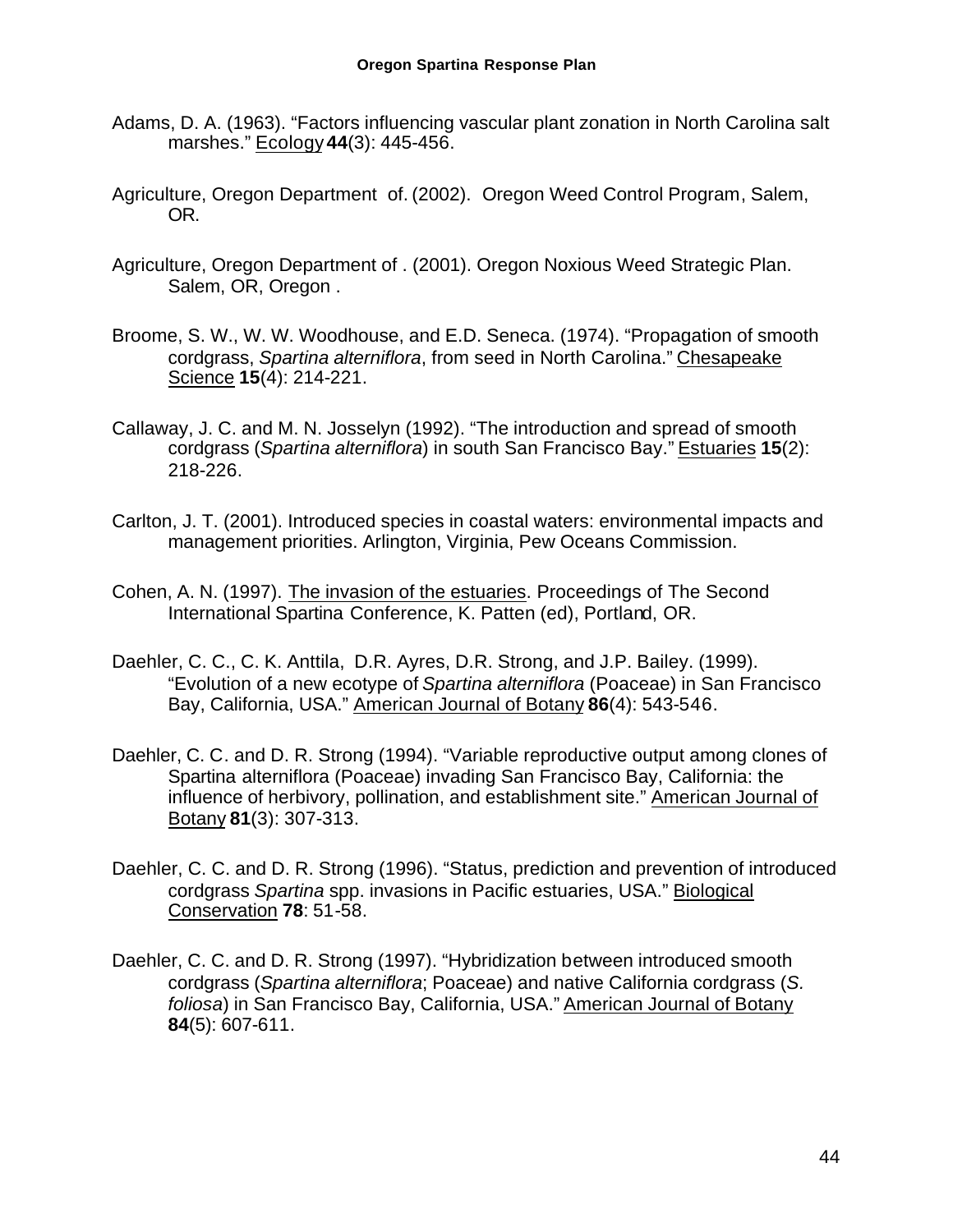Adams, D. A. (1963). "Factors influencing vascular plant zonation in North Carolina salt marshes." Ecology **44**(3): 445-456.

Agriculture, Oregon Department of. (2002). Oregon Weed Control Program, Salem, OR.

Agriculture, Oregon Department of . (2001). Oregon Noxious Weed Strategic Plan. Salem, OR, Oregon .

Broome, S. W., W. W. Woodhouse, and E.D. Seneca. (1974). "Propagation of smooth cordgrass, *Spartina alterniflora*, from seed in North Carolina." Chesapeake Science **15**(4): 214-221.

Callaway, J. C. and M. N. Josselyn (1992). "The introduction and spread of smooth cordgrass (*Spartina alterniflora*) in south San Francisco Bay." Estuaries **15**(2): 218-226.

Carlton, J. T. (2001). Introduced species in coastal waters: environmental impacts and management priorities. Arlington, Virginia, Pew Oceans Commission.

Cohen, A. N. (1997). The invasion of the estuaries. Proceedings of The Second International Spartina Conference, K. Patten (ed), Portland, OR.

Daehler, C. C., C. K. Anttila, D.R. Ayres, D.R. Strong, and J.P. Bailey. (1999). "Evolution of a new ecotype of *Spartina alterniflora* (Poaceae) in San Francisco Bay, California, USA." American Journal of Botany **86**(4): 543-546.

Daehler, C. C. and D. R. Strong (1994). "Variable reproductive output among clones of Spartina alterniflora (Poaceae) invading San Francisco Bay, California: the influence of herbivory, pollination, and establishment site." American Journal of Botany **81**(3): 307-313.

Daehler, C. C. and D. R. Strong (1996). "Status, prediction and prevention of introduced cordgrass *Spartina* spp. invasions in Pacific estuaries, USA." Biological Conservation **78**: 51-58.

Daehler, C. C. and D. R. Strong (1997). "Hybridization between introduced smooth cordgrass (*Spartina alterniflora*; Poaceae) and native California cordgrass (*S. foliosa*) in San Francisco Bay, California, USA." American Journal of Botany **84**(5): 607-611.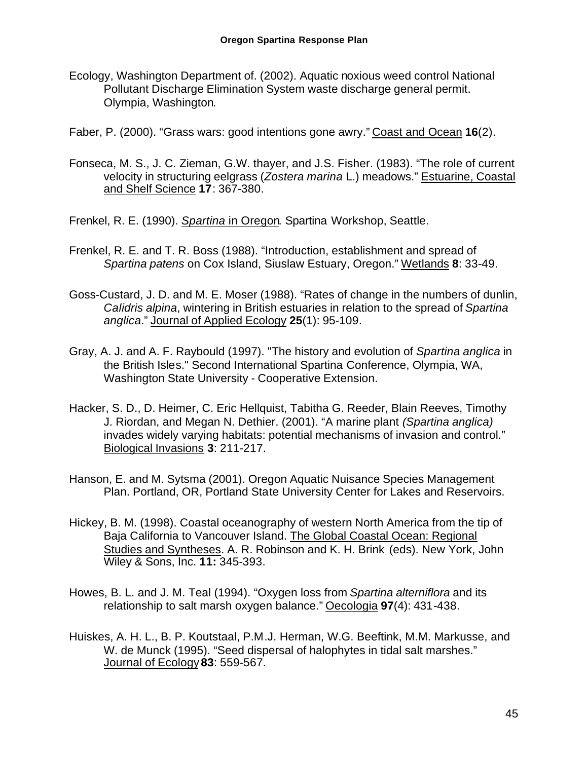Ecology, Washington Department of. (2002). Aquatic noxious weed control National Pollutant Discharge Elimination System waste discharge general permit. Olympia, Washington.

Faber, P. (2000). "Grass wars: good intentions gone awry." Coast and Ocean **16**(2).

Fonseca, M. S., J. C. Zieman, G.W. thayer, and J.S. Fisher. (1983). "The role of current velocity in structuring eelgrass (*Zostera marina* L.) meadows." Estuarine, Coastal and Shelf Science **17**: 367-380.

Frenkel, R. E. (1990). *Spartina* in Oregon. Spartina Workshop, Seattle.

Frenkel, R. E. and T. R. Boss (1988). "Introduction, establishment and spread of *Spartina patens* on Cox Island, Siuslaw Estuary, Oregon." Wetlands **8**: 33-49.

Goss-Custard, J. D. and M. E. Moser (1988). "Rates of change in the numbers of dunlin, *Calidris alpina*, wintering in British estuaries in relation to the spread of *Spartina anglica*." Journal of Applied Ecology **25**(1): 95-109.

Gray, A. J. and A. F. Raybould (1997). "The history and evolution of *Spartina anglica* in the British Isles." Second International Spartina Conference, Olympia, WA, Washington State University - Cooperative Extension.

Hacker, S. D., D. Heimer, C. Eric Hellquist, Tabitha G. Reeder, Blain Reeves, Timothy J. Riordan, and Megan N. Dethier. (2001). "A marine plant *(Spartina anglica)* invades widely varying habitats: potential mechanisms of invasion and control." Biological Invasions **3**: 211-217.

Hanson, E. and M. Sytsma (2001). Oregon Aquatic Nuisance Species Management Plan. Portland, OR, Portland State University Center for Lakes and Reservoirs.

Hickey, B. M. (1998). Coastal oceanography of western North America from the tip of Baja California to Vancouver Island. The Global Coastal Ocean: Regional Studies and Syntheses. A. R. Robinson and K. H. Brink (eds). New York, John Wiley & Sons, Inc. **11:** 345-393.

Howes, B. L. and J. M. Teal (1994). "Oxygen loss from *Spartina alterniflora* and its relationship to salt marsh oxygen balance." Oecologia **97**(4): 431-438.

Huiskes, A. H. L., B. P. Koutstaal, P.M.J. Herman, W.G. Beeftink, M.M. Markusse, and W. de Munck (1995). "Seed dispersal of halophytes in tidal salt marshes." Journal of Ecology **83**: 559-567.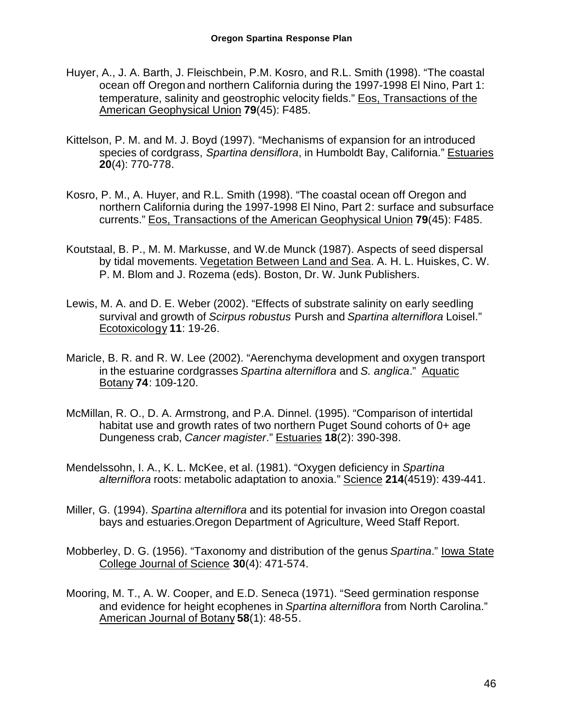Huyer, A., J. A. Barth, J. Fleischbein, P.M. Kosro, and R.L. Smith (1998). "The coastal ocean off Oregon and northern California during the 1997-1998 El Nino, Part 1: temperature, salinity and geostrophic velocity fields." Eos, Transactions of the American Geophysical Union **79**(45): F485.

Kittelson, P. M. and M. J. Boyd (1997). "Mechanisms of expansion for an introduced species of cordgrass, *Spartina densiflora*, in Humboldt Bay, California." Estuaries **20**(4): 770-778.

Kosro, P. M., A. Huyer, and R.L. Smith (1998). "The coastal ocean off Oregon and northern California during the 1997-1998 El Nino, Part 2: surface and subsurface currents." Eos, Transactions of the American Geophysical Union **79**(45): F485.

Koutstaal, B. P., M. M. Markusse, and W.de Munck (1987). Aspects of seed dispersal by tidal movements. Vegetation Between Land and Sea. A. H. L. Huiskes, C. W. P. M. Blom and J. Rozema (eds). Boston, Dr. W. Junk Publishers.

Lewis, M. A. and D. E. Weber (2002). "Effects of substrate salinity on early seedling survival and growth of *Scirpus robustus* Pursh and *Spartina alterniflora* Loisel." Ecotoxicology **11**: 19-26.

Maricle, B. R. and R. W. Lee (2002). "Aerenchyma development and oxygen transport in the estuarine cordgrasses *Spartina alterniflora* and *S. anglica*." Aquatic Botany **74**: 109-120.

McMillan, R. O., D. A. Armstrong, and P.A. Dinnel. (1995). "Comparison of intertidal habitat use and growth rates of two northern Puget Sound cohorts of 0+ age Dungeness crab, *Cancer magister*." Estuaries **18**(2): 390-398.

Mendelssohn, I. A., K. L. McKee, et al. (1981). "Oxygen deficiency in *Spartina alterniflora* roots: metabolic adaptation to anoxia." Science **214**(4519): 439-441.

Miller, G. (1994). *Spartina alterniflora* and its potential for invasion into Oregon coastal bays and estuaries.Oregon Department of Agriculture, Weed Staff Report.

Mobberley, D. G. (1956). "Taxonomy and distribution of the genus *Spartina*." Iowa State College Journal of Science **30**(4): 471-574.

Mooring, M. T., A. W. Cooper, and E.D. Seneca (1971). "Seed germination response and evidence for height ecophenes in *Spartina alterniflora* from North Carolina." American Journal of Botany **58**(1): 48-55.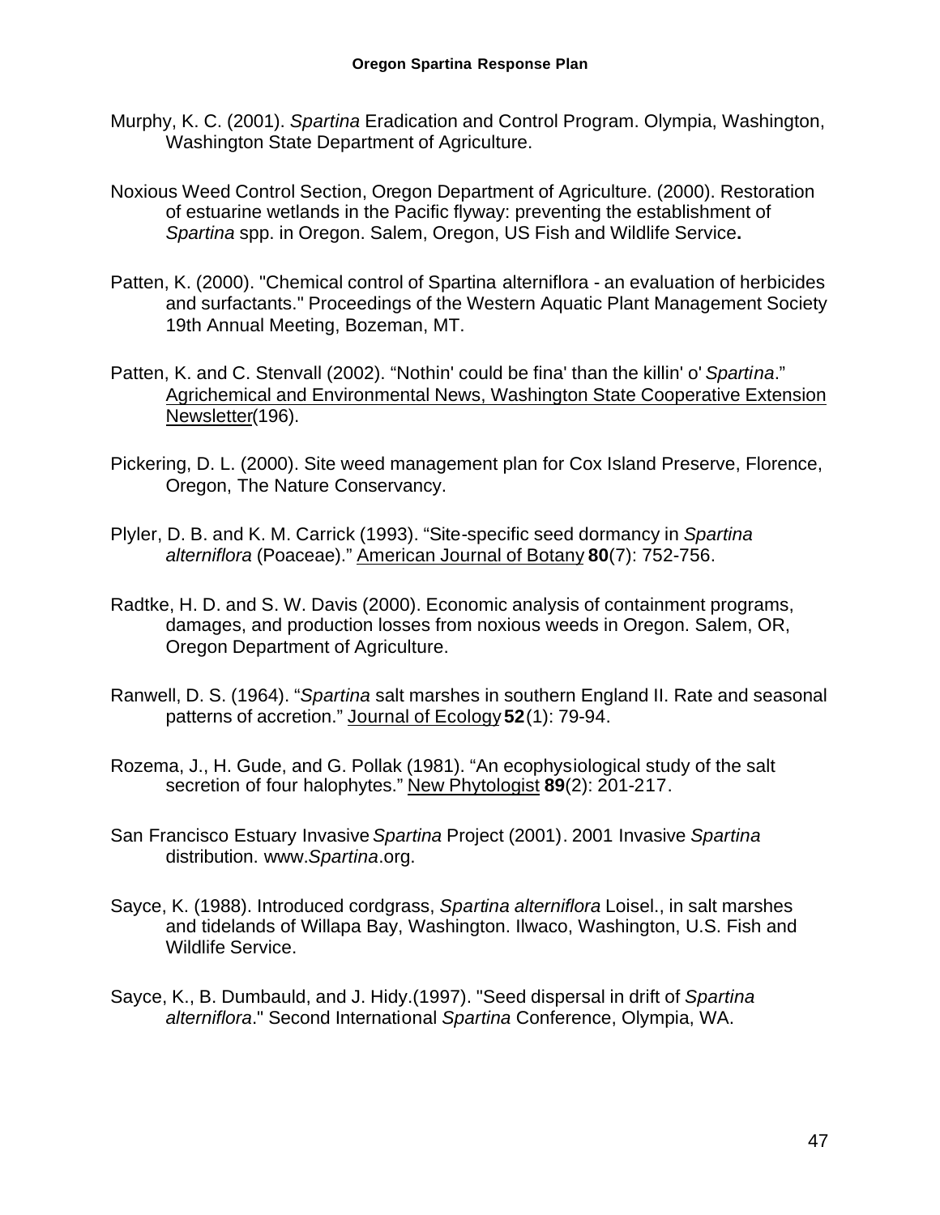Murphy, K. C. (2001). *Spartina* Eradication and Control Program. Olympia, Washington, Washington State Department of Agriculture.

Noxious Weed Control Section, Oregon Department of Agriculture. (2000). Restoration of estuarine wetlands in the Pacific flyway: preventing the establishment of *Spartina* spp. in Oregon. Salem, Oregon, US Fish and Wildlife Service**.**

Patten, K. (2000). "Chemical control of Spartina alterniflora - an evaluation of herbicides and surfactants." Proceedings of the Western Aquatic Plant Management Society 19th Annual Meeting, Bozeman, MT.

Patten, K. and C. Stenvall (2002). "Nothin' could be fina' than the killin' o' *Spartina*." Agrichemical and Environmental News, Washington State Cooperative Extension Newsletter(196).

Pickering, D. L. (2000). Site weed management plan for Cox Island Preserve, Florence, Oregon, The Nature Conservancy.

Plyler, D. B. and K. M. Carrick (1993). "Site-specific seed dormancy in *Spartina alterniflora* (Poaceae)." American Journal of Botany **80**(7): 752-756.

Radtke, H. D. and S. W. Davis (2000). Economic analysis of containment programs, damages, and production losses from noxious weeds in Oregon. Salem, OR, Oregon Department of Agriculture.

Ranwell, D. S. (1964). "*Spartina* salt marshes in southern England II. Rate and seasonal patterns of accretion." Journal of Ecology **52**(1): 79-94.

Rozema, J., H. Gude, and G. Pollak (1981). "An ecophysiological study of the salt secretion of four halophytes." New Phytologist **89**(2): 201-217.

San Francisco Estuary Invasive *Spartina* Project (2001). 2001 Invasive *Spartina* distribution. www.*Spartina*.org.

Sayce, K. (1988). Introduced cordgrass, *Spartina alterniflora* Loisel., in salt marshes and tidelands of Willapa Bay, Washington. Ilwaco, Washington, U.S. Fish and Wildlife Service.

Sayce, K., B. Dumbauld, and J. Hidy.(1997). "Seed dispersal in drift of *Spartina alterniflora*." Second International *Spartina* Conference, Olympia, WA.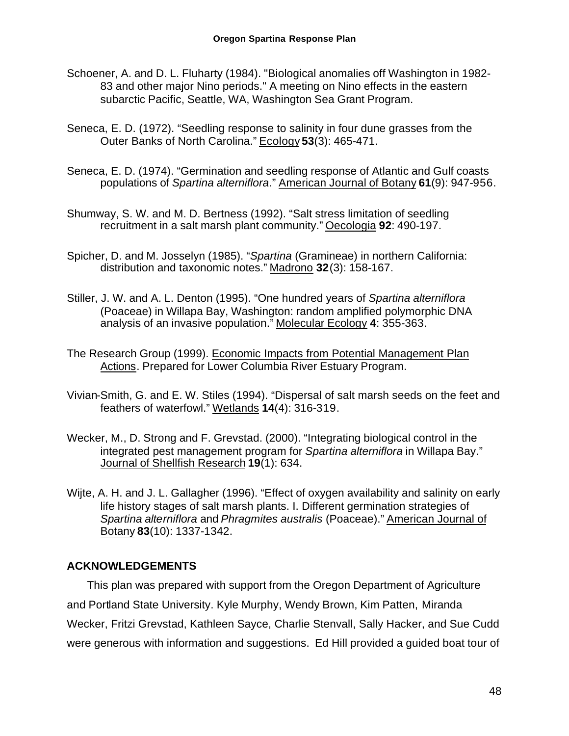Schoener, A. and D. L. Fluharty (1984). "Biological anomalies off Washington in 1982-83 and other major Nino periods." A meeting on Nino effects in the eastern subarctic Pacific, Seattle, WA, Washington Sea Grant Program.

Seneca, E. D. (1972). "Seedling response to salinity in four dune grasses from the Outer Banks of North Carolina." Ecology **53**(3): 465-471.

Seneca, E. D. (1974). "Germination and seedling response of Atlantic and Gulf coasts populations of *Spartina alterniflora*." American Journal of Botany **61**(9): 947-956.

Shumway, S. W. and M. D. Bertness (1992). "Salt stress limitation of seedling recruitment in a salt marsh plant community." Oecologia **92**: 490-197.

Spicher, D. and M. Josselyn (1985). "*Spartina* (Gramineae) in northern California: distribution and taxonomic notes." Madrono **32**(3): 158-167.

Stiller, J. W. and A. L. Denton (1995). "One hundred years of *Spartina alterniflora* (Poaceae) in Willapa Bay, Washington: random amplified polymorphic DNA analysis of an invasive population." Molecular Ecology **4**: 355-363.

The Research Group (1999). Economic Impacts from Potential Management Plan Actions. Prepared for Lower Columbia River Estuary Program.

Vivian-Smith, G. and E. W. Stiles (1994). "Dispersal of salt marsh seeds on the feet and feathers of waterfowl." Wetlands **14**(4): 316-319.

Wecker, M., D. Strong and F. Grevstad. (2000). "Integrating biological control in the integrated pest management program for *Spartina alterniflora* in Willapa Bay." Journal of Shellfish Research **19**(1): 634.

Wijte, A. H. and J. L. Gallagher (1996). "Effect of oxygen availability and salinity on early life history stages of salt marsh plants. I. Different germination strategies of *Spartina alterniflora* and *Phragmites australis* (Poaceae)." American Journal of Botany **83**(10): 1337-1342.

## ACKNOWLEDGEMENTS

This plan was prepared with support from the Oregon Department of Agriculture and Portland State University. Kyle Murphy, Wendy Brown, Kim Patten, Miranda Wecker, Fritzi Grevstad, Kathleen Sayce, Charlie Stenvall, Sally Hacker, and Sue Cudd were generous with information and suggestions. Ed Hill provided a guided boat tour of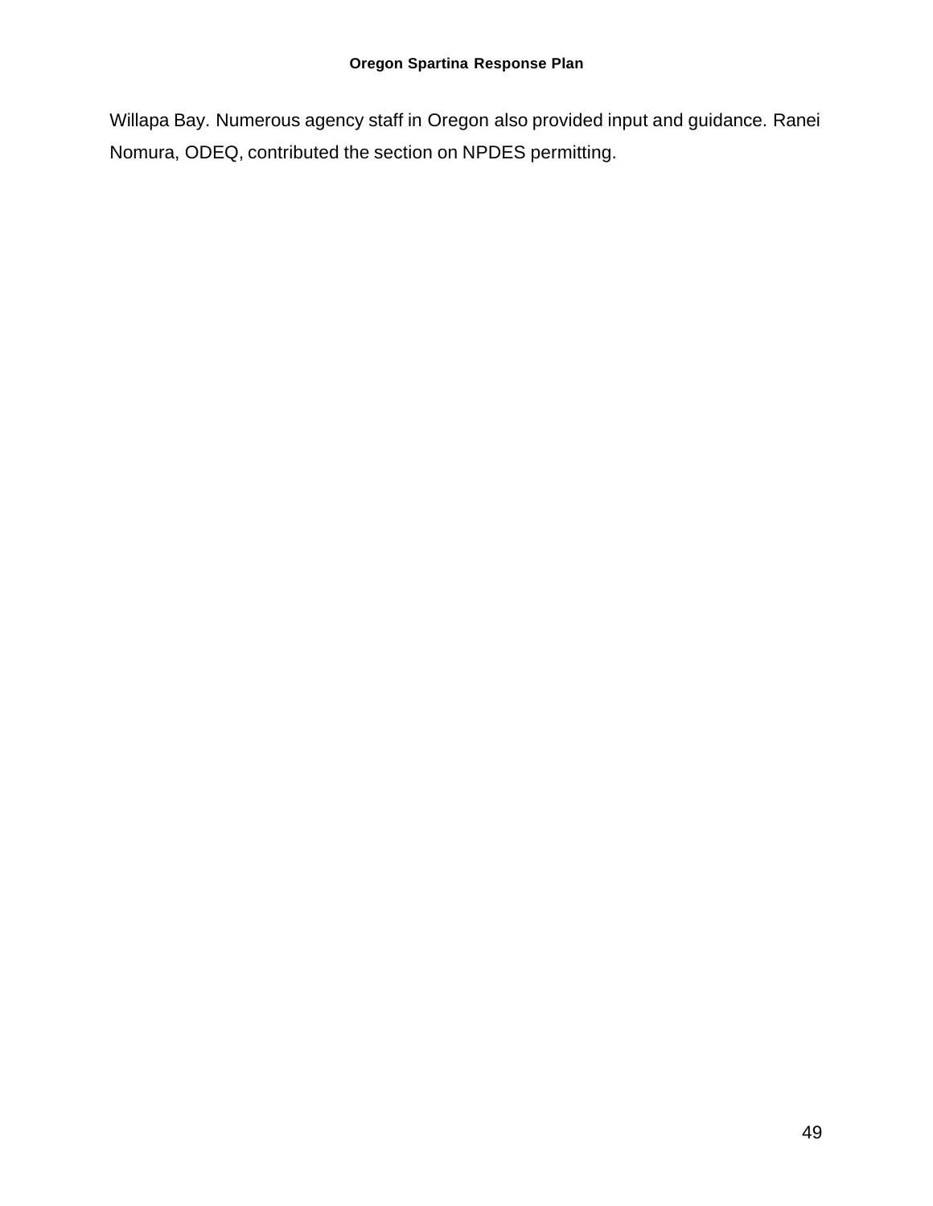Willapa Bay. Numerous agency staff in Oregon also provided input and guidance. Ranei Nomura, ODEQ, contributed the section on NPDES permitting.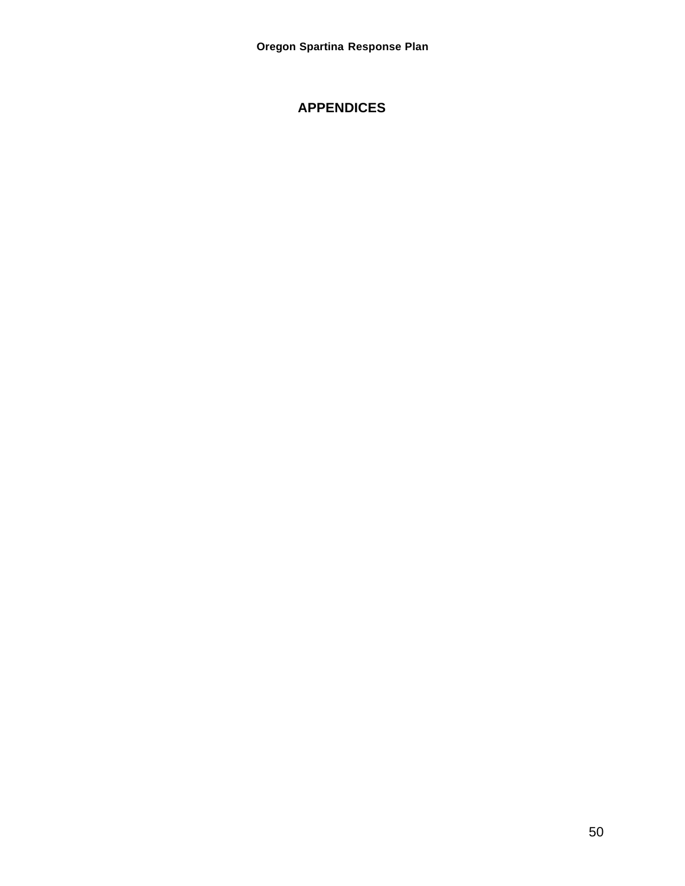# APPENDICES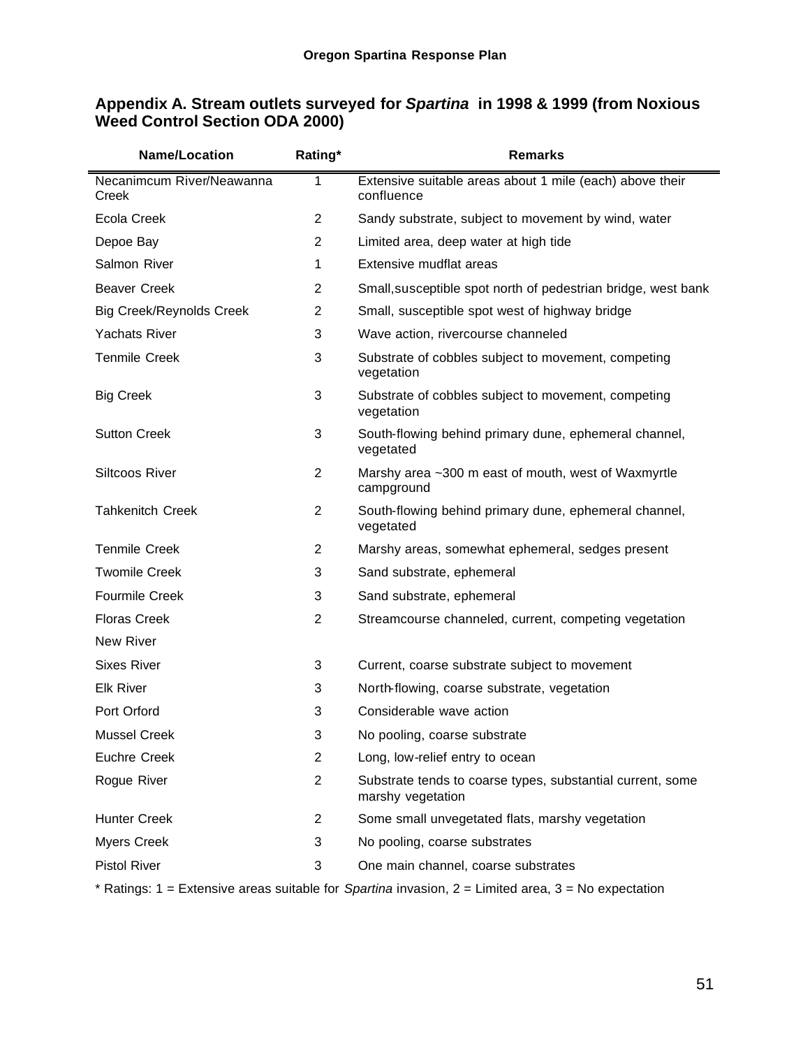## Appendix A. Stream outlets surveyed for *Spartina* in 1998 & 1999 (from Noxious Weed Control Section ODA 2000)

| Name/Location | Rating* | Remarks |
|---|---|---|
| Necanimcum River/Neawanna Creek | 1 | Extensive suitable areas about 1 mile (each) above their confluence |
| Ecola Creek | 2 | Sandy substrate, subject to movement by wind, water |
| Depoe Bay | 2 | Limited area, deep water at high tide |
| Salmon River | 1 | Extensive mudflat areas |
| Beaver Creek | 2 | Small,susceptible spot north of pedestrian bridge, west bank |
| Big Creek/Reynolds Creek | 2 | Small, susceptible spot west of highway bridge |
| Yachats River | 3 | Wave action, rivercourse channeled |
| Tenmile Creek | 3 | Substrate of cobbles subject to movement, competing vegetation |
| Big Creek | 3 | Substrate of cobbles subject to movement, competing vegetation |
| Sutton Creek | 3 | South-flowing behind primary dune, ephemeral channel, vegetated |
| Siltcoos River | 2 | Marshy area ~300 m east of mouth, west of Waxmyrtle campground |
| Tahkenitch Creek | 2 | South-flowing behind primary dune, ephemeral channel, vegetated |
| Tenmile Creek | 2 | Marshy areas, somewhat ephemeral, sedges present |
| Twomile Creek | 3 | Sand substrate, ephemeral |
| Fourmile Creek | 3 | Sand substrate, ephemeral |
| Floras Creek | 2 | Streamcourse channeled, current, competing vegetation |
| New River | | |
| Sixes River | 3 | Current, coarse substrate subject to movement |
| Elk River | 3 | North-flowing, coarse substrate, vegetation |
| Port Orford | 3 | Considerable wave action |
| Mussel Creek | 3 | No pooling, coarse substrate |
| Euchre Creek | 2 | Long, low-relief entry to ocean |
| Rogue River | 2 | Substrate tends to coarse types, substantial current, some marshy vegetation |
| Hunter Creek | 2 | Some small unvegetated flats, marshy vegetation |
| Myers Creek | 3 | No pooling, coarse substrates |
| Pistol River | 3 | One main channel, coarse substrates |

* Ratings: 1 = Extensive areas suitable for *Spartina* invasion, 2 = Limited area, 3 = No expectation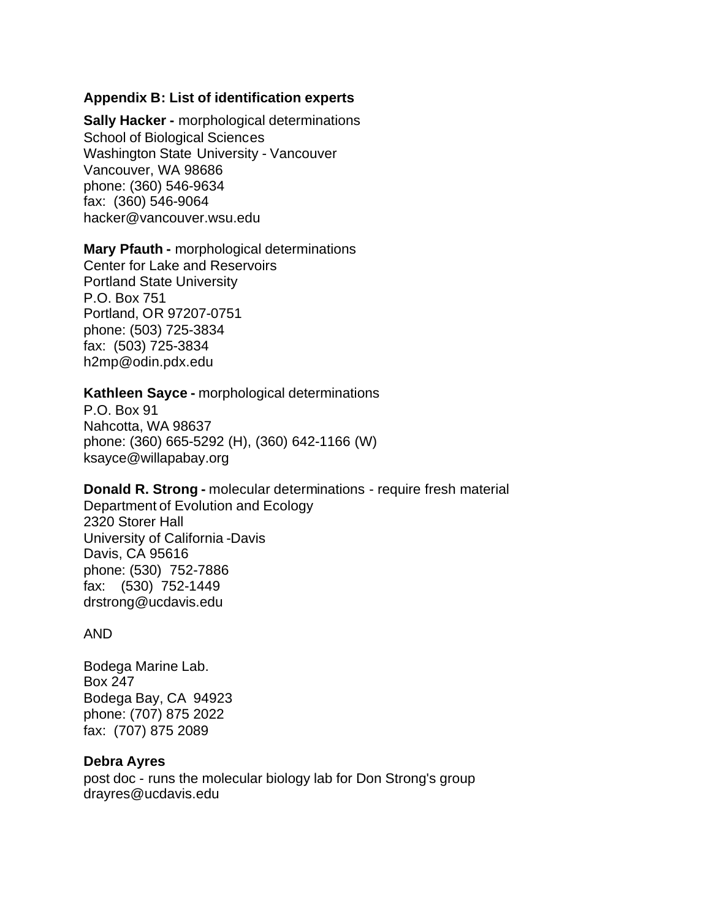## Appendix B: List of identification experts

**Sally Hacker -** morphological determinations
School of Biological Sciences
Washington State University - Vancouver
Vancouver, WA 98686
phone: (360) 546-9634
fax: (360) 546-9064
hacker@vancouver.wsu.edu

**Mary Pfauth -** morphological determinations
Center for Lake and Reservoirs
Portland State University
P.O. Box 751
Portland, OR 97207-0751
phone: (503) 725-3834
fax: (503) 725-3834
h2mp@odin.pdx.edu

**Kathleen Sayce -** morphological determinations
P.O. Box 91
Nahcotta, WA 98637
phone: (360) 665-5292 (H), (360) 642-1166 (W)
ksayce@willapabay.org

**Donald R. Strong -** molecular determinations - require fresh material
Department of Evolution and Ecology
2320 Storer Hall
University of California -Davis
Davis, CA 95616
phone: (530) 752-7886
fax: (530) 752-1449
drstrong@ucdavis.edu

AND

Bodega Marine Lab.
Box 247
Bodega Bay, CA 94923
phone: (707) 875 2022
fax: (707) 875 2089

**Debra Ayres**
post doc - runs the molecular biology lab for Don Strong's group
drayres@ucdavis.edu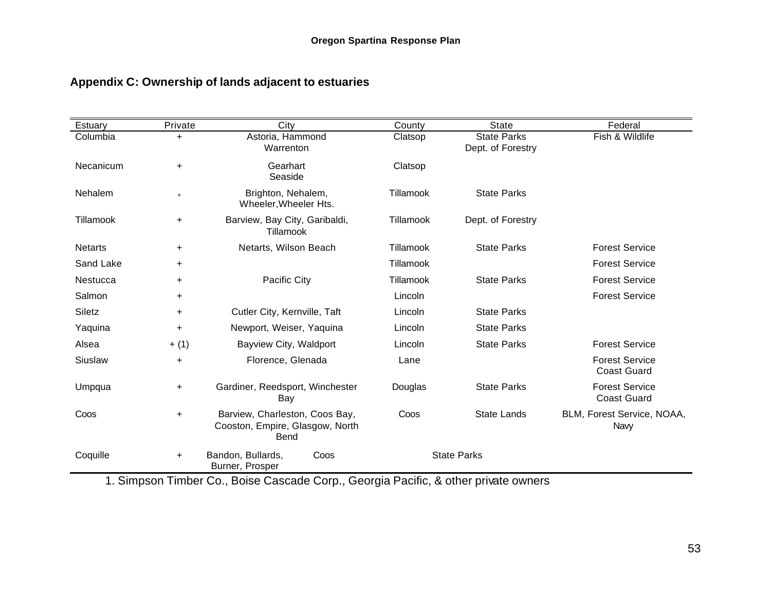## Appendix C: Ownership of lands adjacent to estuaries

| Estuary | Private | City | County | State | Federal |
|---|---|---|---|---|---|
| Columbia | + | Astoria, Hammond Warrenton | Clatsop | State Parks Dept. of Forestry | Fish & Wildlife |
| Necanicum | + | Gearhart Seaside | Clatsop | | |
| Nehalem | + | Brighton, Nehalem, Wheeler,Wheeler Hts. | Tillamook | State Parks | |
| Tillamook | + | Barview, Bay City, Garibaldi, Tillamook | Tillamook | Dept. of Forestry | |
| Netarts | + | Netarts, Wilson Beach | Tillamook | State Parks | Forest Service |
| Sand Lake | + | | Tillamook | | Forest Service |
| Nestucca | + | Pacific City | Tillamook | State Parks | Forest Service |
| Salmon | + | | Lincoln | | Forest Service |
| Siletz | + | Cutler City, Kernville, Taft | Lincoln | State Parks | |
| Yaquina | + | Newport, Weiser, Yaquina | Lincoln | State Parks | |
| Alsea | + (1) | Bayview City, Waldport | Lincoln | State Parks | Forest Service |
| Siuslaw | + | Florence, Glenada | Lane | | Forest Service Coast Guard |
| Umpqua | + | Gardiner, Reedsport, Winchester Bay | Douglas | State Parks | Forest Service Coast Guard |
| Coos | + | Barview, Charleston, Coos Bay, Cooston, Empire, Glasgow, North Bend | Coos | State Lands | BLM, Forest Service, NOAA, Navy |
| Coquille | + | Bandon, Bullards, Burner, Prosper | Coos | State Parks | |

1. Simpson Timber Co., Boise Cascade Corp., Georgia Pacific, & other private owners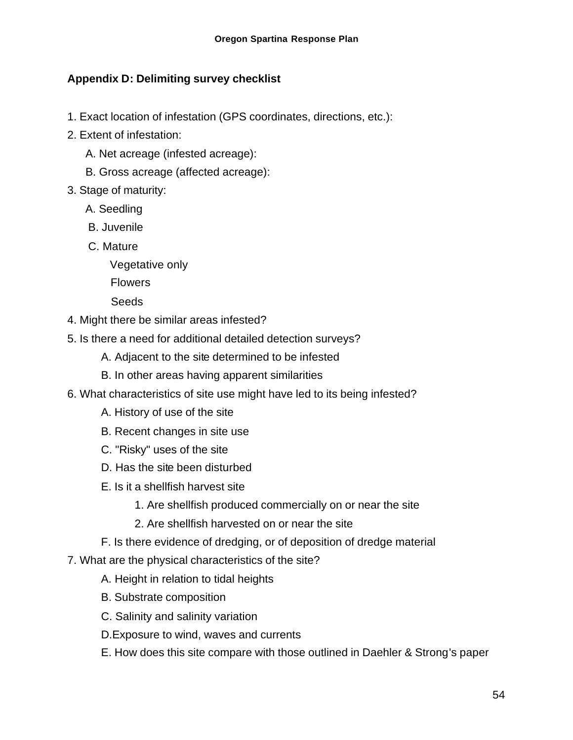## Appendix D: Delimiting survey checklist

1. Exact location of infestation (GPS coordinates, directions, etc.):
2. Extent of infestation:
   - A. Net acreage (infested acreage):
   - B. Gross acreage (affected acreage):
3. Stage of maturity:
   - A. Seedling
   - B. Juvenile
   - C. Mature
     - Vegetative only
     - Flowers
     - Seeds
4. Might there be similar areas infested?
5. Is there a need for additional detailed detection surveys?
   - A. Adjacent to the site determined to be infested
   - B. In other areas having apparent similarities
6. What characteristics of site use might have led to its being infested?
   - A. History of use of the site
   - B. Recent changes in site use
   - C. "Risky" uses of the site
   - D. Has the site been disturbed
   - E. Is it a shellfish harvest site
     - 1. Are shellfish produced commercially on or near the site
     - 2. Are shellfish harvested on or near the site
   - F. Is there evidence of dredging, or of deposition of dredge material
7. What are the physical characteristics of the site?
   - A. Height in relation to tidal heights
   - B. Substrate composition
   - C. Salinity and salinity variation
   - D. Exposure to wind, waves and currents
   - E. How does this site compare with those outlined in Daehler & Strong's paper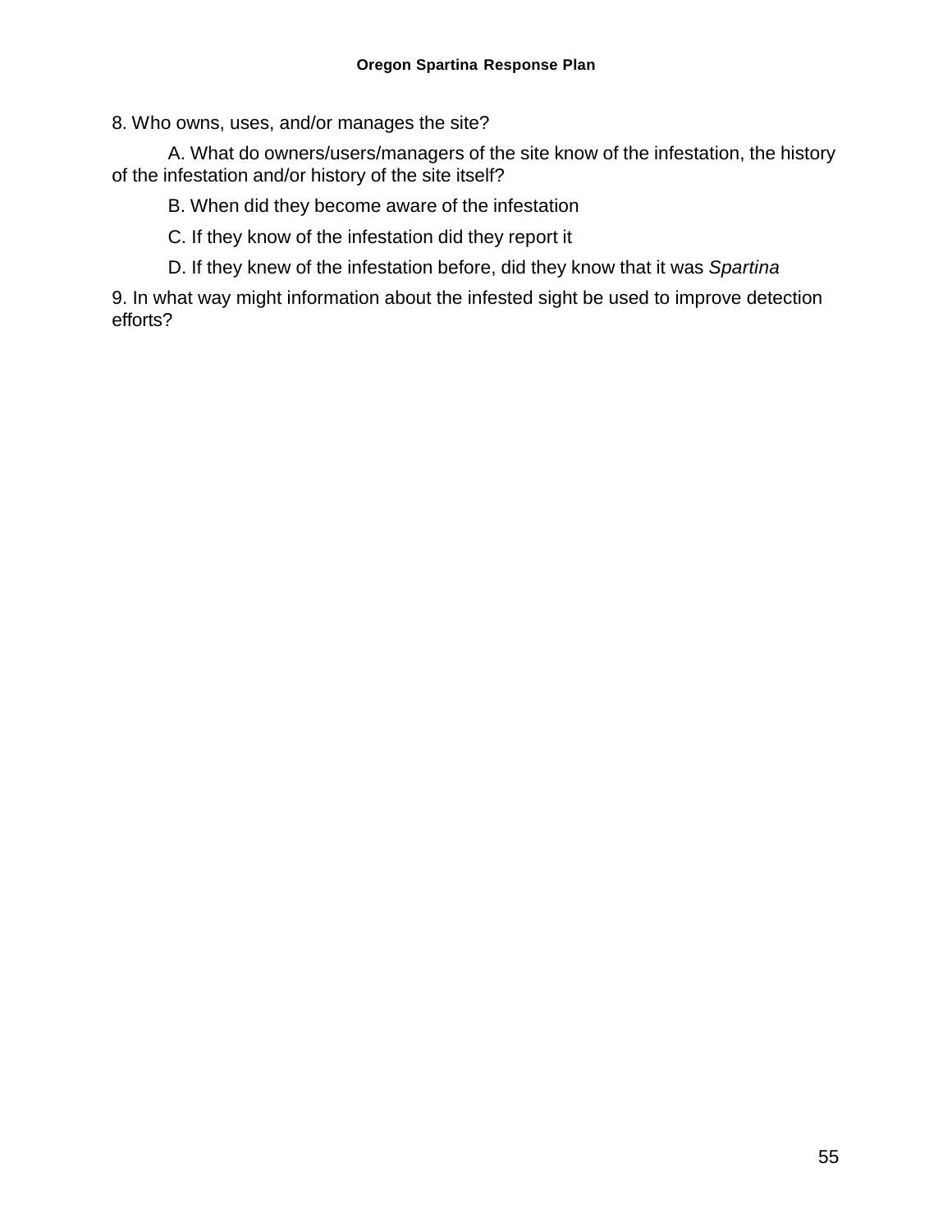8. Who owns, uses, and/or manages the site?

A. What do owners/users/managers of the site know of the infestation, the history of the infestation and/or history of the site itself?

B. When did they become aware of the infestation

C. If they know of the infestation did they report it

D. If they knew of the infestation before, did they know that it was *Spartina*

9. In what way might information about the infested sight be used to improve detection efforts?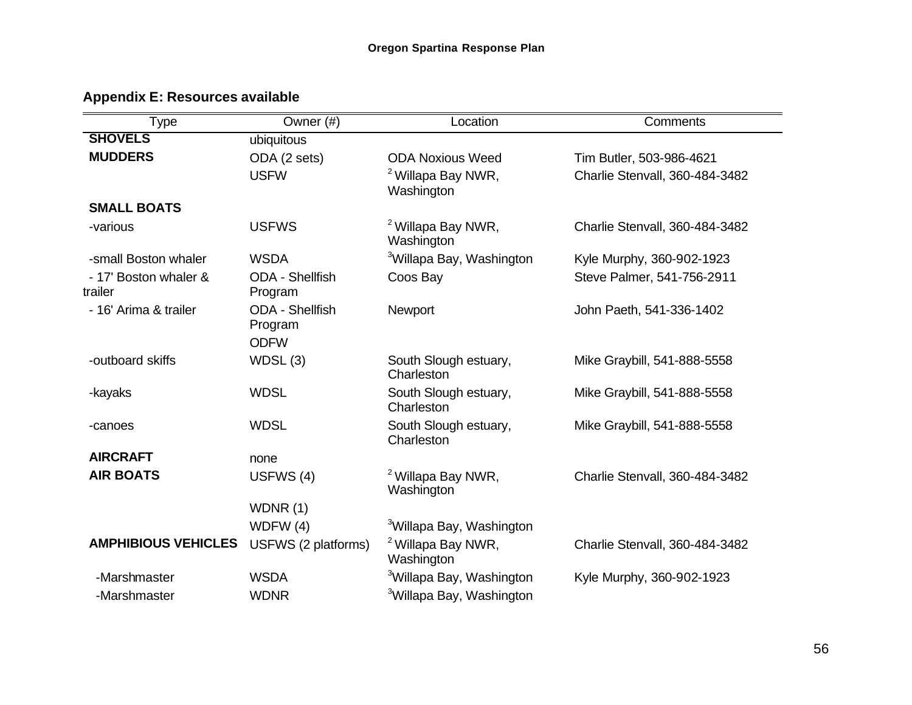## Appendix E: Resources available

| Type | Owner (#) | Location | Comments |
|---|---|---|---|
| **SHOVELS** | ubiquitous | | |
| **MUDDERS** | ODA (2 sets) | ODA Noxious Weed | Tim Butler, 503-986-4621 |
| | USFW | [2] Willapa Bay NWR, Washington | Charlie Stenvall, 360-484-3482 |
| **SMALL BOATS** | | | |
| -various | USFWS | [2] Willapa Bay NWR, Washington | Charlie Stenvall, 360-484-3482 |
| -small Boston whaler | WSDA | [3]Willapa Bay, Washington | Kyle Murphy, 360-902-1923 |
| - 17' Boston whaler & trailer | ODA - Shellfish Program | Coos Bay | Steve Palmer, 541-756-2911 |
| - 16' Arima & trailer | ODA - Shellfish Program | Newport | John Paeth, 541-336-1402 |
| | ODFW | | |
| -outboard skiffs | WDSL (3) | South Slough estuary, Charleston | Mike Graybill, 541-888-5558 |
| -kayaks | WDSL | South Slough estuary, Charleston | Mike Graybill, 541-888-5558 |
| -canoes | WDSL | South Slough estuary, Charleston | Mike Graybill, 541-888-5558 |
| **AIRCRAFT** | none | | |
| **AIR BOATS** | USFWS (4) | [2] Willapa Bay NWR, Washington | Charlie Stenvall, 360-484-3482 |
| | WDNR (1) | | |
| | WDFW (4) | [3]Willapa Bay, Washington | |
| **AMPHIBIOUS VEHICLES** | USFWS (2 platforms) | [2] Willapa Bay NWR, Washington | Charlie Stenvall, 360-484-3482 |
| -Marshmaster | WSDA | [3]Willapa Bay, Washington | Kyle Murphy, 360-902-1923 |
| -Marshmaster | WDNR | [3]Willapa Bay, Washington | |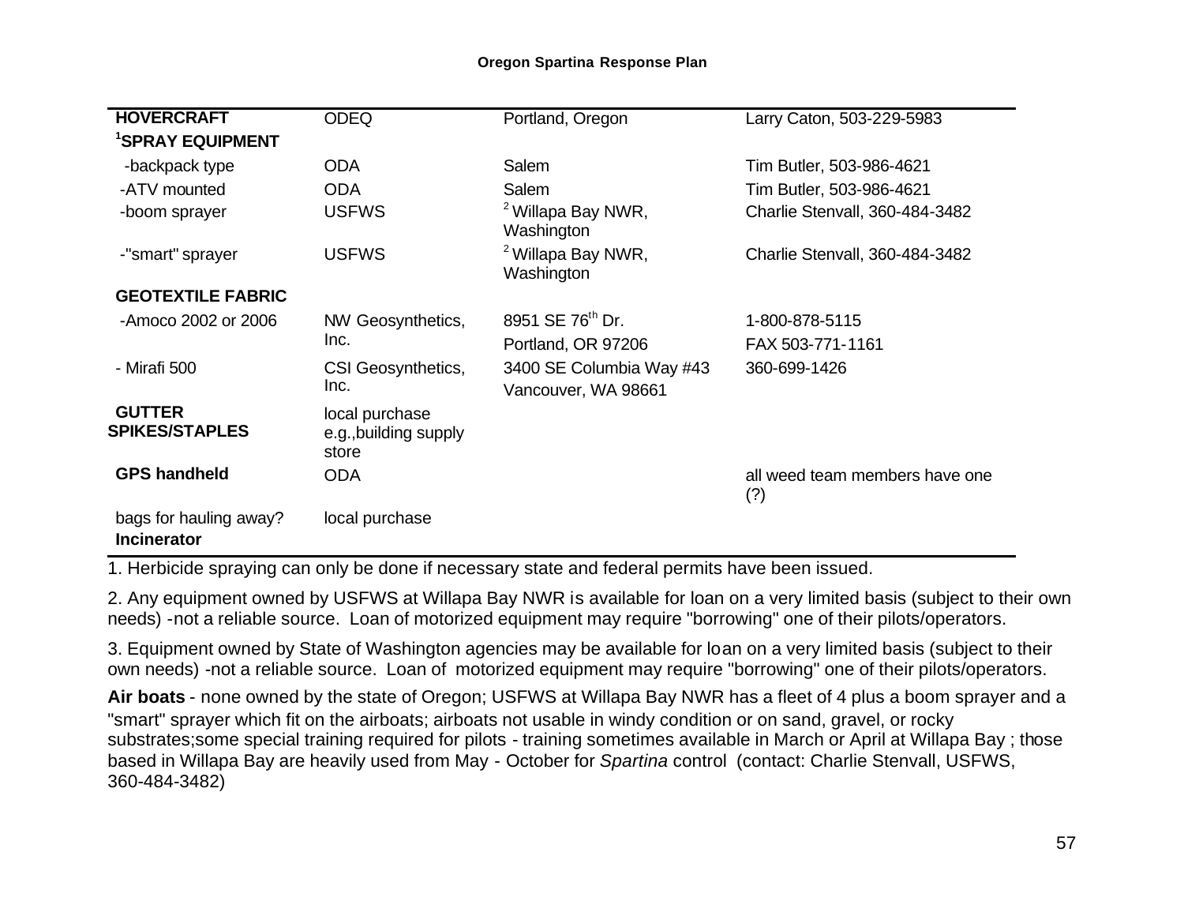| | | | |
|---|---|---|---|
| **HOVERCRAFT** | ODEQ | Portland, Oregon | Larry Caton, 503-229-5983 |
| **[1]SPRAY EQUIPMENT** | | | |
| -backpack type | ODA | Salem | Tim Butler, 503-986-4621 |
| -ATV mounted | ODA | Salem | Tim Butler, 503-986-4621 |
| -boom sprayer | USFWS | [2] Willapa Bay NWR, Washington | Charlie Stenvall, 360-484-3482 |
| -"smart" sprayer | USFWS | [2] Willapa Bay NWR, Washington | Charlie Stenvall, 360-484-3482 |
| **GEOTEXTILE FABRIC** | | | |
| -Amoco 2002 or 2006 | NW Geosynthetics, Inc. | 8951 SE 76th Dr. Portland, OR 97206 | 1-800-878-5115 FAX 503-771-1161 |
| - Mirafi 500 | CSI Geosynthetics, Inc. | 3400 SE Columbia Way #43 Vancouver, WA 98661 | 360-699-1426 |
| **GUTTER SPIKES/STAPLES** | local purchase e.g.,building supply store | | |
| **GPS handheld** | ODA | | all weed team members have one (?) |
| bags for hauling away? **Incinerator** | local purchase | | |

1. Herbicide spraying can only be done if necessary state and federal permits have been issued.

2. Any equipment owned by USFWS at Willapa Bay NWR is available for loan on a very limited basis (subject to their own needs) -not a reliable source. Loan of motorized equipment may require "borrowing" one of their pilots/operators.

3. Equipment owned by State of Washington agencies may be available for loan on a very limited basis (subject to their own needs) -not a reliable source. Loan of motorized equipment may require "borrowing" one of their pilots/operators.

**Air boats** - none owned by the state of Oregon; USFWS at Willapa Bay NWR has a fleet of 4 plus a boom sprayer and a "smart" sprayer which fit on the airboats; airboats not usable in windy condition or on sand, gravel, or rocky substrates;some special training required for pilots - training sometimes available in March or April at Willapa Bay ; those based in Willapa Bay are heavily used from May - October for *Spartina* control (contact: Charlie Stenvall, USFWS, 360-484-3482)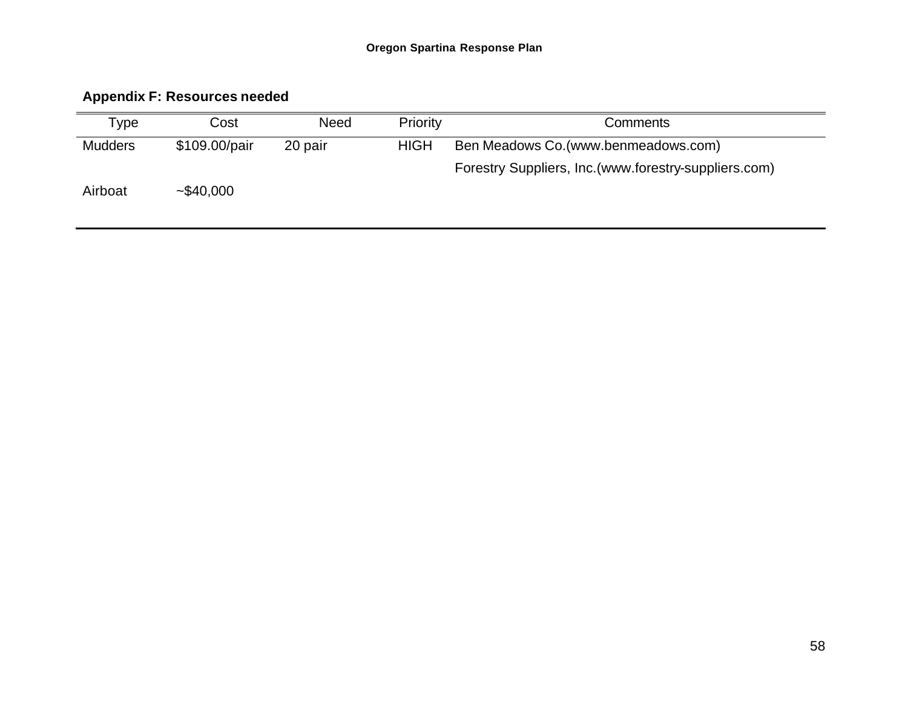## Appendix F: Resources needed

| Type | Cost | Need | Priority | Comments |
|---|---|---|---|---|
| Mudders | $109.00/pair | 20 pair | HIGH | Ben Meadows Co.(www.benmeadows.com) |
| | | | | Forestry Suppliers, Inc.(www.forestry-suppliers.com) |
| Airboat | ~$40,000 | | | |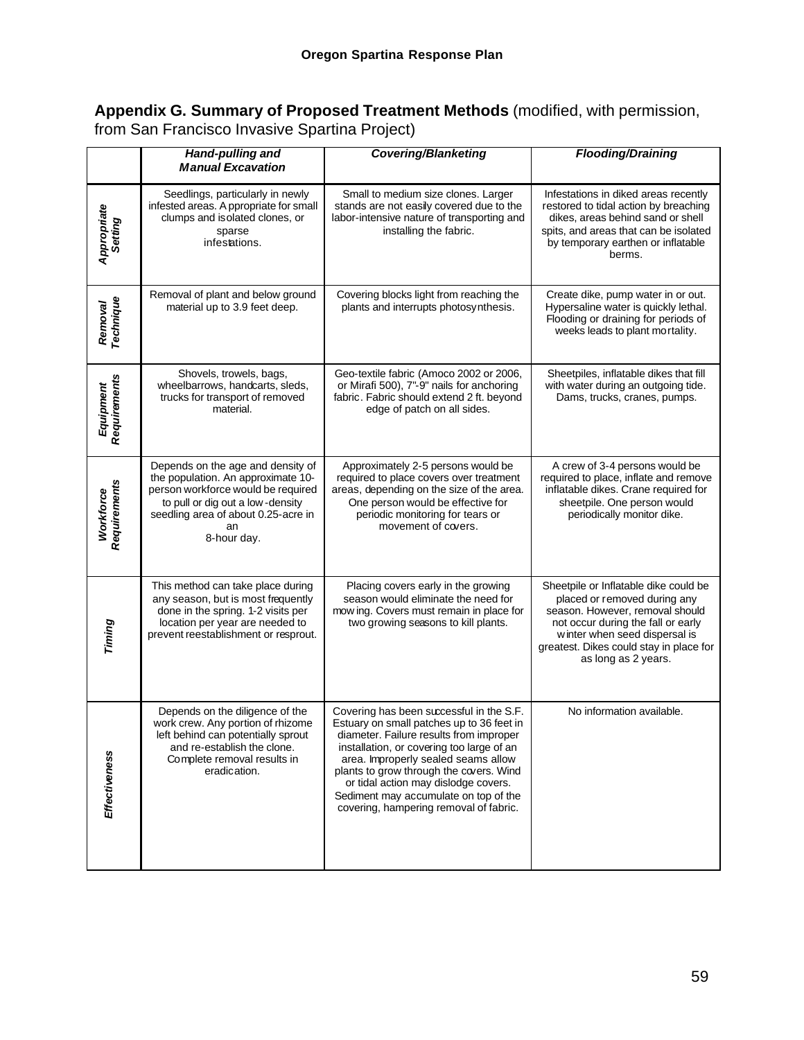**Appendix G. Summary of Proposed Treatment Methods** (modified, with permission, from San Francisco Invasive Spartina Project)

| | ***Hand-pulling and Manual Excavation*** | ***Covering/Blanketing*** | ***Flooding/Draining*** |
|---|---|---|---|
| ***Appropriate Setting*** | Seedlings, particularly in newly infested areas. Appropriate for small clumps and isolated clones, or sparse infestations. | Small to medium size clones. Larger stands are not easily covered due to the labor-intensive nature of transporting and installing the fabric. | Infestations in diked areas recently restored to tidal action by breaching dikes, areas behind sand or shell spits, and areas that can be isolated by temporary earthen or inflatable berms. |
| ***Removal Technique*** | Removal of plant and below ground material up to 3.9 feet deep. | Covering blocks light from reaching the plants and interrupts photosynthesis. | Create dike, pump water in or out. Hypersaline water is quickly lethal. Flooding or draining for periods of weeks leads to plant mortality. |
| ***Equipment Requirements*** | Shovels, trowels, bags, wheelbarrows, handcarts, sleds, trucks for transport of removed material. | Geo-textile fabric (Amoco 2002 or 2006, or Mirafi 500), 7"-9" nails for anchoring fabric. Fabric should extend 2 ft. beyond edge of patch on all sides. | Sheetpiles, inflatable dikes that fill with water during an outgoing tide. Dams, trucks, cranes, pumps. |
| ***Workforce Requirements*** | Depends on the age and density of the population. An approximate 10-person workforce would be required to pull or dig out a low-density seedling area of about 0.25-acre in an 8-hour day. | Approximately 2-5 persons would be required to place covers over treatment areas, depending on the size of the area. One person would be effective for periodic monitoring for tears or movement of covers. | A crew of 3-4 persons would be required to place, inflate and remove inflatable dikes. Crane required for sheetpile. One person would periodically monitor dike. |
| ***Timing*** | This method can take place during any season, but is most frequently done in the spring. 1-2 visits per location per year are needed to prevent reestablishment or resprout. | Placing covers early in the growing season would eliminate the need for mowing. Covers must remain in place for two growing seasons to kill plants. | Sheetpile or Inflatable dike could be placed or removed during any season. However, removal should not occur during the fall or early winter when seed dispersal is greatest. Dikes could stay in place for as long as 2 years. |
| ***Effectiveness*** | Depends on the diligence of the work crew. Any portion of rhizome left behind can potentially sprout and re-establish the clone. Complete removal results in eradication. | Covering has been successful in the S.F. Estuary on small patches up to 36 feet in diameter. Failure results from improper installation, or covering too large of an area. Improperly sealed seams allow plants to grow through the covers. Wind or tidal action may dislodge covers. Sediment may accumulate on top of the covering, hampering removal of fabric. | No information available. |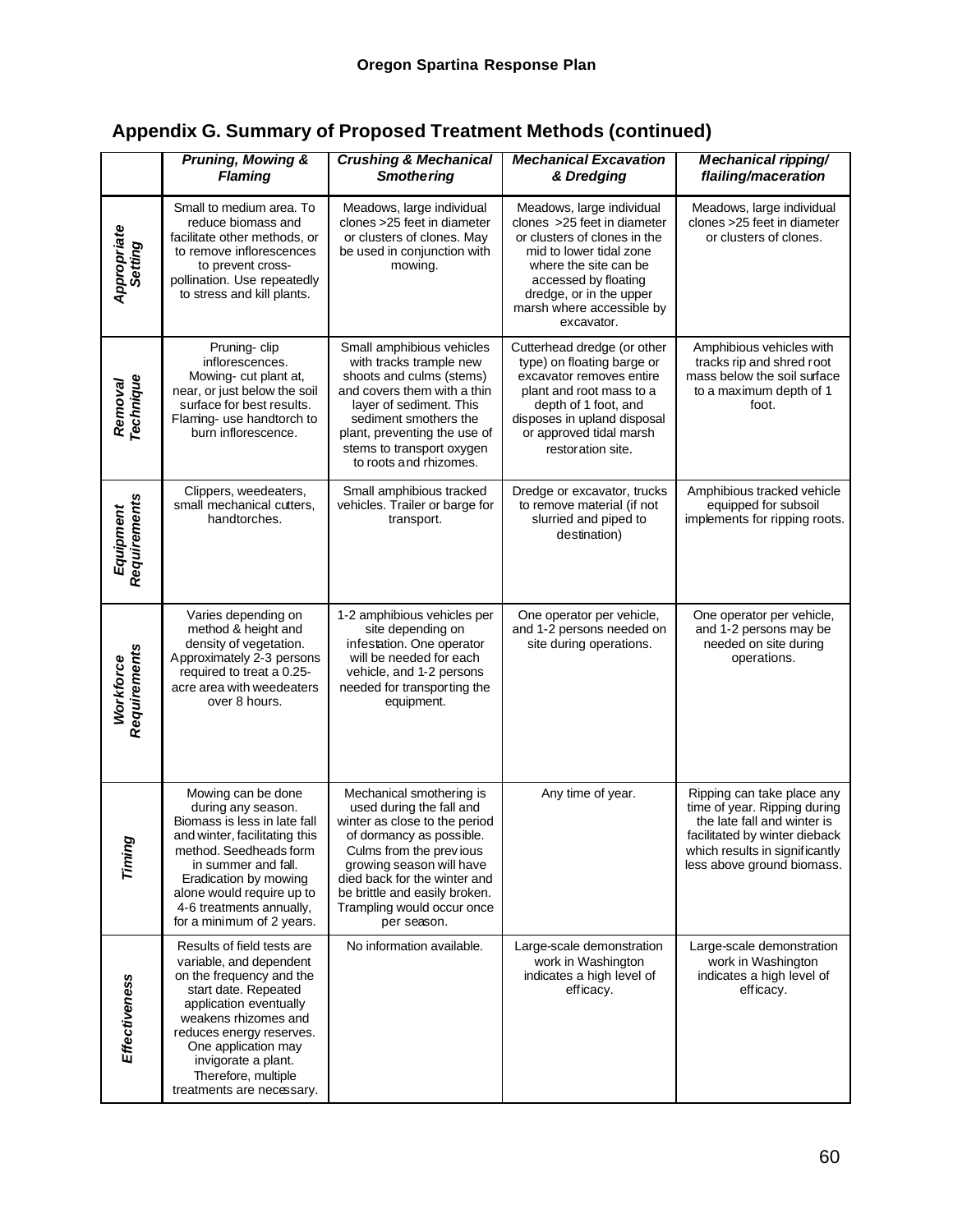## Appendix G. Summary of Proposed Treatment Methods (continued)

| | *Pruning, Mowing & Flaming* | *Crushing & Mechanical Smothering* | *Mechanical Excavation & Dredging* | *Mechanical ripping/ flailing/maceration* |
|---|---|---|---|---|
| ***Appropriate Setting*** | Small to medium area. To reduce biomass and facilitate other methods, or to remove inflorescences to prevent cross-pollination. Use repeatedly to stress and kill plants. | Meadows, large individual clones >25 feet in diameter or clusters of clones. May be used in conjunction with mowing. | Meadows, large individual clones >25 feet in diameter or clusters of clones in the mid to lower tidal zone where the site can be accessed by floating dredge, or in the upper marsh where accessible by excavator. | Meadows, large individual clones >25 feet in diameter or clusters of clones. |
| ***Removal Technique*** | Pruning- clip inflorescences. Mowing- cut plant at, near, or just below the soil surface for best results. Flaming- use handtorch to burn inflorescence. | Small amphibious vehicles with tracks trample new shoots and culms (stems) and covers them with a thin layer of sediment. This sediment smothers the plant, preventing the use of stems to transport oxygen to roots and rhizomes. | Cutterhead dredge (or other type) on floating barge or excavator removes entire plant and root mass to a depth of 1 foot, and disposes in upland disposal or approved tidal marsh restoration site. | Amphibious vehicles with tracks rip and shred root mass below the soil surface to a maximum depth of 1 foot. |
| ***Equipment Requirements*** | Clippers, weedeaters, small mechanical cutters, handtorches. | Small amphibious tracked vehicles. Trailer or barge for transport. | Dredge or excavator, trucks to remove material (if not slurried and piped to destination) | Amphibious tracked vehicle equipped for subsoil implements for ripping roots. |
| ***Workforce Requirements*** | Varies depending on method & height and density of vegetation. Approximately 2-3 persons required to treat a 0.25-acre area with weedeaters over 8 hours. | 1-2 amphibious vehicles per site depending on infestation. One operator will be needed for each vehicle, and 1-2 persons needed for transporting the equipment. | One operator per vehicle, and 1-2 persons needed on site during operations. | One operator per vehicle, and 1-2 persons may be needed on site during operations. |
| ***Timing*** | Mowing can be done during any season. Biomass is less in late fall and winter, facilitating this method. Seedheads form in summer and fall. Eradication by mowing alone would require up to 4-6 treatments annually, for a minimum of 2 years. | Mechanical smothering is used during the fall and winter as close to the period of dormancy as possible. Culms from the previous growing season will have died back for the winter and be brittle and easily broken. Trampling would occur once per season. | Any time of year. | Ripping can take place any time of year. Ripping during the late fall and winter is facilitated by winter dieback which results in significantly less above ground biomass. |
| ***Effectiveness*** | Results of field tests are variable, and dependent on the frequency and the start date. Repeated application eventually weakens rhizomes and reduces energy reserves. One application may invigorate a plant. Therefore, multiple treatments are necessary. | No information available. | Large-scale demonstration work in Washington indicates a high level of efficacy. | Large-scale demonstration work in Washington indicates a high level of efficacy. |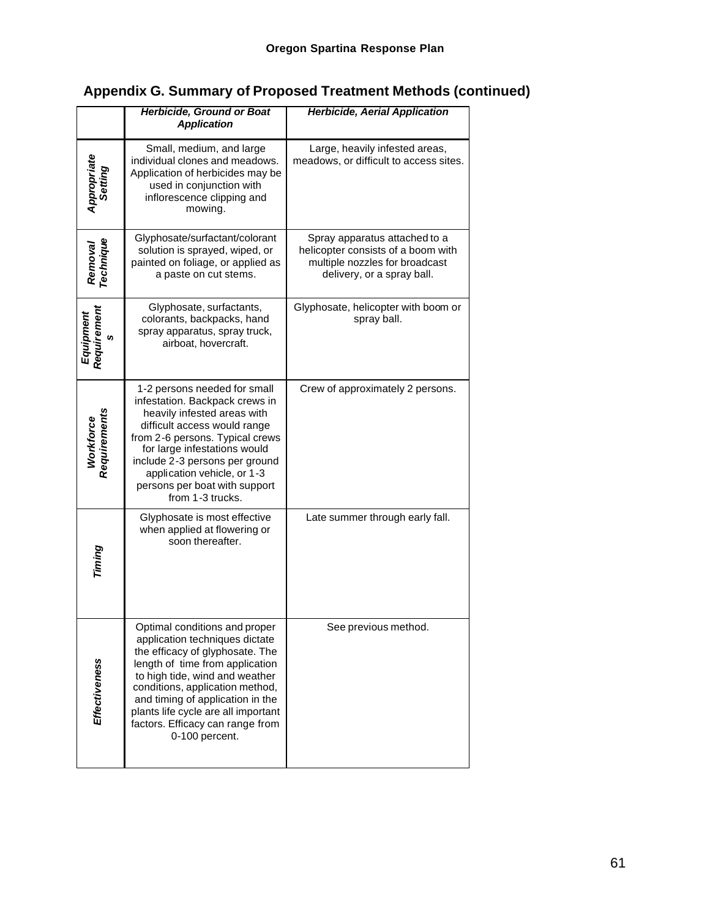## Appendix G. Summary of Proposed Treatment Methods (continued)

| | *Herbicide, Ground or Boat Application* | *Herbicide, Aerial Application* |
|---|---|---|
| ***Appropriate Setting*** | Small, medium, and large individual clones and meadows. Application of herbicides may be used in conjunction with inflorescence clipping and mowing. | Large, heavily infested areas, meadows, or difficult to access sites. |
| ***Removal Technique*** | Glyphosate/surfactant/colorant solution is sprayed, wiped, or painted on foliage, or applied as a paste on cut stems. | Spray apparatus attached to a helicopter consists of a boom with multiple nozzles for broadcast delivery, or a spray ball. |
| ***Equipment Requirements*** | Glyphosate, surfactants, colorants, backpacks, hand spray apparatus, spray truck, airboat, hovercraft. | Glyphosate, helicopter with boom or spray ball. |
| ***Workforce Requirements*** | 1-2 persons needed for small infestation. Backpack crews in heavily infested areas with difficult access would range from 2-6 persons. Typical crews for large infestations would include 2-3 persons per ground application vehicle, or 1-3 persons per boat with support from 1-3 trucks. | Crew of approximately 2 persons. |
| ***Timing*** | Glyphosate is most effective when applied at flowering or soon thereafter. | Late summer through early fall. |
| ***Effectiveness*** | Optimal conditions and proper application techniques dictate the efficacy of glyphosate. The length of time from application to high tide, wind and weather conditions, application method, and timing of application in the plants life cycle are all important factors. Efficacy can range from 0-100 percent. | See previous method. |